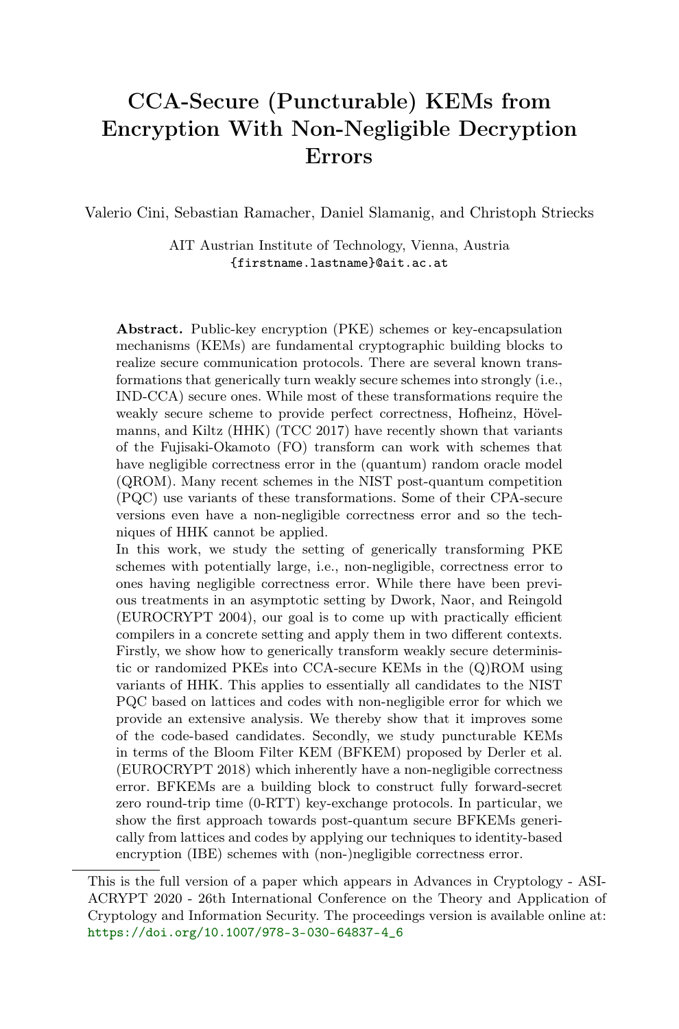# CCA-Secure (Puncturable) KEMs from Encryption With Non-Negligible Decryption Errors

Valerio Cini, Sebastian Ramacher, Daniel Slamanig, and Christoph Striecks

AIT Austrian Institute of Technology, Vienna, Austria
{firstname.lastname}@ait.ac.at

**Abstract.** Public-key encryption (PKE) schemes or key-encapsulation mechanisms (KEMs) are fundamental cryptographic building blocks to realize secure communication protocols. There are several known transformations that generically turn weakly secure schemes into strongly (i.e., IND-CCA) secure ones. While most of these transformations require the weakly secure scheme to provide perfect correctness, Hofheinz, Hövelmanns, and Kiltz (HHK) (TCC 2017) have recently shown that variants of the Fujisaki-Okamoto (FO) transform can work with schemes that have negligible correctness error in the (quantum) random oracle model (QROM). Many recent schemes in the NIST post-quantum competition (PQC) use variants of these transformations. Some of their CPA-secure versions even have a non-negligible correctness error and so the techniques of HHK cannot be applied.

In this work, we study the setting of generically transforming PKE schemes with potentially large, i.e., non-negligible, correctness error to ones having negligible correctness error. While there have been previous treatments in an asymptotic setting by Dwork, Naor, and Reingold (EUROCRYPT 2004), our goal is to come up with practically efficient compilers in a concrete setting and apply them in two different contexts. Firstly, we show how to generically transform weakly secure deterministic or randomized PKEs into CCA-secure KEMs in the (Q)ROM using variants of HHK. This applies to essentially all candidates to the NIST PQC based on lattices and codes with non-negligible error for which we provide an extensive analysis. We thereby show that it improves some of the code-based candidates. Secondly, we study puncturable KEMs in terms of the Bloom Filter KEM (BFKEM) proposed by Derler et al. (EUROCRYPT 2018) which inherently have a non-negligible correctness error. BFKEMs are a building block to construct fully forward-secret zero round-trip time (0-RTT) key-exchange protocols. In particular, we show the first approach towards post-quantum secure BFKEMs generically from lattices and codes by applying our techniques to identity-based encryption (IBE) schemes with (non-)negligible correctness error.

---

This is the full version of a paper which appears in Advances in Cryptology - ASIACRYPT 2020 - 26th International Conference on the Theory and Application of Cryptology and Information Security. The proceedings version is available online at: https://doi.org/10.1007/978-3-030-64837-4_6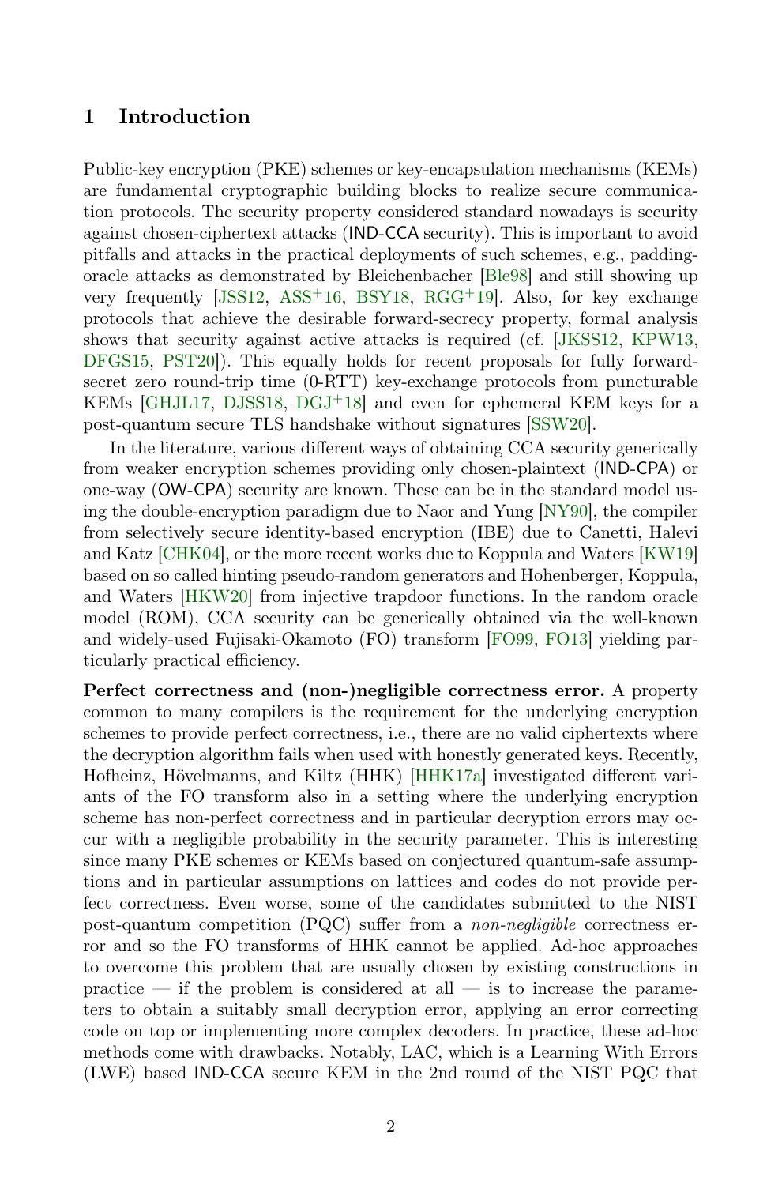## 1 Introduction

Public-key encryption (PKE) schemes or key-encapsulation mechanisms (KEMs) are fundamental cryptographic building blocks to realize secure communication protocols. The security property considered standard nowadays is security against chosen-ciphertext attacks (IND-CCA security). This is important to avoid pitfalls and attacks in the practical deployments of such schemes, e.g., padding-oracle attacks as demonstrated by Bleichenbacher [Ble98] and still showing up very frequently [JSS12, ASS+16, BSY18, RGG+19]. Also, for key exchange protocols that achieve the desirable forward-secrecy property, formal analysis shows that security against active attacks is required (cf. [JKSS12, KPW13, DFGS15, PST20]). This equally holds for recent proposals for fully forward-secret zero round-trip time (0-RTT) key-exchange protocols from puncturable KEMs [GHJL17, DJSS18, DGJ+18] and even for ephemeral KEM keys for a post-quantum secure TLS handshake without signatures [SSW20].

In the literature, various different ways of obtaining CCA security generically from weaker encryption schemes providing only chosen-plaintext (IND-CPA) or one-way (OW-CPA) security are known. These can be in the standard model using the double-encryption paradigm due to Naor and Yung [NY90], the compiler from selectively secure identity-based encryption (IBE) due to Canetti, Halevi and Katz [CHK04], or the more recent works due to Koppula and Waters [KW19] based on so called hinting pseudo-random generators and Hohenberger, Koppula, and Waters [HKW20] from injective trapdoor functions. In the random oracle model (ROM), CCA security can be generically obtained via the well-known and widely-used Fujisaki-Okamoto (FO) transform [FO99, FO13] yielding particularly practical efficiency.

**Perfect correctness and (non-)negligible correctness error.** A property common to many compilers is the requirement for the underlying encryption schemes to provide perfect correctness, i.e., there are no valid ciphertexts where the decryption algorithm fails when used with honestly generated keys. Recently, Hofheinz, Hövelmanns, and Kiltz (HHK) [HHK17a] investigated different variants of the FO transform also in a setting where the underlying encryption scheme has non-perfect correctness and in particular decryption errors may occur with a negligible probability in the security parameter. This is interesting since many PKE schemes or KEMs based on conjectured quantum-safe assumptions and in particular assumptions on lattices and codes do not provide perfect correctness. Even worse, some of the candidates submitted to the NIST post-quantum competition (PQC) suffer from a *non-negligible* correctness error and so the FO transforms of HHK cannot be applied. Ad-hoc approaches to overcome this problem that are usually chosen by existing constructions in practice — if the problem is considered at all — is to increase the parameters to obtain a suitably small decryption error, applying an error correcting code on top or implementing more complex decoders. In practice, these ad-hoc methods come with drawbacks. Notably, LAC, which is a Learning With Errors (LWE) based IND-CCA secure KEM in the 2nd round of the NIST PQC that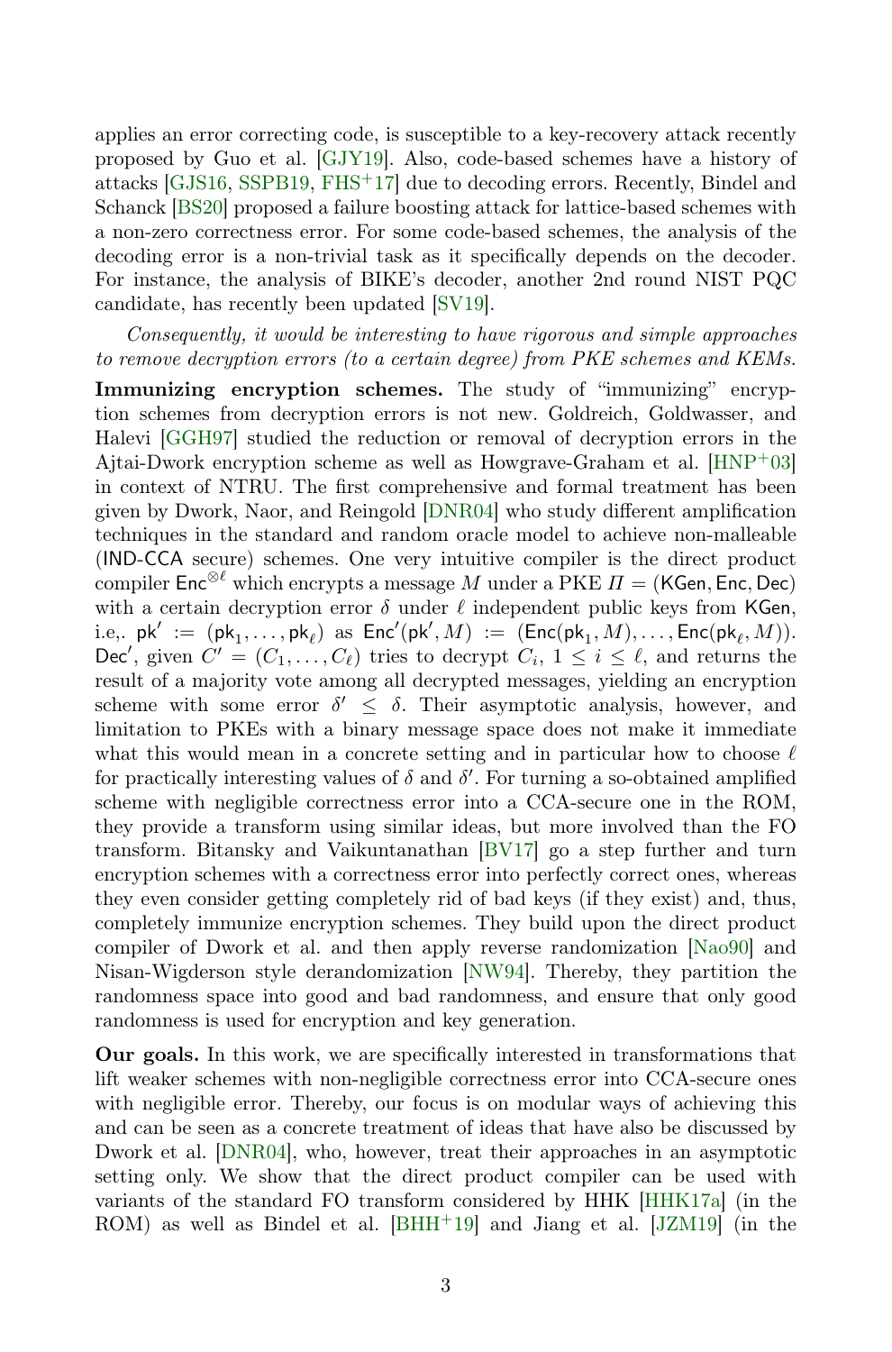applies an error correcting code, is susceptible to a key-recovery attack recently proposed by Guo et al. [GJY19]. Also, code-based schemes have a history of attacks [GJS16, SSPB19, FHS+17] due to decoding errors. Recently, Bindel and Schanck [BS20] proposed a failure boosting attack for lattice-based schemes with a non-zero correctness error. For some code-based schemes, the analysis of the decoding error is a non-trivial task as it specifically depends on the decoder. For instance, the analysis of BIKE's decoder, another 2nd round NIST PQC candidate, has recently been updated [SV19].

*Consequently, it would be interesting to have rigorous and simple approaches to remove decryption errors (to a certain degree) from PKE schemes and KEMs.*

**Immunizing encryption schemes.** The study of "immunizing" encryption schemes from decryption errors is not new. Goldreich, Goldwasser, and Halevi [GGH97] studied the reduction or removal of decryption errors in the Ajtai-Dwork encryption scheme as well as Howgrave-Graham et al. [HNP+03] in context of NTRU. The first comprehensive and formal treatment has been given by Dwork, Naor, and Reingold [DNR04] who study different amplification techniques in the standard and random oracle model to achieve non-malleable ($\mathsf{IND\text{-}CCA}$ secure) schemes. One very intuitive compiler is the direct product compiler $\mathsf{Enc}^{\otimes \ell}$ which encrypts a message $M$ under a PKE $\Pi = (\mathsf{KGen}, \mathsf{Enc}, \mathsf{Dec})$ with a certain decryption error $\delta$ under $\ell$ independent public keys from $\mathsf{KGen}$, i.e,. $\mathsf{pk}' := (\mathsf{pk}_1, \ldots, \mathsf{pk}_\ell)$ as $\mathsf{Enc}'(\mathsf{pk}', M) := (\mathsf{Enc}(\mathsf{pk}_1, M), \ldots, \mathsf{Enc}(\mathsf{pk}_\ell, M))$. $\mathsf{Dec}'$, given $C' = (C_1, \ldots, C_\ell)$ tries to decrypt $C_i$, $1 \leq i \leq \ell$, and returns the result of a majority vote among all decrypted messages, yielding an encryption scheme with some error $\delta' \leq \delta$. Their asymptotic analysis, however, and limitation to PKEs with a binary message space does not make it immediate what this would mean in a concrete setting and in particular how to choose $\ell$ for practically interesting values of $\delta$ and $\delta'$. For turning a so-obtained amplified scheme with negligible correctness error into a CCA-secure one in the ROM, they provide a transform using similar ideas, but more involved than the FO transform. Bitansky and Vaikuntanathan [BV17] go a step further and turn encryption schemes with a correctness error into perfectly correct ones, whereas they even consider getting completely rid of bad keys (if they exist) and, thus, completely immunize encryption schemes. They build upon the direct product compiler of Dwork et al. and then apply reverse randomization [Nao90] and Nisan-Wigderson style derandomization [NW94]. Thereby, they partition the randomness space into good and bad randomness, and ensure that only good randomness is used for encryption and key generation.

**Our goals.** In this work, we are specifically interested in transformations that lift weaker schemes with non-negligible correctness error into CCA-secure ones with negligible error. Thereby, our focus is on modular ways of achieving this and can be seen as a concrete treatment of ideas that have also be discussed by Dwork et al. [DNR04], who, however, treat their approaches in an asymptotic setting only. We show that the direct product compiler can be used with variants of the standard FO transform considered by HHK [HHK17a] (in the ROM) as well as Bindel et al. [BHH+19] and Jiang et al. [JZM19] (in the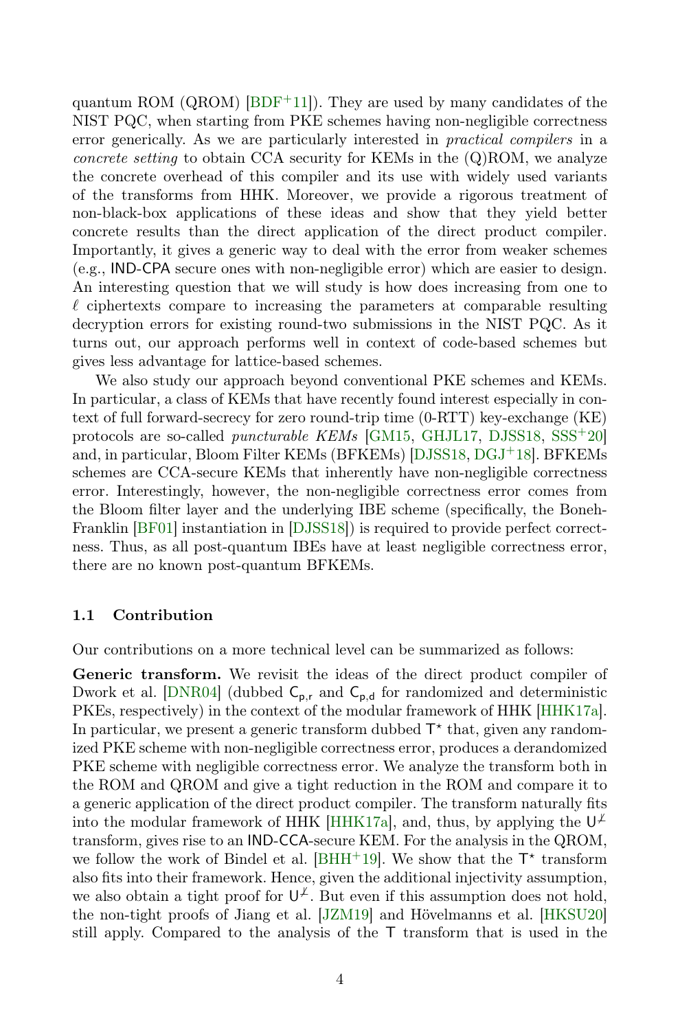quantum ROM (QROM) [BDF+11]). They are used by many candidates of the NIST PQC, when starting from PKE schemes having non-negligible correctness error generically. As we are particularly interested in *practical compilers* in a *concrete setting* to obtain CCA security for KEMs in the (Q)ROM, we analyze the concrete overhead of this compiler and its use with widely used variants of the transforms from HHK. Moreover, we provide a rigorous treatment of non-black-box applications of these ideas and show that they yield better concrete results than the direct application of the direct product compiler. Importantly, it gives a generic way to deal with the error from weaker schemes (e.g., IND-CPA secure ones with non-negligible error) which are easier to design. An interesting question that we will study is how does increasing from one to $\ell$ ciphertexts compare to increasing the parameters at comparable resulting decryption errors for existing round-two submissions in the NIST PQC. As it turns out, our approach performs well in context of code-based schemes but gives less advantage for lattice-based schemes.

We also study our approach beyond conventional PKE schemes and KEMs. In particular, a class of KEMs that have recently found interest especially in context of full forward-secrecy for zero round-trip time (0-RTT) key-exchange (KE) protocols are so-called *puncturable KEMs* [GM15, GHJL17, DJSS18, SSS+20] and, in particular, Bloom Filter KEMs (BFKEMs) [DJSS18, DGJ+18]. BFKEMs schemes are CCA-secure KEMs that inherently have non-negligible correctness error. Interestingly, however, the non-negligible correctness error comes from the Bloom filter layer and the underlying IBE scheme (specifically, the Boneh-Franklin [BF01] instantiation in [DJSS18]) is required to provide perfect correctness. Thus, as all post-quantum IBEs have at least negligible correctness error, there are no known post-quantum BFKEMs.

### 1.1 Contribution

Our contributions on a more technical level can be summarized as follows:

**Generic transform.** We revisit the ideas of the direct product compiler of Dwork et al. [DNR04] (dubbed $\mathsf{C}_{\mathsf{p,r}}$ and $\mathsf{C}_{\mathsf{p,d}}$ for randomized and deterministic PKEs, respectively) in the context of the modular framework of HHK [HHK17a]. In particular, we present a generic transform dubbed $\mathsf{T}^\star$ that, given any randomized PKE scheme with non-negligible correctness error, produces a derandomized PKE scheme with negligible correctness error. We analyze the transform both in the ROM and QROM and give a tight reduction in the ROM and compare it to a generic application of the direct product compiler. The transform naturally fits into the modular framework of HHK [HHK17a], and, thus, by applying the $\mathsf{U}^{\not\perp}$ transform, gives rise to an IND-CCA-secure KEM. For the analysis in the QROM, we follow the work of Bindel et al. [BHH+19]. We show that the $\mathsf{T}^\star$ transform also fits into their framework. Hence, given the additional injectivity assumption, we also obtain a tight proof for $\mathsf{U}^{\not\perp}$. But even if this assumption does not hold, the non-tight proofs of Jiang et al. [JZM19] and Hövelmanns et al. [HKSU20] still apply. Compared to the analysis of the $\mathsf{T}$ transform that is used in the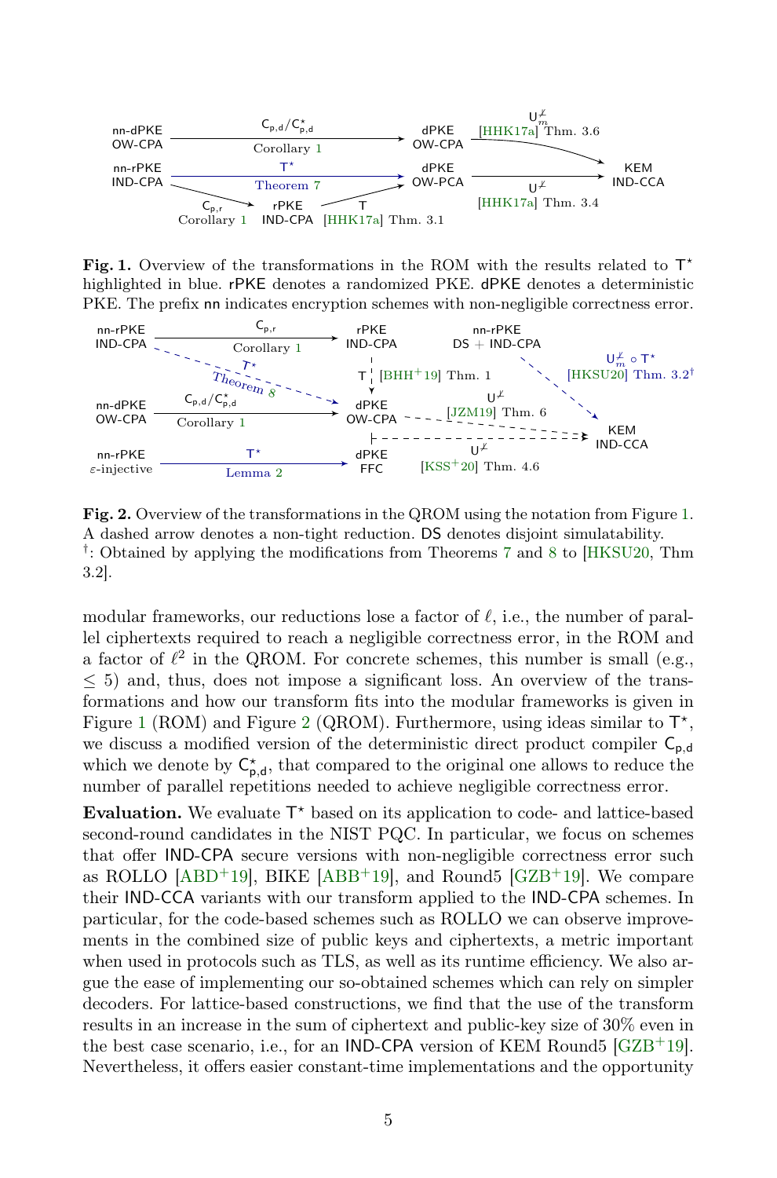**Fig. 1.** Overview of the transformations in the ROM with the results related to $\mathsf{T}^\star$ highlighted in blue. rPKE denotes a randomized PKE. dPKE denotes a deterministic PKE. The prefix nn indicates encryption schemes with non-negligible correctness error.

**Fig. 2.** Overview of the transformations in the QROM using the notation from Figure 1. A dashed arrow denotes a non-tight reduction. DS denotes disjoint simulatability.
†: Obtained by applying the modifications from Theorems 7 and 8 to [HKSU20, Thm 3.2].

modular frameworks, our reductions lose a factor of $\ell$, i.e., the number of parallel ciphertexts required to reach a negligible correctness error, in the ROM and a factor of $\ell^2$ in the QROM. For concrete schemes, this number is small (e.g., $\leq 5$) and, thus, does not impose a significant loss. An overview of the transformations and how our transform fits into the modular frameworks is given in Figure 1 (ROM) and Figure 2 (QROM). Furthermore, using ideas similar to $\mathsf{T}^\star$, we discuss a modified version of the deterministic direct product compiler $\mathsf{C}_{\mathsf{p,d}}$ which we denote by $\mathsf{C}^\star_{\mathsf{p,d}}$, that compared to the original one allows to reduce the number of parallel repetitions needed to achieve negligible correctness error.

**Evaluation.** We evaluate $\mathsf{T}^\star$ based on its application to code- and lattice-based second-round candidates in the NIST PQC. In particular, we focus on schemes that offer IND-CPA secure versions with non-negligible correctness error such as ROLLO [ABD+19], BIKE [ABB+19], and Round5 [GZB+19]. We compare their IND-CCA variants with our transform applied to the IND-CPA schemes. In particular, for the code-based schemes such as ROLLO we can observe improvements in the combined size of public keys and ciphertexts, a metric important when used in protocols such as TLS, as well as its runtime efficiency. We also argue the ease of implementing our so-obtained schemes which can rely on simpler decoders. For lattice-based constructions, we find that the use of the transform results in an increase in the sum of ciphertext and public-key size of 30% even in the best case scenario, i.e., for an IND-CPA version of KEM Round5 [GZB+19]. Nevertheless, it offers easier constant-time implementations and the opportunity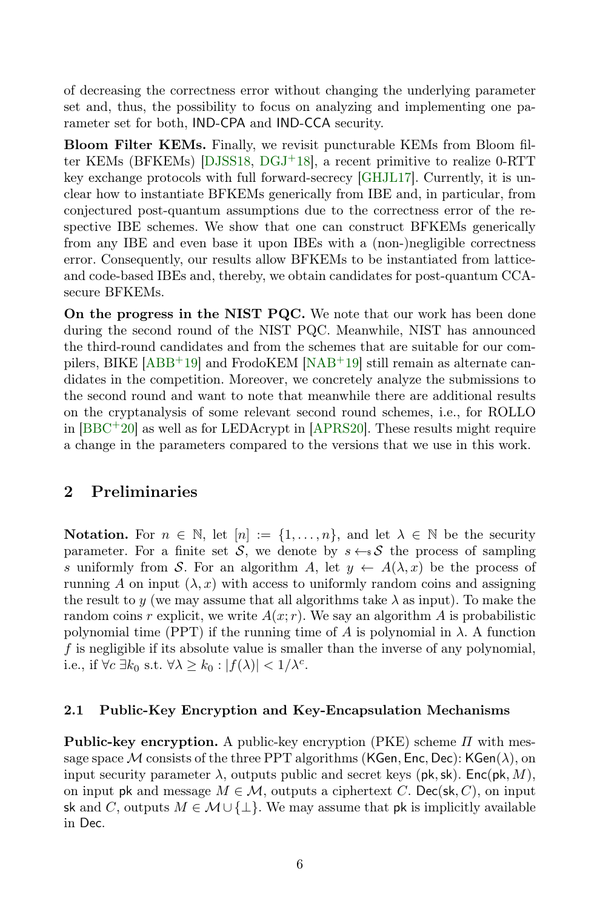of decreasing the correctness error without changing the underlying parameter set and, thus, the possibility to focus on analyzing and implementing one parameter set for both, IND-CPA and IND-CCA security.

**Bloom Filter KEMs.** Finally, we revisit puncturable KEMs from Bloom filter KEMs (BFKEMs) [DJSS18, DGJ+18], a recent primitive to realize 0-RTT key exchange protocols with full forward-secrecy [GHJL17]. Currently, it is unclear how to instantiate BFKEMs generically from IBE and, in particular, from conjectured post-quantum assumptions due to the correctness error of the respective IBE schemes. We show that one can construct BFKEMs generically from any IBE and even base it upon IBEs with a (non-)negligible correctness error. Consequently, our results allow BFKEMs to be instantiated from lattice- and code-based IBEs and, thereby, we obtain candidates for post-quantum CCA-secure BFKEMs.

**On the progress in the NIST PQC.** We note that our work has been done during the second round of the NIST PQC. Meanwhile, NIST has announced the third-round candidates and from the schemes that are suitable for our compilers, BIKE [ABB+19] and FrodoKEM [NAB+19] still remain as alternate candidates in the competition. Moreover, we concretely analyze the submissions to the second round and want to note that meanwhile there are additional results on the cryptanalysis of some relevant second round schemes, i.e., for ROLLO in [BBC+20] as well as for LEDAcrypt in [APRS20]. These results might require a change in the parameters compared to the versions that we use in this work.

## 2 Preliminaries

**Notation.** For $n \in \mathbb{N}$, let $[n] := \{1, \ldots, n\}$, and let $\lambda \in \mathbb{N}$ be the security parameter. For a finite set $\mathcal{S}$, we denote by $s \leftarrow_\$ \mathcal{S}$ the process of sampling $s$ uniformly from $\mathcal{S}$. For an algorithm $A$, let $y \leftarrow A(\lambda, x)$ be the process of running $A$ on input $(\lambda, x)$ with access to uniformly random coins and assigning the result to $y$ (we may assume that all algorithms take $\lambda$ as input). To make the random coins $r$ explicit, we write $A(x; r)$. We say an algorithm $A$ is probabilistic polynomial time (PPT) if the running time of $A$ is polynomial in $\lambda$. A function $f$ is negligible if its absolute value is smaller than the inverse of any polynomial, i.e., if $\forall c \; \exists k_0$ s.t. $\forall \lambda \geq k_0 : |f(\lambda)| < 1/\lambda^c$.

### 2.1 Public-Key Encryption and Key-Encapsulation Mechanisms

**Public-key encryption.** A public-key encryption (PKE) scheme $\Pi$ with message space $\mathcal{M}$ consists of the three PPT algorithms $(\mathsf{KGen}, \mathsf{Enc}, \mathsf{Dec})$: $\mathsf{KGen}(\lambda)$, on input security parameter $\lambda$, outputs public and secret keys $(\mathsf{pk}, \mathsf{sk})$. $\mathsf{Enc}(\mathsf{pk}, M)$, on input $\mathsf{pk}$ and message $M \in \mathcal{M}$, outputs a ciphertext $C$. $\mathsf{Dec}(\mathsf{sk}, C)$, on input $\mathsf{sk}$ and $C$, outputs $M \in \mathcal{M} \cup \{\bot\}$. We may assume that $\mathsf{pk}$ is implicitly available in $\mathsf{Dec}$.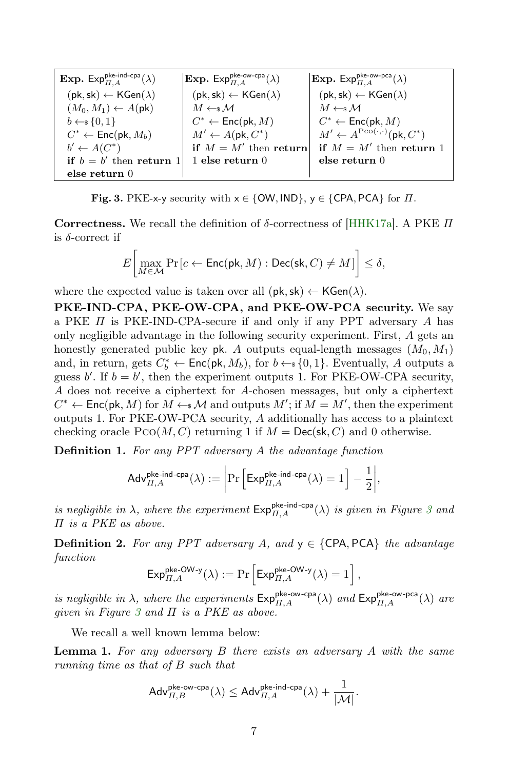| **Exp.** $\mathsf{Exp}^{\mathsf{pke\text{-}ind\text{-}cpa}}_{\Pi,A}(\lambda)$ | **Exp.** $\mathsf{Exp}^{\mathsf{pke\text{-}ow\text{-}cpa}}_{\Pi,A}(\lambda)$ | **Exp.** $\mathsf{Exp}^{\mathsf{pke\text{-}ow\text{-}pca}}_{\Pi,A}(\lambda)$ |
|---|---|---|
| $(\mathsf{pk},\mathsf{sk}) \leftarrow \mathsf{KGen}(\lambda)$ | $(\mathsf{pk},\mathsf{sk}) \leftarrow \mathsf{KGen}(\lambda)$ | $(\mathsf{pk},\mathsf{sk}) \leftarrow \mathsf{KGen}(\lambda)$ |
| $(M_0, M_1) \leftarrow A(\mathsf{pk})$ | $M \leftarrow_{\$} \mathcal{M}$ | $M \leftarrow_{\$} \mathcal{M}$ |
| $b \leftarrow_{\$} \{0,1\}$ | $C^* \leftarrow \mathsf{Enc}(\mathsf{pk}, M)$ | $C^* \leftarrow \mathsf{Enc}(\mathsf{pk}, M)$ |
| $C^* \leftarrow \mathsf{Enc}(\mathsf{pk}, M_b)$ | $M' \leftarrow A(\mathsf{pk}, C^*)$ | $M' \leftarrow A^{\mathrm{P{\small CO}}(\cdot,\cdot)}(\mathsf{pk}, C^*)$ |
| $b' \leftarrow A(C^*)$ | **if** $M = M'$ then **return** | **if** $M = M'$ then **return** 1 |
| **if** $b = b'$ then **return** 1 | 1 **else return** 0 | **else return** 0 |
| **else return** 0 | | |

**Fig. 3.** PKE-x-y security with $\mathsf{x} \in \{\mathsf{OW}, \mathsf{IND}\}$, $\mathsf{y} \in \{\mathsf{CPA}, \mathsf{PCA}\}$ for $\Pi$.

**Correctness.** We recall the definition of $\delta$-correctness of [HHK17a]. A PKE $\Pi$ is $\delta$-correct if

$$E\left[\max_{M \in \mathcal{M}} \Pr[c \leftarrow \mathsf{Enc}(\mathsf{pk}, M) : \mathsf{Dec}(\mathsf{sk}, C) \neq M]\right] \leq \delta,$$

where the expected value is taken over all $(\mathsf{pk}, \mathsf{sk}) \leftarrow \mathsf{KGen}(\lambda)$.

**PKE-IND-CPA, PKE-OW-CPA, and PKE-OW-PCA security.** We say a PKE $\Pi$ is PKE-IND-CPA-secure if and only if any PPT adversary $A$ has only negligible advantage in the following security experiment. First, $A$ gets an honestly generated public key $\mathsf{pk}$. $A$ outputs equal-length messages $(M_0, M_1)$ and, in return, gets $C_b^* \leftarrow \mathsf{Enc}(\mathsf{pk}, M_b)$, for $b \leftarrow_{\$} \{0,1\}$. Eventually, $A$ outputs a guess $b'$. If $b = b'$, then the experiment outputs 1. For PKE-OW-CPA security, $A$ does not receive a ciphertext for $A$-chosen messages, but only a ciphertext $C^* \leftarrow \mathsf{Enc}(\mathsf{pk}, M)$ for $M \leftarrow_{\$} \mathcal{M}$ and outputs $M'$; if $M = M'$, then the experiment outputs 1. For PKE-OW-PCA security, $A$ additionally has access to a plaintext checking oracle $\mathrm{P{\small CO}}(M, C)$ returning 1 if $M = \mathsf{Dec}(\mathsf{sk}, C)$ and 0 otherwise.

**Definition 1.** *For any PPT adversary $A$ the advantage function*

$$\mathsf{Adv}^{\mathsf{pke\text{-}ind\text{-}cpa}}_{\Pi,A}(\lambda) := \left|\Pr\left[\mathsf{Exp}^{\mathsf{pke\text{-}ind\text{-}cpa}}_{\Pi,A}(\lambda) = 1\right] - \frac{1}{2}\right|,$$

*is negligible in $\lambda$, where the experiment $\mathsf{Exp}^{\mathsf{pke\text{-}ind\text{-}cpa}}_{\Pi,A}(\lambda)$ is given in Figure 3 and $\Pi$ is a PKE as above.*

**Definition 2.** *For any PPT adversary $A$, and $\mathsf{y} \in \{\mathsf{CPA}, \mathsf{PCA}\}$ the advantage function*

$$\mathsf{Exp}^{\mathsf{pke\text{-}OW\text{-}y}}_{\Pi,A}(\lambda) := \Pr\left[\mathsf{Exp}^{\mathsf{pke\text{-}OW\text{-}y}}_{\Pi,A}(\lambda) = 1\right],$$

*is negligible in $\lambda$, where the experiments $\mathsf{Exp}^{\mathsf{pke\text{-}ow\text{-}cpa}}_{\Pi,A}(\lambda)$ and $\mathsf{Exp}^{\mathsf{pke\text{-}ow\text{-}pca}}_{\Pi,A}(\lambda)$ are given in Figure 3 and $\Pi$ is a PKE as above.*

We recall a well known lemma below:

**Lemma 1.** *For any adversary $B$ there exists an adversary $A$ with the same running time as that of $B$ such that*

$$\mathsf{Adv}^{\mathsf{pke\text{-}ow\text{-}cpa}}_{\Pi,B}(\lambda) \leq \mathsf{Adv}^{\mathsf{pke\text{-}ind\text{-}cpa}}_{\Pi,A}(\lambda) + \frac{1}{|\mathcal{M}|}.$$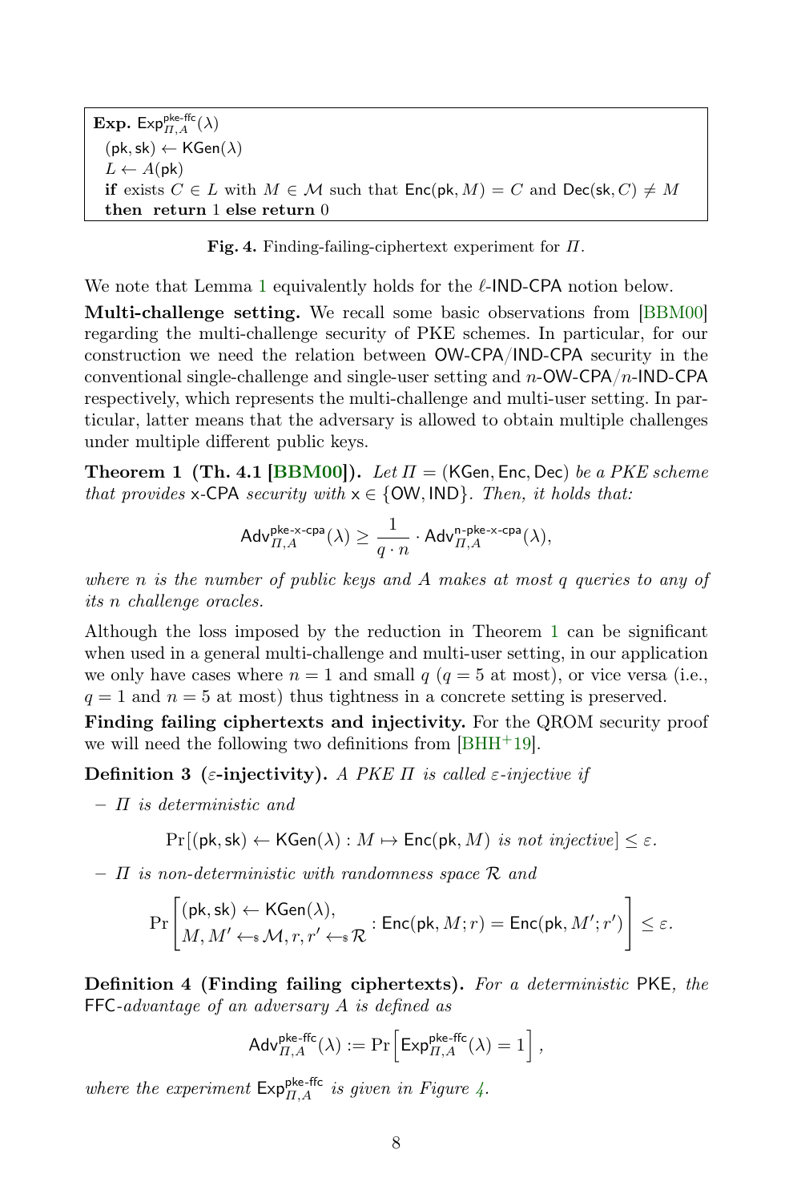```
Exp. Exp^{pke-ffc}_{Π,A}(λ)
  (pk, sk) ← KGen(λ)
  L ← A(pk)
  if exists C ∈ L with M ∈ M such that Enc(pk, M) = C and Dec(sk, C) ≠ M
  then return 1 else return 0
```

**Fig. 4.** Finding-failing-ciphertext experiment for $\Pi$.

We note that Lemma 1 equivalently holds for the $\ell$-IND-CPA notion below.

**Multi-challenge setting.** We recall some basic observations from [BBM00] regarding the multi-challenge security of PKE schemes. In particular, for our construction we need the relation between OW-CPA/IND-CPA security in the conventional single-challenge and single-user setting and $n$-OW-CPA/$n$-IND-CPA respectively, which represents the multi-challenge and multi-user setting. In particular, latter means that the adversary is allowed to obtain multiple challenges under multiple different public keys.

**Theorem 1 (Th. 4.1 [BBM00]).** *Let $\Pi = (\mathsf{KGen}, \mathsf{Enc}, \mathsf{Dec})$ be a PKE scheme that provides* x-CPA *security with* $\mathsf{x} \in \{\mathsf{OW}, \mathsf{IND}\}$*. Then, it holds that:*

$$\mathsf{Adv}^{\mathsf{pke\text{-}x\text{-}cpa}}_{\Pi,A}(\lambda) \geq \frac{1}{q \cdot n} \cdot \mathsf{Adv}^{\mathsf{n\text{-}pke\text{-}x\text{-}cpa}}_{\Pi,A}(\lambda),$$

*where $n$ is the number of public keys and $A$ makes at most $q$ queries to any of its $n$ challenge oracles.*

Although the loss imposed by the reduction in Theorem 1 can be significant when used in a general multi-challenge and multi-user setting, in our application we only have cases where $n = 1$ and small $q$ ($q = 5$ at most), or vice versa (i.e., $q = 1$ and $n = 5$ at most) thus tightness in a concrete setting is preserved.

**Finding failing ciphertexts and injectivity.** For the QROM security proof we will need the following two definitions from [BHH+19].

**Definition 3 ($\varepsilon$-injectivity).** *A PKE $\Pi$ is called $\varepsilon$-injective if*

- *$\Pi$ is deterministic and*

$$\Pr[(\mathsf{pk}, \mathsf{sk}) \leftarrow \mathsf{KGen}(\lambda) : M \mapsto \mathsf{Enc}(\mathsf{pk}, M) \text{ is not injective}] \leq \varepsilon.$$

- *$\Pi$ is non-deterministic with randomness space $\mathcal{R}$ and*

$$\Pr\left[\begin{matrix}(\mathsf{pk}, \mathsf{sk}) \leftarrow \mathsf{KGen}(\lambda), \\ M, M' \leftarrow_\$ \mathcal{M}, r, r' \leftarrow_\$ \mathcal{R}\end{matrix} : \mathsf{Enc}(\mathsf{pk}, M; r) = \mathsf{Enc}(\mathsf{pk}, M'; r')\right] \leq \varepsilon.$$

**Definition 4 (Finding failing ciphertexts).** *For a deterministic* PKE*, the* FFC*-advantage of an adversary $A$ is defined as*

$$\mathsf{Adv}^{\mathsf{pke\text{-}ffc}}_{\Pi,A}(\lambda) := \Pr\left[\mathsf{Exp}^{\mathsf{pke\text{-}ffc}}_{\Pi,A}(\lambda) = 1\right],$$

*where the experiment $\mathsf{Exp}^{\mathsf{pke\text{-}ffc}}_{\Pi,A}$ is given in Figure 4.*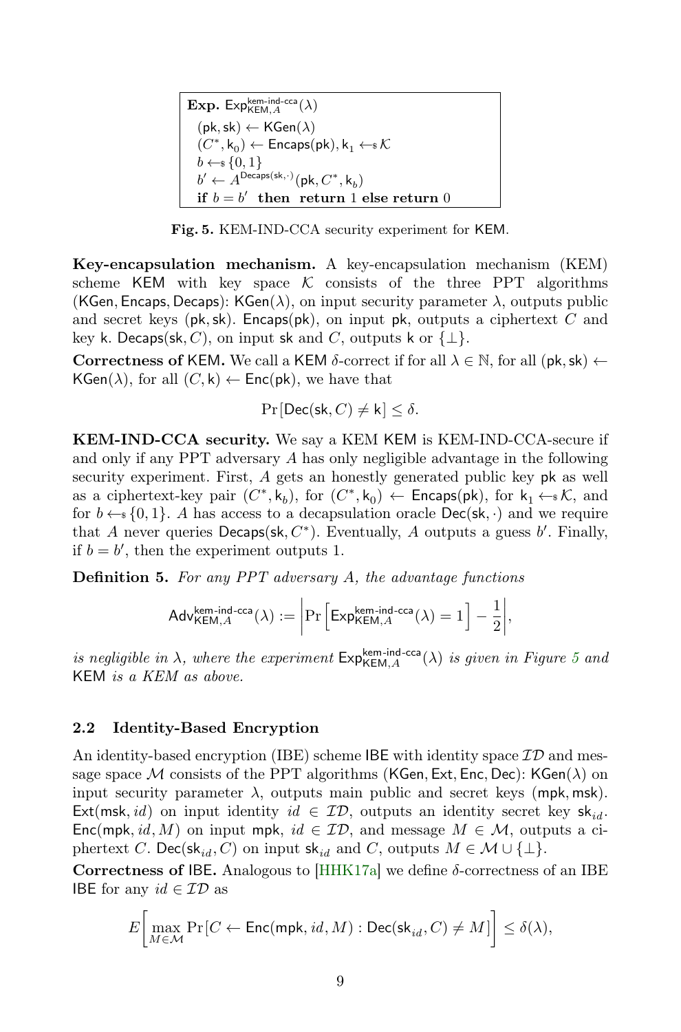**Exp.** $\mathsf{Exp}^{\mathsf{kem\text{-}ind\text{-}cca}}_{\mathsf{KEM},A}(\lambda)$
$(\mathsf{pk}, \mathsf{sk}) \leftarrow \mathsf{KGen}(\lambda)$
$(C^*, \mathsf{k}_0) \leftarrow \mathsf{Encaps}(\mathsf{pk}), \mathsf{k}_1 \leftarrow\!\!\$\, \mathcal{K}$
$b \leftarrow\!\!\$\, \{0, 1\}$
$b' \leftarrow A^{\mathsf{Decaps}(\mathsf{sk},\cdot)}(\mathsf{pk}, C^*, \mathsf{k}_b)$
**if** $b = b'$ **then return** 1 **else return** 0

**Fig. 5.** KEM-IND-CCA security experiment for $\mathsf{KEM}$.

**Key-encapsulation mechanism.** A key-encapsulation mechanism (KEM) scheme $\mathsf{KEM}$ with key space $\mathcal{K}$ consists of the three PPT algorithms $(\mathsf{KGen}, \mathsf{Encaps}, \mathsf{Decaps})$: $\mathsf{KGen}(\lambda)$, on input security parameter $\lambda$, outputs public and secret keys $(\mathsf{pk}, \mathsf{sk})$. $\mathsf{Encaps}(\mathsf{pk})$, on input $\mathsf{pk}$, outputs a ciphertext $C$ and key $\mathsf{k}$. $\mathsf{Decaps}(\mathsf{sk}, C)$, on input $\mathsf{sk}$ and $C$, outputs $\mathsf{k}$ or $\{\bot\}$.

**Correctness of KEM.** We call a $\mathsf{KEM}$ $\delta$-correct if for all $\lambda \in \mathbb{N}$, for all $(\mathsf{pk}, \mathsf{sk}) \leftarrow \mathsf{KGen}(\lambda)$, for all $(C, \mathsf{k}) \leftarrow \mathsf{Enc}(\mathsf{pk})$, we have that

$$\Pr[\mathsf{Dec}(\mathsf{sk}, C) \neq \mathsf{k}] \leq \delta.$$

**KEM-IND-CCA security.** We say a KEM $\mathsf{KEM}$ is KEM-IND-CCA-secure if and only if any PPT adversary $A$ has only negligible advantage in the following security experiment. First, $A$ gets an honestly generated public key $\mathsf{pk}$ as well as a ciphertext-key pair $(C^*, \mathsf{k}_b)$, for $(C^*, \mathsf{k}_0) \leftarrow \mathsf{Encaps}(\mathsf{pk})$, for $\mathsf{k}_1 \leftarrow\!\!\$\, \mathcal{K}$, and for $b \leftarrow\!\!\$\, \{0, 1\}$. $A$ has access to a decapsulation oracle $\mathsf{Dec}(\mathsf{sk}, \cdot)$ and we require that $A$ never queries $\mathsf{Decaps}(\mathsf{sk}, C^*)$. Eventually, $A$ outputs a guess $b'$. Finally, if $b = b'$, then the experiment outputs 1.

**Definition 5.** *For any PPT adversary $A$, the advantage functions*

$$\mathsf{Adv}^{\mathsf{kem\text{-}ind\text{-}cca}}_{\mathsf{KEM},A}(\lambda) := \left| \Pr\left[ \mathsf{Exp}^{\mathsf{kem\text{-}ind\text{-}cca}}_{\mathsf{KEM},A}(\lambda) = 1 \right] - \frac{1}{2} \right|,$$

*is negligible in $\lambda$, where the experiment $\mathsf{Exp}^{\mathsf{kem\text{-}ind\text{-}cca}}_{\mathsf{KEM},A}(\lambda)$ is given in Figure 5 and $\mathsf{KEM}$ is a KEM as above.*

### 2.2 Identity-Based Encryption

An identity-based encryption (IBE) scheme $\mathsf{IBE}$ with identity space $\mathcal{ID}$ and message space $\mathcal{M}$ consists of the PPT algorithms $(\mathsf{KGen}, \mathsf{Ext}, \mathsf{Enc}, \mathsf{Dec})$: $\mathsf{KGen}(\lambda)$ on input security parameter $\lambda$, outputs main public and secret keys $(\mathsf{mpk}, \mathsf{msk})$. $\mathsf{Ext}(\mathsf{msk}, id)$ on input identity $id \in \mathcal{ID}$, outputs an identity secret key $\mathsf{sk}_{id}$. $\mathsf{Enc}(\mathsf{mpk}, id, M)$ on input $\mathsf{mpk}$, $id \in \mathcal{ID}$, and message $M \in \mathcal{M}$, outputs a ciphertext $C$. $\mathsf{Dec}(\mathsf{sk}_{id}, C)$ on input $\mathsf{sk}_{id}$ and $C$, outputs $M \in \mathcal{M} \cup \{\bot\}$.

**Correctness of IBE.** Analogous to [HHK17a] we define $\delta$-correctness of an IBE $\mathsf{IBE}$ for any $id \in \mathcal{ID}$ as

$$E\left[ \max_{M \in \mathcal{M}} \Pr[C \leftarrow \mathsf{Enc}(\mathsf{mpk}, id, M) : \mathsf{Dec}(\mathsf{sk}_{id}, C) \neq M] \right] \leq \delta(\lambda),$$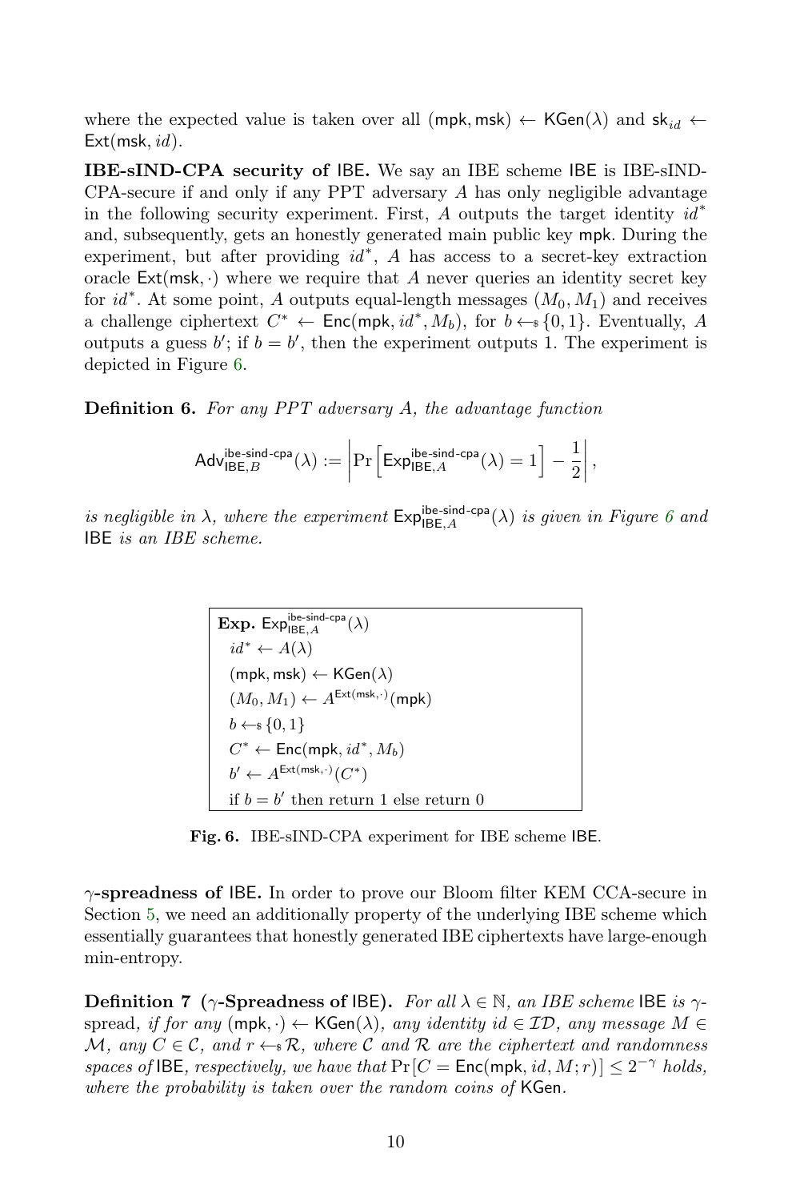where the expected value is taken over all $(\mathsf{mpk}, \mathsf{msk}) \leftarrow \mathsf{KGen}(\lambda)$ and $\mathsf{sk}_{id} \leftarrow \mathsf{Ext}(\mathsf{msk}, id)$.

**IBE-sIND-CPA security of** $\mathsf{IBE}$**.** We say an IBE scheme $\mathsf{IBE}$ is IBE-sIND-CPA-secure if and only if any PPT adversary $A$ has only negligible advantage in the following security experiment. First, $A$ outputs the target identity $id^*$ and, subsequently, gets an honestly generated main public key $\mathsf{mpk}$. During the experiment, but after providing $id^*$, $A$ has access to a secret-key extraction oracle $\mathsf{Ext}(\mathsf{msk}, \cdot)$ where we require that $A$ never queries an identity secret key for $id^*$. At some point, $A$ outputs equal-length messages $(M_0, M_1)$ and receives a challenge ciphertext $C^* \leftarrow \mathsf{Enc}(\mathsf{mpk}, id^*, M_b)$, for $b \leftarrow_\$ \{0,1\}$. Eventually, $A$ outputs a guess $b'$; if $b = b'$, then the experiment outputs 1. The experiment is depicted in Figure 6.

**Definition 6.** *For any PPT adversary A, the advantage function*

$$\mathsf{Adv}^{\mathsf{ibe\text{-}sind\text{-}cpa}}_{\mathsf{IBE},B}(\lambda) := \left| \Pr\left[ \mathsf{Exp}^{\mathsf{ibe\text{-}sind\text{-}cpa}}_{\mathsf{IBE},A}(\lambda) = 1 \right] - \frac{1}{2} \right|,$$

*is negligible in* $\lambda$*, where the experiment* $\mathsf{Exp}^{\mathsf{ibe\text{-}sind\text{-}cpa}}_{\mathsf{IBE},A}(\lambda)$ *is given in Figure 6 and* $\mathsf{IBE}$ *is an IBE scheme.*

**Exp.** $\mathsf{Exp}^{\mathsf{ibe\text{-}sind\text{-}cpa}}_{\mathsf{IBE},A}(\lambda)$
- $id^* \leftarrow A(\lambda)$
- $(\mathsf{mpk}, \mathsf{msk}) \leftarrow \mathsf{KGen}(\lambda)$
- $(M_0, M_1) \leftarrow A^{\mathsf{Ext}(\mathsf{msk},\cdot)}(\mathsf{mpk})$
- $b \leftarrow_\$ \{0,1\}$
- $C^* \leftarrow \mathsf{Enc}(\mathsf{mpk}, id^*, M_b)$
- $b' \leftarrow A^{\mathsf{Ext}(\mathsf{msk},\cdot)}(C^*)$
- if $b = b'$ then return 1 else return 0

**Fig. 6.** IBE-sIND-CPA experiment for IBE scheme $\mathsf{IBE}$.

$\gamma$**-spreadness of** $\mathsf{IBE}$**.** In order to prove our Bloom filter KEM CCA-secure in Section 5, we need an additionally property of the underlying IBE scheme which essentially guarantees that honestly generated IBE ciphertexts have large-enough min-entropy.

**Definition 7 (**$\gamma$**-Spreadness of** $\mathsf{IBE}$**).** *For all* $\lambda \in \mathbb{N}$*, an IBE scheme* $\mathsf{IBE}$ *is* $\gamma$*-spread, if for any* $(\mathsf{mpk}, \cdot) \leftarrow \mathsf{KGen}(\lambda)$*, any identity* $id \in \mathcal{ID}$*, any message* $M \in \mathcal{M}$*, any* $C \in \mathcal{C}$*, and* $r \leftarrow_\$ \mathcal{R}$*, where* $\mathcal{C}$ *and* $\mathcal{R}$ *are the ciphertext and randomness spaces of* $\mathsf{IBE}$*, respectively, we have that* $\Pr[C = \mathsf{Enc}(\mathsf{mpk}, id, M; r)] \leq 2^{-\gamma}$ *holds, where the probability is taken over the random coins of* $\mathsf{KGen}$*.*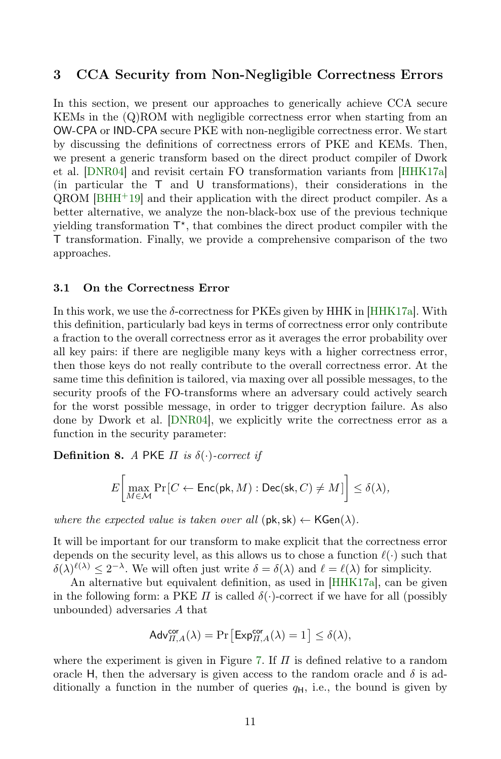## 3 CCA Security from Non-Negligible Correctness Errors

In this section, we present our approaches to generically achieve CCA secure KEMs in the (Q)ROM with negligible correctness error when starting from an OW-CPA or IND-CPA secure PKE with non-negligible correctness error. We start by discussing the definitions of correctness errors of PKE and KEMs. Then, we present a generic transform based on the direct product compiler of Dwork et al. [DNR04] and revisit certain FO transformation variants from [HHK17a] (in particular the T and U transformations), their considerations in the QROM [BHH+19] and their application with the direct product compiler. As a better alternative, we analyze the non-black-box use of the previous technique yielding transformation $\mathsf{T}^\star$, that combines the direct product compiler with the T transformation. Finally, we provide a comprehensive comparison of the two approaches.

### 3.1 On the Correctness Error

In this work, we use the $\delta$-correctness for PKEs given by HHK in [HHK17a]. With this definition, particularly bad keys in terms of correctness error only contribute a fraction to the overall correctness error as it averages the error probability over all key pairs: if there are negligible many keys with a higher correctness error, then those keys do not really contribute to the overall correctness error. At the same time this definition is tailored, via maxing over all possible messages, to the security proofs of the FO-transforms where an adversary could actively search for the worst possible message, in order to trigger decryption failure. As also done by Dwork et al. [DNR04], we explicitly write the correctness error as a function in the security parameter:

**Definition 8.** *A PKE $\Pi$ is $\delta(\cdot)$-correct if*

$$E\left[\max_{M \in \mathcal{M}} \Pr[C \leftarrow \mathsf{Enc}(\mathsf{pk}, M) : \mathsf{Dec}(\mathsf{sk}, C) \neq M]\right] \leq \delta(\lambda),$$

*where the expected value is taken over all $(\mathsf{pk}, \mathsf{sk}) \leftarrow \mathsf{KGen}(\lambda)$.*

It will be important for our transform to make explicit that the correctness error depends on the security level, as this allows us to chose a function $\ell(\cdot)$ such that $\delta(\lambda)^{\ell(\lambda)} \leq 2^{-\lambda}$. We will often just write $\delta = \delta(\lambda)$ and $\ell = \ell(\lambda)$ for simplicity.

An alternative but equivalent definition, as used in [HHK17a], can be given in the following form: a PKE $\Pi$ is called $\delta(\cdot)$-correct if we have for all (possibly unbounded) adversaries $A$ that

$$\mathsf{Adv}^{\mathsf{cor}}_{\Pi,A}(\lambda) = \Pr\left[\mathsf{Exp}^{\mathsf{cor}}_{\Pi,A}(\lambda) = 1\right] \leq \delta(\lambda),$$

where the experiment is given in Figure 7. If $\Pi$ is defined relative to a random oracle H, then the adversary is given access to the random oracle and $\delta$ is additionally a function in the number of queries $q_{\mathsf{H}}$, i.e., the bound is given by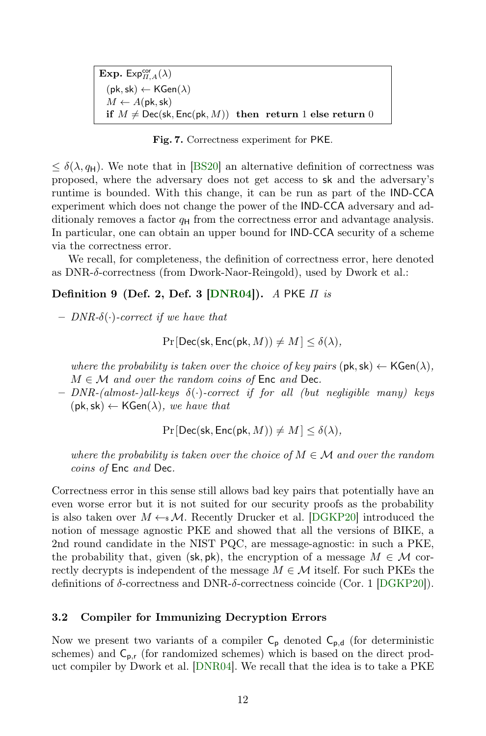```
Exp. Exp^cor_{Π,A}(λ)
  (pk, sk) ← KGen(λ)
  M ← A(pk, sk)
  if M ≠ Dec(sk, Enc(pk, M))  then return 1 else return 0
```

**Fig. 7.** Correctness experiment for PKE.

$\leq \delta(\lambda, q_{\mathsf{H}})$. We note that in [BS20] an alternative definition of correctness was proposed, where the adversary does not get access to sk and the adversary's runtime is bounded. With this change, it can be run as part of the IND-CCA experiment which does not change the power of the IND-CCA adversary and additionaly removes a factor $q_{\mathsf{H}}$ from the correctness error and advantage analysis. In particular, one can obtain an upper bound for IND-CCA security of a scheme via the correctness error.

We recall, for completeness, the definition of correctness error, here denoted as DNR-$\delta$-correctness (from Dwork-Naor-Reingold), used by Dwork et al.:

**Definition 9 (Def. 2, Def. 3 [DNR04]).** *A PKE $\Pi$ is*

– *DNR-$\delta(\cdot)$-correct if we have that*

$$\Pr[\mathsf{Dec}(\mathsf{sk}, \mathsf{Enc}(\mathsf{pk}, M)) \neq M] \leq \delta(\lambda),$$

*where the probability is taken over the choice of key pairs $(\mathsf{pk}, \mathsf{sk}) \leftarrow \mathsf{KGen}(\lambda)$, $M \in \mathcal{M}$ and over the random coins of* Enc *and* Dec.

– *DNR-(almost-)all-keys $\delta(\cdot)$-correct if for all (but negligible many) keys $(\mathsf{pk}, \mathsf{sk}) \leftarrow \mathsf{KGen}(\lambda)$, we have that*

$$\Pr[\mathsf{Dec}(\mathsf{sk}, \mathsf{Enc}(\mathsf{pk}, M)) \neq M] \leq \delta(\lambda),$$

*where the probability is taken over the choice of $M \in \mathcal{M}$ and over the random coins of* Enc *and* Dec.

Correctness error in this sense still allows bad key pairs that potentially have an even worse error but it is not suited for our security proofs as the probability is also taken over $M \leftarrow_{\$} \mathcal{M}$. Recently Drucker et al. [DGKP20] introduced the notion of message agnostic PKE and showed that all the versions of BIKE, a 2nd round candidate in the NIST PQC, are message-agnostic: in such a PKE, the probability that, given $(\mathsf{sk}, \mathsf{pk})$, the encryption of a message $M \in \mathcal{M}$ correctly decrypts is independent of the message $M \in \mathcal{M}$ itself. For such PKEs the definitions of $\delta$-correctness and DNR-$\delta$-correctness coincide (Cor. 1 [DGKP20]).

### 3.2 Compiler for Immunizing Decryption Errors

Now we present two variants of a compiler $\mathsf{C}_{\mathsf{p}}$ denoted $\mathsf{C}_{\mathsf{p,d}}$ (for deterministic schemes) and $\mathsf{C}_{\mathsf{p,r}}$ (for randomized schemes) which is based on the direct product compiler by Dwork et al. [DNR04]. We recall that the idea is to take a PKE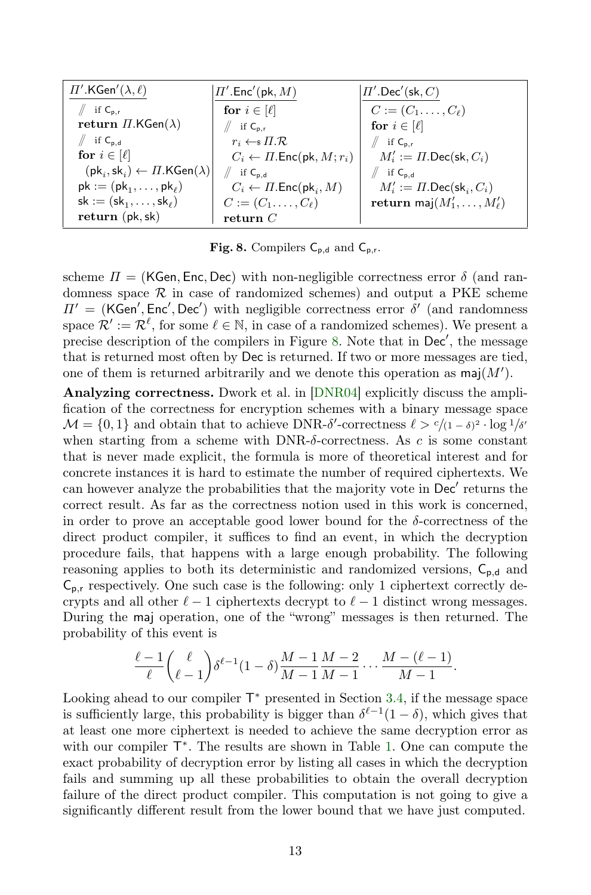| $\Pi'.\mathsf{KGen}'(\lambda, \ell)$ | $\Pi'.\mathsf{Enc}'(\mathsf{pk}, M)$ | $\Pi'.\mathsf{Dec}'(\mathsf{sk}, C)$ |
|---|---|---|
| // if $\mathsf{C_{p,r}}$ | **for** $i \in [\ell]$ | $C := (C_1 \ldots, C_\ell)$ |
| **return** $\Pi.\mathsf{KGen}(\lambda)$ | // if $\mathsf{C_{p,r}}$ | **for** $i \in [\ell]$ |
| // if $\mathsf{C_{p,d}}$ | $r_i \leftarrow_\$ \Pi.\mathcal{R}$ | // if $\mathsf{C_{p,r}}$ |
| **for** $i \in [\ell]$ | $C_i \leftarrow \Pi.\mathsf{Enc}(\mathsf{pk}, M; r_i)$ | $M'_i := \Pi.\mathsf{Dec}(\mathsf{sk}, C_i)$ |
| $(\mathsf{pk}_i, \mathsf{sk}_i) \leftarrow \Pi.\mathsf{KGen}(\lambda)$ | // if $\mathsf{C_{p,d}}$ | // if $\mathsf{C_{p,d}}$ |
| $\mathsf{pk} := (\mathsf{pk}_1, \ldots, \mathsf{pk}_\ell)$ | $C_i \leftarrow \Pi.\mathsf{Enc}(\mathsf{pk}_i, M)$ | $M'_i := \Pi.\mathsf{Dec}(\mathsf{sk}_i, C_i)$ |
| $\mathsf{sk} := (\mathsf{sk}_1, \ldots, \mathsf{sk}_\ell)$ | $C := (C_1 \ldots, C_\ell)$ | **return** $\mathsf{maj}(M'_1, \ldots, M'_\ell)$ |
| **return** $(\mathsf{pk}, \mathsf{sk})$ | **return** $C$ | |

**Fig. 8.** Compilers $\mathsf{C_{p,d}}$ and $\mathsf{C_{p,r}}$.

scheme $\Pi = (\mathsf{KGen}, \mathsf{Enc}, \mathsf{Dec})$ with non-negligible correctness error $\delta$ (and randomness space $\mathcal{R}$ in case of randomized schemes) and output a PKE scheme $\Pi' = (\mathsf{KGen}', \mathsf{Enc}', \mathsf{Dec}')$ with negligible correctness error $\delta'$ (and randomness space $\mathcal{R}' := \mathcal{R}^\ell$, for some $\ell \in \mathbb{N}$, in case of a randomized schemes). We present a precise description of the compilers in Figure 8. Note that in $\mathsf{Dec}'$, the message that is returned most often by $\mathsf{Dec}$ is returned. If two or more messages are tied, one of them is returned arbitrarily and we denote this operation as $\mathsf{maj}(M')$.

**Analyzing correctness.** Dwork et al. in [DNR04] explicitly discuss the amplification of the correctness for encryption schemes with a binary message space $\mathcal{M} = \{0, 1\}$ and obtain that to achieve DNR-$\delta'$-correctness $\ell > c/(1-\delta)^2 \cdot \log 1/\delta'$ when starting from a scheme with DNR-$\delta$-correctness. As $c$ is some constant that is never made explicit, the formula is more of theoretical interest and for concrete instances it is hard to estimate the number of required ciphertexts. We can however analyze the probabilities that the majority vote in $\mathsf{Dec}'$ returns the correct result. As far as the correctness notion used in this work is concerned, in order to prove an acceptable good lower bound for the $\delta$-correctness of the direct product compiler, it suffices to find an event, in which the decryption procedure fails, that happens with a large enough probability. The following reasoning applies to both its deterministic and randomized versions, $\mathsf{C_{p,d}}$ and $\mathsf{C_{p,r}}$ respectively. One such case is the following: only 1 ciphertext correctly decrypts and all other $\ell - 1$ ciphertexts decrypt to $\ell - 1$ distinct wrong messages. During the $\mathsf{maj}$ operation, one of the "wrong" messages is then returned. The probability of this event is

$$\frac{\ell - 1}{\ell}\binom{\ell}{\ell - 1}\delta^{\ell-1}(1-\delta)\frac{M-1}{M-1}\frac{M-2}{M-1}\cdots\frac{M-(\ell-1)}{M-1}.$$

Looking ahead to our compiler $\mathsf{T}^*$ presented in Section 3.4, if the message space is sufficiently large, this probability is bigger than $\delta^{\ell-1}(1-\delta)$, which gives that at least one more ciphertext is needed to achieve the same decryption error as with our compiler $\mathsf{T}^*$. The results are shown in Table 1. One can compute the exact probability of decryption error by listing all cases in which the decryption fails and summing up all these probabilities to obtain the overall decryption failure of the direct product compiler. This computation is not going to give a significantly different result from the lower bound that we have just computed.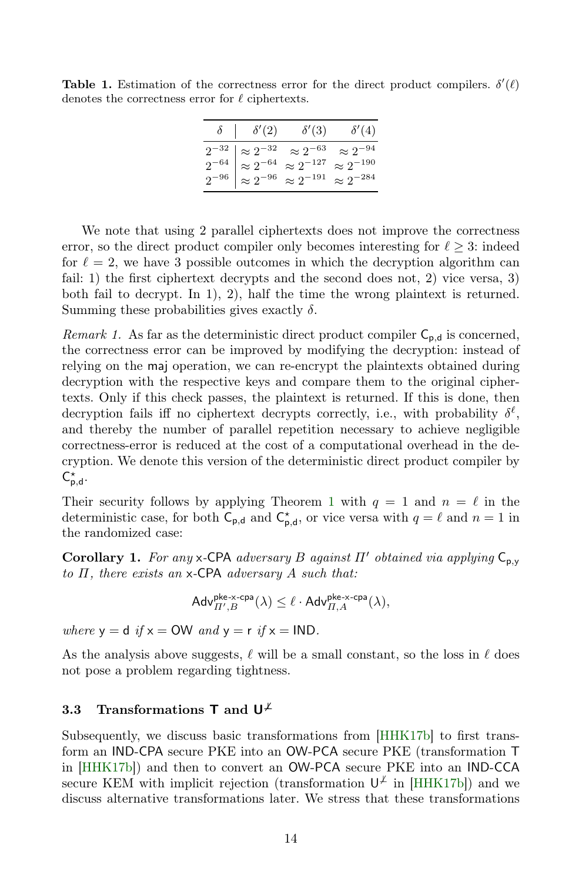**Table 1.** Estimation of the correctness error for the direct product compilers. $\delta'(\ell)$ denotes the correctness error for $\ell$ ciphertexts.

| $\delta$ | $\delta'(2)$ | $\delta'(3)$ | $\delta'(4)$ |
|---|---|---|---|
| $2^{-32}$ | $\approx 2^{-32}$ | $\approx 2^{-63}$ | $\approx 2^{-94}$ |
| $2^{-64}$ | $\approx 2^{-64}$ | $\approx 2^{-127}$ | $\approx 2^{-190}$ |
| $2^{-96}$ | $\approx 2^{-96}$ | $\approx 2^{-191}$ | $\approx 2^{-284}$ |

We note that using 2 parallel ciphertexts does not improve the correctness error, so the direct product compiler only becomes interesting for $\ell \geq 3$: indeed for $\ell = 2$, we have 3 possible outcomes in which the decryption algorithm can fail: 1) the first ciphertext decrypts and the second does not, 2) vice versa, 3) both fail to decrypt. In 1), 2), half the time the wrong plaintext is returned. Summing these probabilities gives exactly $\delta$.

*Remark 1.* As far as the deterministic direct product compiler $\mathsf{C}_{\mathsf{p},\mathsf{d}}$ is concerned, the correctness error can be improved by modifying the decryption: instead of relying on the $\mathsf{maj}$ operation, we can re-encrypt the plaintexts obtained during decryption with the respective keys and compare them to the original ciphertexts. Only if this check passes, the plaintext is returned. If this is done, then decryption fails iff no ciphertext decrypts correctly, i.e., with probability $\delta^\ell$, and thereby the number of parallel repetition necessary to achieve negligible correctness-error is reduced at the cost of a computational overhead in the decryption. We denote this version of the deterministic direct product compiler by $\mathsf{C}^\star_{\mathsf{p},\mathsf{d}}$.

Their security follows by applying Theorem 1 with $q = 1$ and $n = \ell$ in the deterministic case, for both $\mathsf{C}_{\mathsf{p},\mathsf{d}}$ and $\mathsf{C}^\star_{\mathsf{p},\mathsf{d}}$, or vice versa with $q = \ell$ and $n = 1$ in the randomized case:

**Corollary 1.** *For any* x-CPA *adversary $B$ against $\Pi'$ obtained via applying $\mathsf{C}_{\mathsf{p},\mathsf{y}}$ to $\Pi$, there exists an* x-CPA *adversary $A$ such that:*

$$\mathsf{Adv}^{\mathsf{pke\text{-}x\text{-}cpa}}_{\Pi',B}(\lambda) \leq \ell \cdot \mathsf{Adv}^{\mathsf{pke\text{-}x\text{-}cpa}}_{\Pi,A}(\lambda),$$

*where* $\mathsf{y} = \mathsf{d}$ *if* $\mathsf{x} = \mathsf{OW}$ *and* $\mathsf{y} = \mathsf{r}$ *if* $\mathsf{x} = \mathsf{IND}$.

As the analysis above suggests, $\ell$ will be a small constant, so the loss in $\ell$ does not pose a problem regarding tightness.

### 3.3 Transformations T and $\mathsf{U}^{\not\perp}$

Subsequently, we discuss basic transformations from [HHK17b] to first transform an IND-CPA secure PKE into an OW-PCA secure PKE (transformation T in [HHK17b]) and then to convert an OW-PCA secure PKE into an IND-CCA secure KEM with implicit rejection (transformation $\mathsf{U}^{\not\perp}$ in [HHK17b]) and we discuss alternative transformations later. We stress that these transformations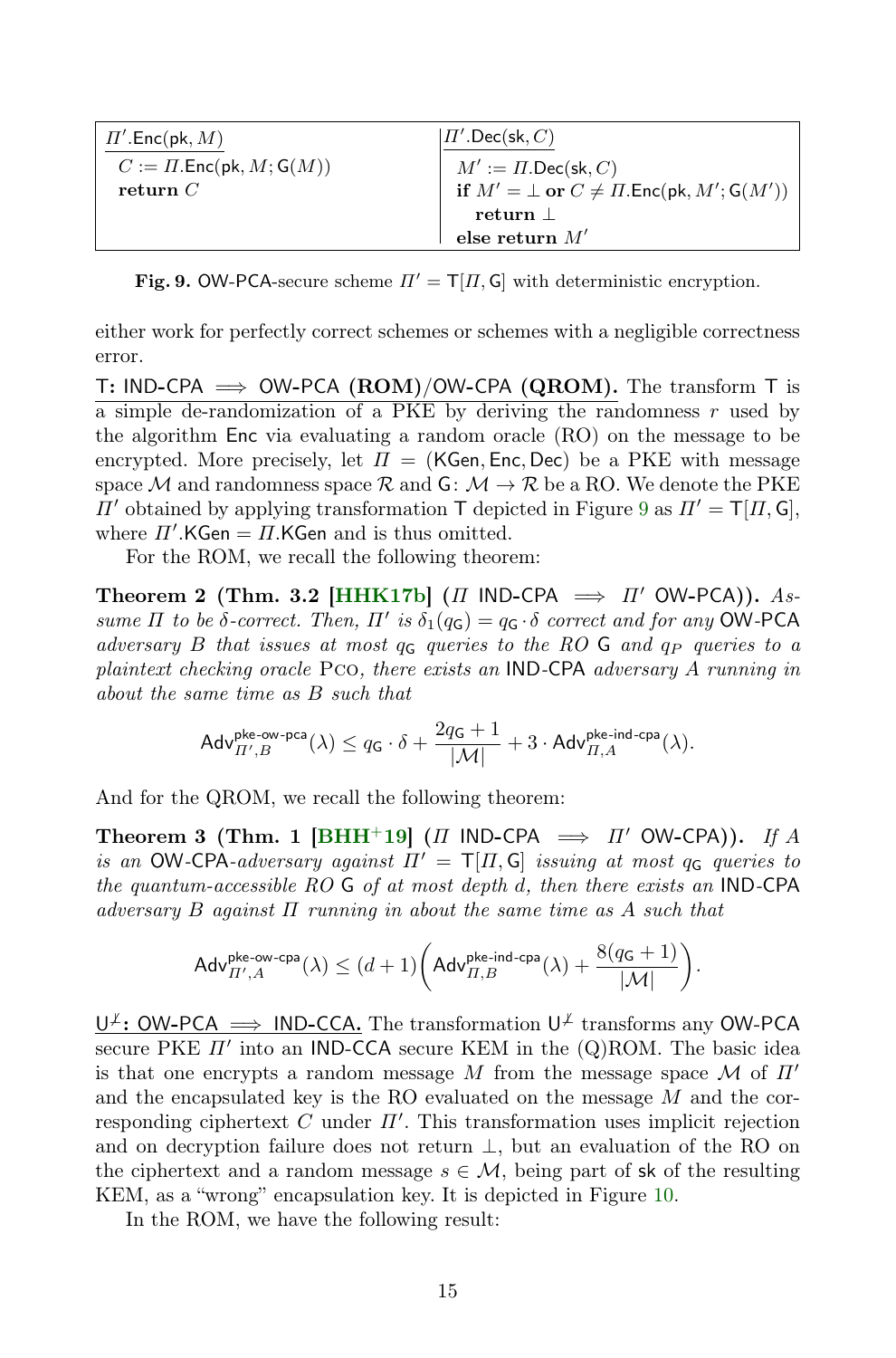| $\Pi'.\mathsf{Enc}(\mathsf{pk}, M)$ | $\Pi'.\mathsf{Dec}(\mathsf{sk}, C)$ |
|---|---|
| $C := \Pi.\mathsf{Enc}(\mathsf{pk}, M; \mathsf{G}(M))$ | $M' := \Pi.\mathsf{Dec}(\mathsf{sk}, C)$ |
| **return** $C$ | **if** $M' = \bot$ **or** $C \neq \Pi.\mathsf{Enc}(\mathsf{pk}, M'; \mathsf{G}(M'))$ |
| | **return** $\bot$ |
| | **else return** $M'$ |

**Fig. 9.** OW-PCA-secure scheme $\Pi' = \mathsf{T}[\Pi, \mathsf{G}]$ with deterministic encryption.

either work for perfectly correct schemes or schemes with a negligible correctness error.

**T: IND-CPA $\Longrightarrow$ OW-PCA (ROM)/OW-CPA (QROM).** The transform T is a simple de-randomization of a PKE by deriving the randomness $r$ used by the algorithm Enc via evaluating a random oracle (RO) on the message to be encrypted. More precisely, let $\Pi = (\mathsf{KGen}, \mathsf{Enc}, \mathsf{Dec})$ be a PKE with message space $\mathcal{M}$ and randomness space $\mathcal{R}$ and $\mathsf{G}\colon \mathcal{M} \to \mathcal{R}$ be a RO. We denote the PKE $\Pi'$ obtained by applying transformation T depicted in Figure 9 as $\Pi' = \mathsf{T}[\Pi, \mathsf{G}]$, where $\Pi'.\mathsf{KGen} = \Pi.\mathsf{KGen}$ and is thus omitted.

For the ROM, we recall the following theorem:

**Theorem 2 (Thm. 3.2 [HHK17b] ($\Pi$ IND-CPA $\Longrightarrow$ $\Pi'$ OW-PCA)).** *Assume $\Pi$ to be $\delta$-correct. Then, $\Pi'$ is $\delta_1(q_\mathsf{G}) = q_\mathsf{G} \cdot \delta$ correct and for any OW-PCA adversary $B$ that issues at most $q_\mathsf{G}$ queries to the RO G and $q_P$ queries to a plaintext checking oracle* Pco*, there exists an IND-CPA adversary $A$ running in about the same time as $B$ such that*

$$\mathsf{Adv}^{\mathsf{pke\text{-}ow\text{-}pca}}_{\Pi',B}(\lambda) \leq q_\mathsf{G} \cdot \delta + \frac{2q_\mathsf{G} + 1}{|\mathcal{M}|} + 3 \cdot \mathsf{Adv}^{\mathsf{pke\text{-}ind\text{-}cpa}}_{\Pi,A}(\lambda).$$

And for the QROM, we recall the following theorem:

**Theorem 3 (Thm. 1 [BHH+19] ($\Pi$ IND-CPA $\Longrightarrow$ $\Pi'$ OW-CPA)).** *If $A$ is an OW-CPA-adversary against $\Pi' = \mathsf{T}[\Pi, \mathsf{G}]$ issuing at most $q_\mathsf{G}$ queries to the quantum-accessible RO G of at most depth $d$, then there exists an IND-CPA adversary $B$ against $\Pi$ running in about the same time as $A$ such that*

$$\mathsf{Adv}^{\mathsf{pke\text{-}ow\text{-}cpa}}_{\Pi',A}(\lambda) \leq (d+1)\left(\mathsf{Adv}^{\mathsf{pke\text{-}ind\text{-}cpa}}_{\Pi,B}(\lambda) + \frac{8(q_\mathsf{G}+1)}{|\mathcal{M}|}\right).$$

**$\mathsf{U}^{\not\perp}$: OW-PCA $\Longrightarrow$ IND-CCA.** The transformation $\mathsf{U}^{\not\perp}$ transforms any OW-PCA secure PKE $\Pi'$ into an IND-CCA secure KEM in the (Q)ROM. The basic idea is that one encrypts a random message $M$ from the message space $\mathcal{M}$ of $\Pi'$ and the encapsulated key is the RO evaluated on the message $M$ and the corresponding ciphertext $C$ under $\Pi'$. This transformation uses implicit rejection and on decryption failure does not return $\bot$, but an evaluation of the RO on the ciphertext and a random message $s \in \mathcal{M}$, being part of sk of the resulting KEM, as a "wrong" encapsulation key. It is depicted in Figure 10.

In the ROM, we have the following result: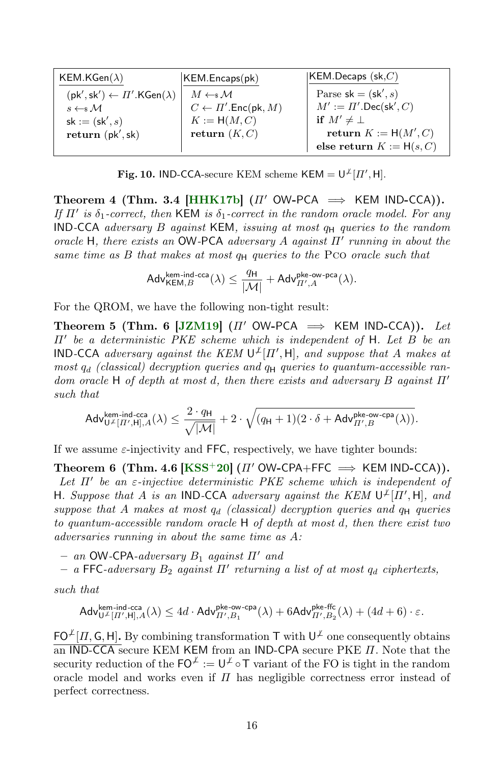| $\underline{\mathsf{KEM.KGen}(\lambda)}$ | $\underline{\mathsf{KEM.Encaps}(\mathsf{pk})}$ | $\underline{\mathsf{KEM.Decaps}\ (\mathsf{sk}, C)}$ |
|---|---|---|
| $(\mathsf{pk}', \mathsf{sk}') \leftarrow \Pi'.\mathsf{KGen}(\lambda)$ | $M \leftarrow_{\$} \mathcal{M}$ | Parse $\mathsf{sk} = (\mathsf{sk}', s)$ |
| $s \leftarrow_{\$} \mathcal{M}$ | $C \leftarrow \Pi'.\mathsf{Enc}(\mathsf{pk}, M)$ | $M' := \Pi'.\mathsf{Dec}(\mathsf{sk}', C)$ |
| $\mathsf{sk} := (\mathsf{sk}', s)$ | $K := \mathsf{H}(M, C)$ | **if** $M' \neq \perp$ |
| **return** $(\mathsf{pk}', \mathsf{sk})$ | **return** $(K, C)$ | **return** $K := \mathsf{H}(M', C)$ |
| | | **else return** $K := \mathsf{H}(s, C)$ |

**Fig. 10.** IND-CCA-secure KEM scheme $\mathsf{KEM} = \mathsf{U}^{\not\perp}[\Pi', \mathsf{H}]$.

**Theorem 4 (Thm. 3.4 [HHK17b]** ($\Pi'$ OW-PCA $\implies$ KEM IND-CCA)**).** *If $\Pi'$ is $\delta_1$-correct, then* KEM *is $\delta_1$-correct in the random oracle model. For any* IND-CCA *adversary $B$ against* KEM*, issuing at most $q_{\mathsf{H}}$ queries to the random oracle* H*, there exists an* OW-PCA *adversary $A$ against $\Pi'$ running in about the same time as $B$ that makes at most $q_{\mathsf{H}}$ queries to the* Pco *oracle such that*

$$\mathsf{Adv}^{\mathsf{kem\text{-}ind\text{-}cca}}_{\mathsf{KEM},B}(\lambda) \leq \frac{q_{\mathsf{H}}}{|\mathcal{M}|} + \mathsf{Adv}^{\mathsf{pke\text{-}ow\text{-}pca}}_{\Pi',A}(\lambda).$$

For the QROM, we have the following non-tight result:

**Theorem 5 (Thm. 6 [JZM19]** ($\Pi'$ OW-PCA $\implies$ KEM IND-CCA)**).** *Let $\Pi'$ be a deterministic PKE scheme which is independent of* H*. Let $B$ be an* IND-CCA *adversary against the KEM $\mathsf{U}^{\not\perp}[\Pi', \mathsf{H}]$, and suppose that $A$ makes at most $q_d$ (classical) decryption queries and $q_{\mathsf{H}}$ queries to quantum-accessible random oracle* H *of depth at most $d$, then there exists and adversary $B$ against $\Pi'$ such that*

$$\mathsf{Adv}^{\mathsf{kem\text{-}ind\text{-}cca}}_{\mathsf{U}^{\not\perp}[\Pi',\mathsf{H}],A}(\lambda) \leq \frac{2 \cdot q_{\mathsf{H}}}{\sqrt{|\mathcal{M}|}} + 2 \cdot \sqrt{(q_{\mathsf{H}}+1)(2 \cdot \delta + \mathsf{Adv}^{\mathsf{pke\text{-}ow\text{-}cpa}}_{\Pi',B}(\lambda))}.$$

If we assume $\varepsilon$-injectivity and FFC, respectively, we have tighter bounds:

**Theorem 6 (Thm. 4.6 [KSS+20]** ($\Pi'$ OW-CPA+FFC $\implies$ KEM IND-CCA)**).** *Let $\Pi'$ be an $\varepsilon$-injective deterministic PKE scheme which is independent of* H*. Suppose that $A$ is an* IND-CCA *adversary against the KEM $\mathsf{U}^{\not\perp}[\Pi', \mathsf{H}]$, and suppose that $A$ makes at most $q_d$ (classical) decryption queries and $q_{\mathsf{H}}$ queries to quantum-accessible random oracle* H *of depth at most $d$, then there exist two adversaries running in about the same time as $A$:*

- *an* OW-CPA*-adversary $B_1$ against $\Pi'$ and*
- *a* FFC*-adversary $B_2$ against $\Pi'$ returning a list of at most $q_d$ ciphertexts,*

*such that*

$$\mathsf{Adv}^{\mathsf{kem\text{-}ind\text{-}cca}}_{\mathsf{U}^{\not\perp}[\Pi',\mathsf{H}],A}(\lambda) \leq 4d \cdot \mathsf{Adv}^{\mathsf{pke\text{-}ow\text{-}cpa}}_{\Pi',B_1}(\lambda) + 6\mathsf{Adv}^{\mathsf{pke\text{-}ffc}}_{\Pi',B_2}(\lambda) + (4d+6) \cdot \varepsilon.$$

$\underline{\mathsf{FO}^{\not\perp}[\Pi, \mathsf{G}, \mathsf{H}]}$**.** By combining transformation T with $\mathsf{U}^{\not\perp}$ one consequently obtains an IND-CCA secure KEM KEM from an IND-CPA secure PKE $\Pi$. Note that the security reduction of the $\mathsf{FO}^{\not\perp} := \mathsf{U}^{\not\perp} \circ \mathsf{T}$ variant of the FO is tight in the random oracle model and works even if $\Pi$ has negligible correctness error instead of perfect correctness.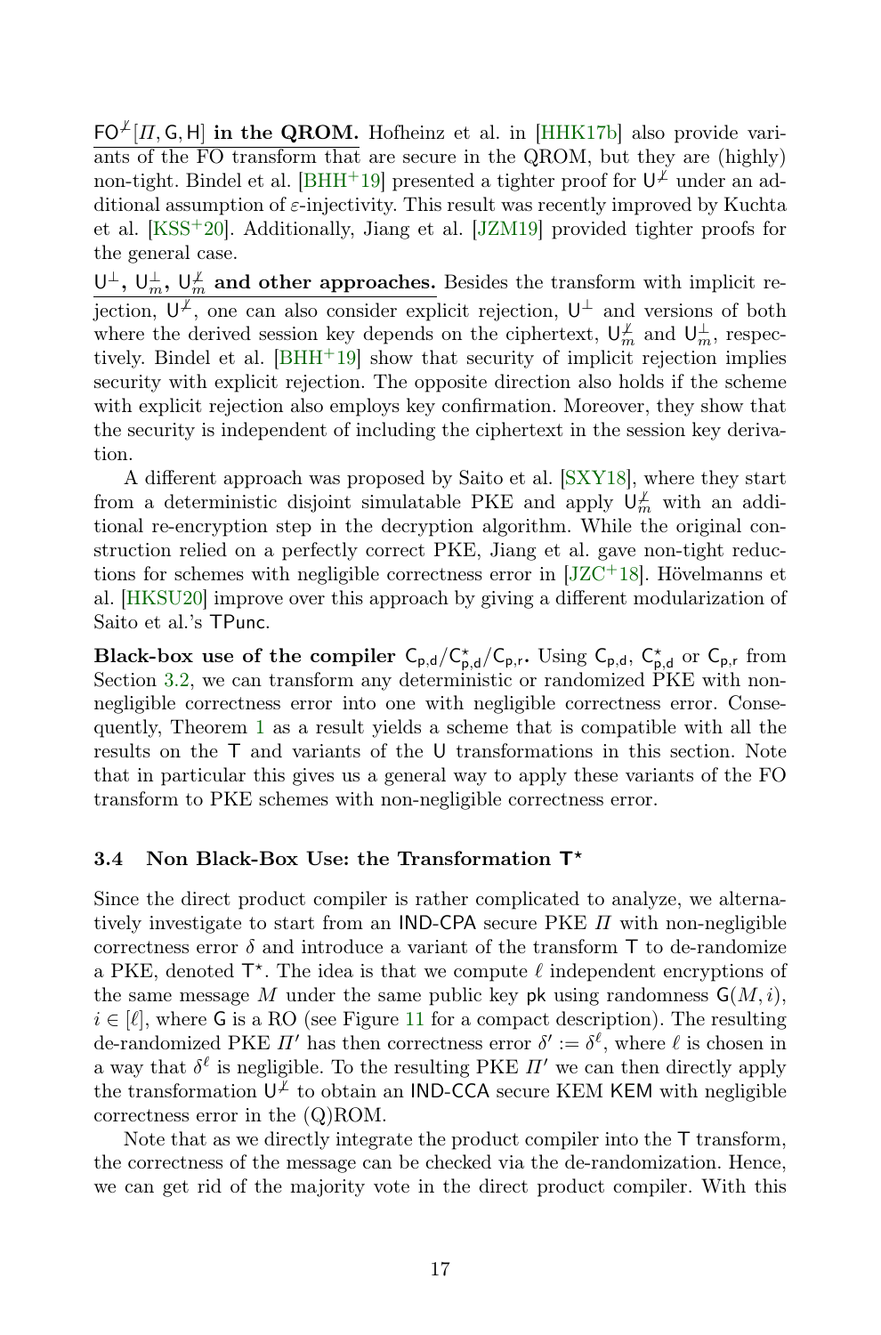**$\mathsf{FO}^{\not\perp}[\Pi, \mathsf{G}, \mathsf{H}]$ in the QROM.** Hofheinz et al. in [HHK17b] also provide variants of the FO transform that are secure in the QROM, but they are (highly) non-tight. Bindel et al. [BHH+19] presented a tighter proof for $\mathsf{U}^{\not\perp}$ under an additional assumption of $\varepsilon$-injectivity. This result was recently improved by Kuchta et al. [KSS+20]. Additionally, Jiang et al. [JZM19] provided tighter proofs for the general case.

**$\mathsf{U}^{\perp}$, $\mathsf{U}^{\perp}_m$, $\mathsf{U}^{\not\perp}_m$ and other approaches.** Besides the transform with implicit rejection, $\mathsf{U}^{\not\perp}$, one can also consider explicit rejection, $\mathsf{U}^{\perp}$ and versions of both where the derived session key depends on the ciphertext, $\mathsf{U}^{\not\perp}_m$ and $\mathsf{U}^{\perp}_m$, respectively. Bindel et al. [BHH+19] show that security of implicit rejection implies security with explicit rejection. The opposite direction also holds if the scheme with explicit rejection also employs key confirmation. Moreover, they show that the security is independent of including the ciphertext in the session key derivation.

A different approach was proposed by Saito et al. [SXY18], where they start from a deterministic disjoint simulatable PKE and apply $\mathsf{U}^{\not\perp}_m$ with an additional re-encryption step in the decryption algorithm. While the original construction relied on a perfectly correct PKE, Jiang et al. gave non-tight reductions for schemes with negligible correctness error in [JZC+18]. Hövelmanns et al. [HKSU20] improve over this approach by giving a different modularization of Saito et al.'s $\mathsf{TPunc}$.

**Black-box use of the compiler $\mathsf{C}_{\mathsf{p,d}}/\mathsf{C}^{\star}_{\mathsf{p,d}}/\mathsf{C}_{\mathsf{p,r}}$.** Using $\mathsf{C}_{\mathsf{p,d}}$, $\mathsf{C}^{\star}_{\mathsf{p,d}}$ or $\mathsf{C}_{\mathsf{p,r}}$ from Section 3.2, we can transform any deterministic or randomized PKE with non-negligible correctness error into one with negligible correctness error. Consequently, Theorem 1 as a result yields a scheme that is compatible with all the results on the $\mathsf{T}$ and variants of the $\mathsf{U}$ transformations in this section. Note that in particular this gives us a general way to apply these variants of the FO transform to PKE schemes with non-negligible correctness error.

### 3.4 Non Black-Box Use: the Transformation $\mathsf{T}^{\star}$

Since the direct product compiler is rather complicated to analyze, we alternatively investigate to start from an $\mathsf{IND\text{-}CPA}$ secure PKE $\Pi$ with non-negligible correctness error $\delta$ and introduce a variant of the transform $\mathsf{T}$ to de-randomize a PKE, denoted $\mathsf{T}^{\star}$. The idea is that we compute $\ell$ independent encryptions of the same message $M$ under the same public key $\mathsf{pk}$ using randomness $\mathsf{G}(M, i)$, $i \in [\ell]$, where $\mathsf{G}$ is a RO (see Figure 11 for a compact description). The resulting de-randomized PKE $\Pi'$ has then correctness error $\delta' := \delta^{\ell}$, where $\ell$ is chosen in a way that $\delta^{\ell}$ is negligible. To the resulting PKE $\Pi'$ we can then directly apply the transformation $\mathsf{U}^{\not\perp}$ to obtain an $\mathsf{IND\text{-}CCA}$ secure KEM $\mathsf{KEM}$ with negligible correctness error in the (Q)ROM.

Note that as we directly integrate the product compiler into the $\mathsf{T}$ transform, the correctness of the message can be checked via the de-randomization. Hence, we can get rid of the majority vote in the direct product compiler. With this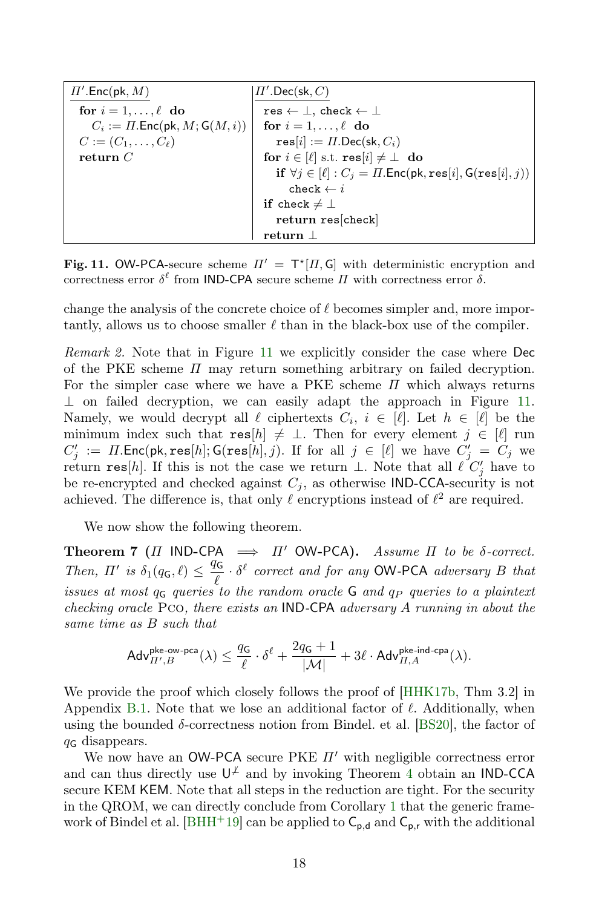| $\Pi'.\mathsf{Enc}(\mathsf{pk}, M)$ | $\Pi'.\mathsf{Dec}(\mathsf{sk}, C)$ |
|---|---|
| **for** $i = 1, \ldots, \ell$ **do** | $\mathtt{res} \leftarrow \bot$, $\mathtt{check} \leftarrow \bot$ |
| $\quad C_i := \Pi.\mathsf{Enc}(\mathsf{pk}, M; \mathsf{G}(M, i))$ | **for** $i = 1, \ldots, \ell$ **do** |
| $C := (C_1, \ldots, C_\ell)$ | $\quad \mathtt{res}[i] := \Pi.\mathsf{Dec}(\mathsf{sk}, C_i)$ |
| **return** $C$ | **for** $i \in [\ell]$ s.t. $\mathtt{res}[i] \neq \bot$ **do** |
| | $\quad$ **if** $\forall j \in [\ell] : C_j = \Pi.\mathsf{Enc}(\mathsf{pk}, \mathtt{res}[i], \mathsf{G}(\mathtt{res}[i], j))$ |
| | $\quad\quad \mathtt{check} \leftarrow i$ |
| | **if** $\mathtt{check} \neq \bot$ |
| | $\quad$ **return** $\mathtt{res}[\mathtt{check}]$ |
| | **return** $\bot$ |

**Fig. 11.** OW-PCA-secure scheme $\Pi' = \mathsf{T}^\star[\Pi, \mathsf{G}]$ with deterministic encryption and correctness error $\delta^\ell$ from IND-CPA secure scheme $\Pi$ with correctness error $\delta$.

change the analysis of the concrete choice of $\ell$ becomes simpler and, more importantly, allows us to choose smaller $\ell$ than in the black-box use of the compiler.

*Remark 2.* Note that in Figure 11 we explicitly consider the case where Dec of the PKE scheme $\Pi$ may return something arbitrary on failed decryption. For the simpler case where we have a PKE scheme $\Pi$ which always returns $\bot$ on failed decryption, we can easily adapt the approach in Figure 11. Namely, we would decrypt all $\ell$ ciphertexts $C_i$, $i \in [\ell]$. Let $h \in [\ell]$ be the minimum index such that $\mathtt{res}[h] \neq \bot$. Then for every element $j \in [\ell]$ run $C'_j := \Pi.\mathsf{Enc}(\mathsf{pk}, \mathtt{res}[h]; \mathsf{G}(\mathtt{res}[h], j)$. If for all $j \in [\ell]$ we have $C'_j = C_j$ we return $\mathtt{res}[h]$. If this is not the case we return $\bot$. Note that all $\ell$ $C'_j$ have to be re-encrypted and checked against $C_j$, as otherwise IND-CCA-security is not achieved. The difference is, that only $\ell$ encryptions instead of $\ell^2$ are required.

We now show the following theorem.

**Theorem 7** ($\Pi$ **IND-CPA** $\implies$ $\Pi'$ **OW-PCA**)**.** *Assume $\Pi$ to be $\delta$-correct. Then, $\Pi'$ is $\delta_1(q_\mathsf{G}, \ell) \leq \frac{q_\mathsf{G}}{\ell} \cdot \delta^\ell$ correct and for any* OW-PCA *adversary $B$ that issues at most $q_\mathsf{G}$ queries to the random oracle* G *and $q_P$ queries to a plaintext checking oracle* Pco*, there exists an* IND-CPA *adversary $A$ running in about the same time as $B$ such that*

$$\mathsf{Adv}^{\mathsf{pke\text{-}ow\text{-}pca}}_{\Pi',B}(\lambda) \leq \frac{q_\mathsf{G}}{\ell} \cdot \delta^\ell + \frac{2q_\mathsf{G}+1}{|\mathcal{M}|} + 3\ell \cdot \mathsf{Adv}^{\mathsf{pke\text{-}ind\text{-}cpa}}_{\Pi,A}(\lambda).$$

We provide the proof which closely follows the proof of [HHK17b, Thm 3.2] in Appendix B.1. Note that we lose an additional factor of $\ell$. Additionally, when using the bounded $\delta$-correctness notion from Bindel. et al. [BS20], the factor of $q_\mathsf{G}$ disappears.

We now have an OW-PCA secure PKE $\Pi'$ with negligible correctness error and can thus directly use $\mathsf{U}^{\not\perp}$ and by invoking Theorem 4 obtain an IND-CCA secure KEM KEM. Note that all steps in the reduction are tight. For the security in the QROM, we can directly conclude from Corollary 1 that the generic framework of Bindel et al. [BHH+19] can be applied to $\mathsf{C}_{\mathsf{p,d}}$ and $\mathsf{C}_{\mathsf{p,r}}$ with the additional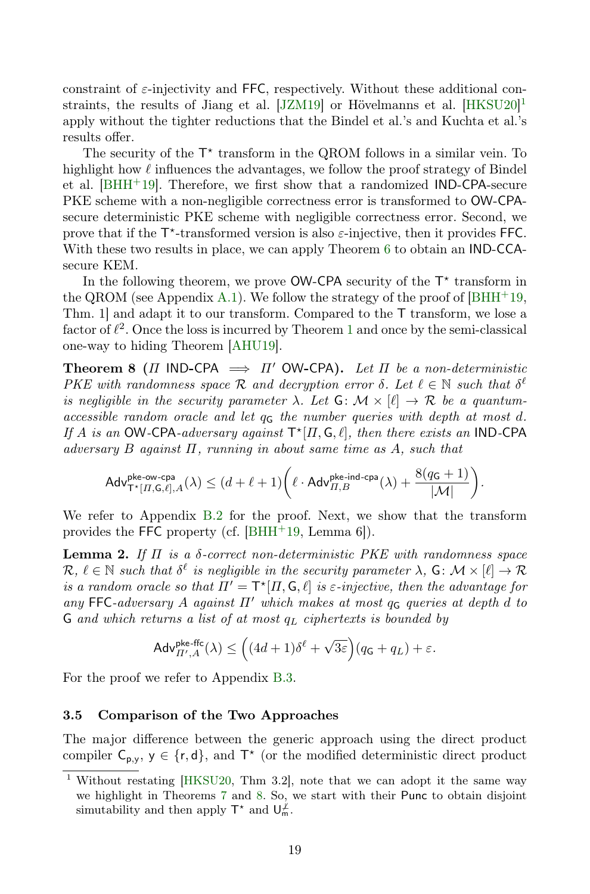constraint of $\varepsilon$-injectivity and FFC, respectively. Without these additional constraints, the results of Jiang et al. [JZM19] or Hövelmanns et al. [HKSU20][1] apply without the tighter reductions that the Bindel et al.'s and Kuchta et al.'s results offer.

The security of the $\mathsf{T}^\star$ transform in the QROM follows in a similar vein. To highlight how $\ell$ influences the advantages, we follow the proof strategy of Bindel et al. [BHH+19]. Therefore, we first show that a randomized IND-CPA-secure PKE scheme with a non-negligible correctness error is transformed to OW-CPA-secure deterministic PKE scheme with negligible correctness error. Second, we prove that if the $\mathsf{T}^\star$-transformed version is also $\varepsilon$-injective, then it provides FFC. With these two results in place, we can apply Theorem 6 to obtain an IND-CCA-secure KEM.

In the following theorem, we prove OW-CPA security of the $\mathsf{T}^\star$ transform in the QROM (see Appendix A.1). We follow the strategy of the proof of [BHH+19, Thm. 1] and adapt it to our transform. Compared to the $\mathsf{T}$ transform, we lose a factor of $\ell^2$. Once the loss is incurred by Theorem 1 and once by the semi-classical one-way to hiding Theorem [AHU19].

**Theorem 8 ($\Pi$ IND-CPA $\implies$ $\Pi'$ OW-CPA).** *Let $\Pi$ be a non-deterministic PKE with randomness space $\mathcal{R}$ and decryption error $\delta$. Let $\ell \in \mathbb{N}$ such that $\delta^\ell$ is negligible in the security parameter $\lambda$. Let $\mathsf{G}\colon \mathcal{M} \times [\ell] \to \mathcal{R}$ be a quantum-accessible random oracle and let $q_\mathsf{G}$ the number queries with depth at most $d$. If $A$ is an OW-CPA-adversary against $\mathsf{T}^\star[\Pi, \mathsf{G}, \ell]$, then there exists an IND-CPA adversary $B$ against $\Pi$, running in about same time as $A$, such that*

$$\mathsf{Adv}^{\mathsf{pke\text{-}ow\text{-}cpa}}_{\mathsf{T}^\star[\Pi,\mathsf{G},\ell],A}(\lambda) \le (d+\ell+1)\left(\ell \cdot \mathsf{Adv}^{\mathsf{pke\text{-}ind\text{-}cpa}}_{\Pi,B}(\lambda) + \frac{8(q_\mathsf{G}+1)}{|\mathcal{M}|}\right).$$

We refer to Appendix B.2 for the proof. Next, we show that the transform provides the FFC property (cf. [BHH+19, Lemma 6]).

**Lemma 2.** *If $\Pi$ is a $\delta$-correct non-deterministic PKE with randomness space $\mathcal{R}$, $\ell \in \mathbb{N}$ such that $\delta^\ell$ is negligible in the security parameter $\lambda$, $\mathsf{G}\colon \mathcal{M} \times [\ell] \to \mathcal{R}$ is a random oracle so that $\Pi' = \mathsf{T}^\star[\Pi, \mathsf{G}, \ell]$ is $\varepsilon$-injective, then the advantage for any FFC-adversary $A$ against $\Pi'$ which makes at most $q_\mathsf{G}$ queries at depth $d$ to $\mathsf{G}$ and which returns a list of at most $q_L$ ciphertexts is bounded by*

$$\mathsf{Adv}^{\mathsf{pke\text{-}ffc}}_{\Pi',A}(\lambda) \le \left((4d+1)\delta^\ell + \sqrt{3\varepsilon}\right)(q_\mathsf{G}+q_L) + \varepsilon.$$

For the proof we refer to Appendix B.3.

### 3.5 Comparison of the Two Approaches

The major difference between the generic approach using the direct product compiler $\mathsf{C}_{\mathsf{p},\mathsf{y}}$, $\mathsf{y} \in \{\mathsf{r}, \mathsf{d}\}$, and $\mathsf{T}^\star$ (or the modified deterministic direct product

[1] Without restating [HKSU20, Thm 3.2], note that we can adopt it the same way we highlight in Theorems 7 and 8. So, we start with their Punc to obtain disjoint simutability and then apply $\mathsf{T}^\star$ and $\mathsf{U}^{\not\perp}_{\mathsf{m}}$.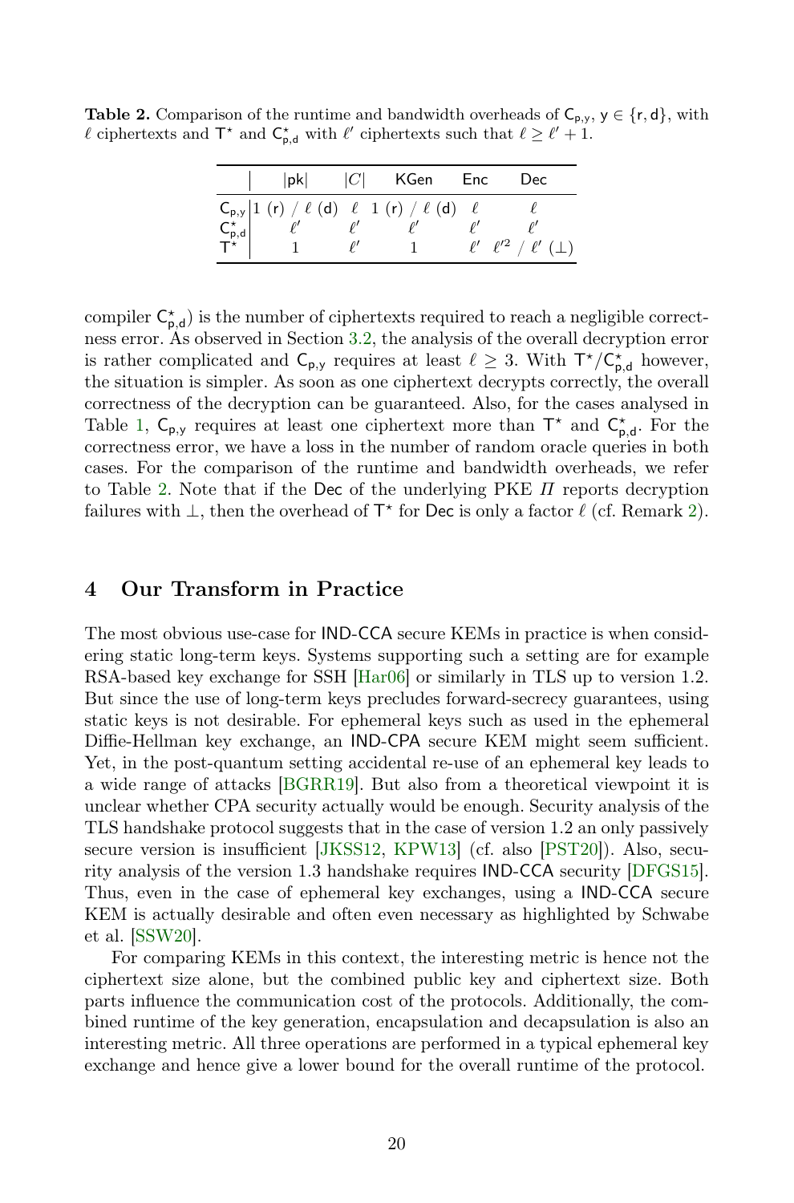**Table 2.** Comparison of the runtime and bandwidth overheads of $\mathsf{C}_{\mathsf{p},\mathsf{y}}$, $\mathsf{y} \in \{\mathsf{r}, \mathsf{d}\}$, with $\ell$ ciphertexts and $\mathsf{T}^\star$ and $\mathsf{C}^\star_{\mathsf{p},\mathsf{d}}$ with $\ell'$ ciphertexts such that $\ell \geq \ell' + 1$.

| | $\lvert\mathsf{pk}\rvert$ | $\lvert C\rvert$ | KGen | Enc | Dec |
|---|---|---|---|---|---|
| $\mathsf{C}_{\mathsf{p},\mathsf{y}}$ | 1 (r) / $\ell$ (d) | $\ell$ | 1 (r) / $\ell$ (d) | $\ell$ | $\ell$ |
| $\mathsf{C}^\star_{\mathsf{p},\mathsf{d}}$ | $\ell'$ | $\ell'$ | $\ell'$ | $\ell'$ | $\ell'$ |
| $\mathsf{T}^\star$ | 1 | $\ell'$ | 1 | $\ell'$ | $\ell'^2$ / $\ell'$ ($\perp$) |

compiler $\mathsf{C}^\star_{\mathsf{p},\mathsf{d}}$) is the number of ciphertexts required to reach a negligible correctness error. As observed in Section 3.2, the analysis of the overall decryption error is rather complicated and $\mathsf{C}_{\mathsf{p},\mathsf{y}}$ requires at least $\ell \geq 3$. With $\mathsf{T}^\star/\mathsf{C}^\star_{\mathsf{p},\mathsf{d}}$ however, the situation is simpler. As soon as one ciphertext decrypts correctly, the overall correctness of the decryption can be guaranteed. Also, for the cases analysed in Table 1, $\mathsf{C}_{\mathsf{p},\mathsf{y}}$ requires at least one ciphertext more than $\mathsf{T}^\star$ and $\mathsf{C}^\star_{\mathsf{p},\mathsf{d}}$. For the correctness error, we have a loss in the number of random oracle queries in both cases. For the comparison of the runtime and bandwidth overheads, we refer to Table 2. Note that if the Dec of the underlying PKE $\Pi$ reports decryption failures with $\perp$, then the overhead of $\mathsf{T}^\star$ for Dec is only a factor $\ell$ (cf. Remark 2).

## 4 Our Transform in Practice

The most obvious use-case for IND-CCA secure KEMs in practice is when considering static long-term keys. Systems supporting such a setting are for example RSA-based key exchange for SSH [Har06] or similarly in TLS up to version 1.2. But since the use of long-term keys precludes forward-secrecy guarantees, using static keys is not desirable. For ephemeral keys such as used in the ephemeral Diffie-Hellman key exchange, an IND-CPA secure KEM might seem sufficient. Yet, in the post-quantum setting accidental re-use of an ephemeral key leads to a wide range of attacks [BGRR19]. But also from a theoretical viewpoint it is unclear whether CPA security actually would be enough. Security analysis of the TLS handshake protocol suggests that in the case of version 1.2 an only passively secure version is insufficient [JKSS12, KPW13] (cf. also [PST20]). Also, security analysis of the version 1.3 handshake requires IND-CCA security [DFGS15]. Thus, even in the case of ephemeral key exchanges, using a IND-CCA secure KEM is actually desirable and often even necessary as highlighted by Schwabe et al. [SSW20].

For comparing KEMs in this context, the interesting metric is hence not the ciphertext size alone, but the combined public key and ciphertext size. Both parts influence the communication cost of the protocols. Additionally, the combined runtime of the key generation, encapsulation and decapsulation is also an interesting metric. All three operations are performed in a typical ephemeral key exchange and hence give a lower bound for the overall runtime of the protocol.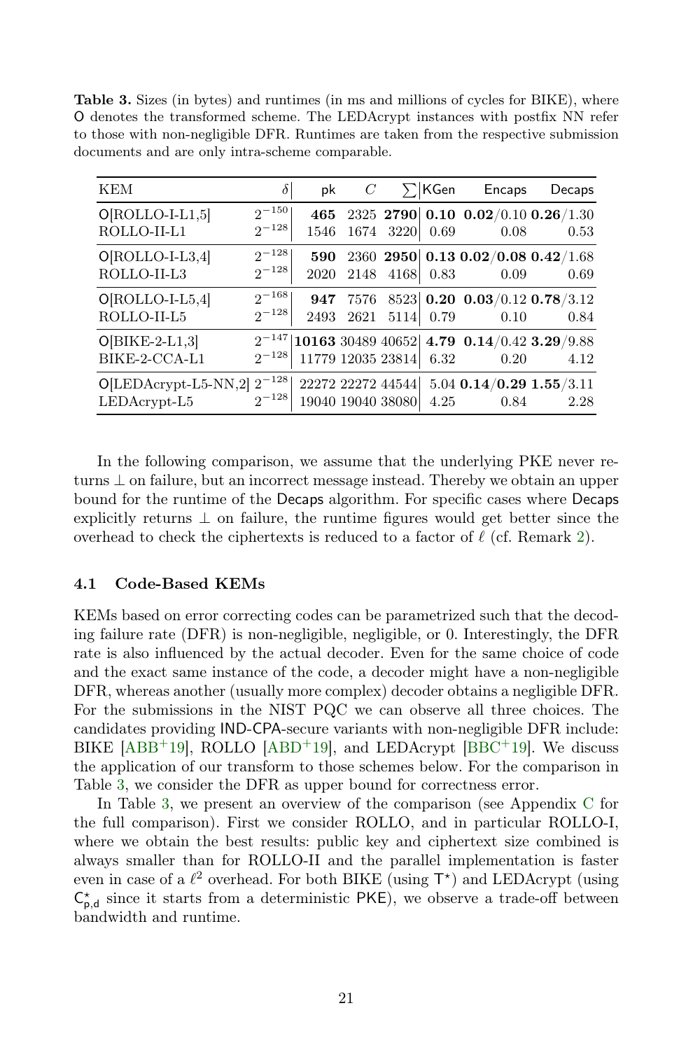**Table 3.** Sizes (in bytes) and runtimes (in ms and millions of cycles for BIKE), where $\mathsf{O}$ denotes the transformed scheme. The LEDAcrypt instances with postfix NN refer to those with non-negligible DFR. Runtimes are taken from the respective submission documents and are only intra-scheme comparable.

| KEM | $\delta$ | pk | $C$ | $\sum$ | KGen | Encaps | Decaps |
|---|---|---|---|---|---|---|---|
| $\mathsf{O}$[ROLLO-I-L1,5] | $2^{-150}$ | **465** | 2325 | **2790** | **0.10** | **0.02**/0.10 | **0.26**/1.30 |
| ROLLO-II-L1 | $2^{-128}$ | 1546 | 1674 | 3220 | 0.69 | 0.08 | 0.53 |
| $\mathsf{O}$[ROLLO-I-L3,4] | $2^{-128}$ | **590** | 2360 | **2950** | **0.13** | **0.02**/**0.08** | **0.42**/1.68 |
| ROLLO-II-L3 | $2^{-128}$ | 2020 | 2148 | 4168 | 0.83 | 0.09 | 0.69 |
| $\mathsf{O}$[ROLLO-I-L5,4] | $2^{-168}$ | **947** | 7576 | 8523 | **0.20** | **0.03**/0.12 | **0.78**/3.12 |
| ROLLO-II-L5 | $2^{-128}$ | 2493 | 2621 | 5114 | 0.79 | 0.10 | 0.84 |
| $\mathsf{O}$[BIKE-2-L1,3] | $2^{-147}$ | **10163** | 30489 | 40652 | **4.79** | **0.14**/0.42 | **3.29**/9.88 |
| BIKE-2-CCA-L1 | $2^{-128}$ | 11779 | 12035 | 23814 | 6.32 | 0.20 | 4.12 |
| $\mathsf{O}$[LEDAcrypt-L5-NN,2] | $2^{-128}$ | 22272 | 22272 | 44544 | 5.04 | **0.14**/**0.29** | **1.55**/3.11 |
| LEDAcrypt-L5 | $2^{-128}$ | 19040 | 19040 | 38080 | 4.25 | 0.84 | 2.28 |

In the following comparison, we assume that the underlying PKE never returns $\perp$ on failure, but an incorrect message instead. Thereby we obtain an upper bound for the runtime of the $\mathsf{Decaps}$ algorithm. For specific cases where $\mathsf{Decaps}$ explicitly returns $\perp$ on failure, the runtime figures would get better since the overhead to check the ciphertexts is reduced to a factor of $\ell$ (cf. Remark 2).

### 4.1 Code-Based KEMs

KEMs based on error correcting codes can be parametrized such that the decoding failure rate (DFR) is non-negligible, negligible, or 0. Interestingly, the DFR rate is also influenced by the actual decoder. Even for the same choice of code and the exact same instance of the code, a decoder might have a non-negligible DFR, whereas another (usually more complex) decoder obtains a negligible DFR. For the submissions in the NIST PQC we can observe all three choices. The candidates providing $\mathsf{IND}$-$\mathsf{CPA}$-secure variants with non-negligible DFR include: BIKE [ABB+19], ROLLO [ABD+19], and LEDAcrypt [BBC+19]. We discuss the application of our transform to those schemes below. For the comparison in Table 3, we consider the DFR as upper bound for correctness error.

In Table 3, we present an overview of the comparison (see Appendix C for the full comparison). First we consider ROLLO, and in particular ROLLO-I, where we obtain the best results: public key and ciphertext size combined is always smaller than for ROLLO-II and the parallel implementation is faster even in case of a $\ell^2$ overhead. For both BIKE (using $\mathsf{T}^\star$) and LEDAcrypt (using $\mathsf{C}^\star_{\mathsf{p},\mathsf{d}}$ since it starts from a deterministic $\mathsf{PKE}$), we observe a trade-off between bandwidth and runtime.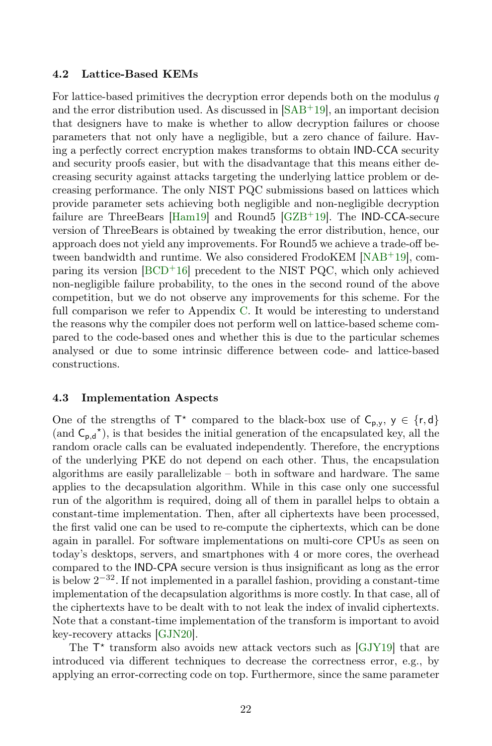### 4.2 Lattice-Based KEMs

For lattice-based primitives the decryption error depends both on the modulus $q$ and the error distribution used. As discussed in [SAB+19], an important decision that designers have to make is whether to allow decryption failures or choose parameters that not only have a negligible, but a zero chance of failure. Having a perfectly correct encryption makes transforms to obtain IND-CCA security and security proofs easier, but with the disadvantage that this means either decreasing security against attacks targeting the underlying lattice problem or decreasing performance. The only NIST PQC submissions based on lattices which provide parameter sets achieving both negligible and non-negligible decryption failure are ThreeBears [Ham19] and Round5 [GZB+19]. The IND-CCA-secure version of ThreeBears is obtained by tweaking the error distribution, hence, our approach does not yield any improvements. For Round5 we achieve a trade-off between bandwidth and runtime. We also considered FrodoKEM [NAB+19], comparing its version [BCD+16] precedent to the NIST PQC, which only achieved non-negligible failure probability, to the ones in the second round of the above competition, but we do not observe any improvements for this scheme. For the full comparison we refer to Appendix C. It would be interesting to understand the reasons why the compiler does not perform well on lattice-based scheme compared to the code-based ones and whether this is due to the particular schemes analysed or due to some intrinsic difference between code- and lattice-based constructions.

### 4.3 Implementation Aspects

One of the strengths of $\mathsf{T}^\star$ compared to the black-box use of $\mathsf{C}_{\mathsf{p},\mathsf{y}}$, $\mathsf{y} \in \{\mathsf{r}, \mathsf{d}\}$ (and $\mathsf{C}_{\mathsf{p},\mathsf{d}}{}^\star$), is that besides the initial generation of the encapsulated key, all the random oracle calls can be evaluated independently. Therefore, the encryptions of the underlying PKE do not depend on each other. Thus, the encapsulation algorithms are easily parallelizable – both in software and hardware. The same applies to the decapsulation algorithm. While in this case only one successful run of the algorithm is required, doing all of them in parallel helps to obtain a constant-time implementation. Then, after all ciphertexts have been processed, the first valid one can be used to re-compute the ciphertexts, which can be done again in parallel. For software implementations on multi-core CPUs as seen on today's desktops, servers, and smartphones with 4 or more cores, the overhead compared to the IND-CPA secure version is thus insignificant as long as the error is below $2^{-32}$. If not implemented in a parallel fashion, providing a constant-time implementation of the decapsulation algorithms is more costly. In that case, all of the ciphertexts have to be dealt with to not leak the index of invalid ciphertexts. Note that a constant-time implementation of the transform is important to avoid key-recovery attacks [GJN20].

The $\mathsf{T}^\star$ transform also avoids new attack vectors such as [GJY19] that are introduced via different techniques to decrease the correctness error, e.g., by applying an error-correcting code on top. Furthermore, since the same parameter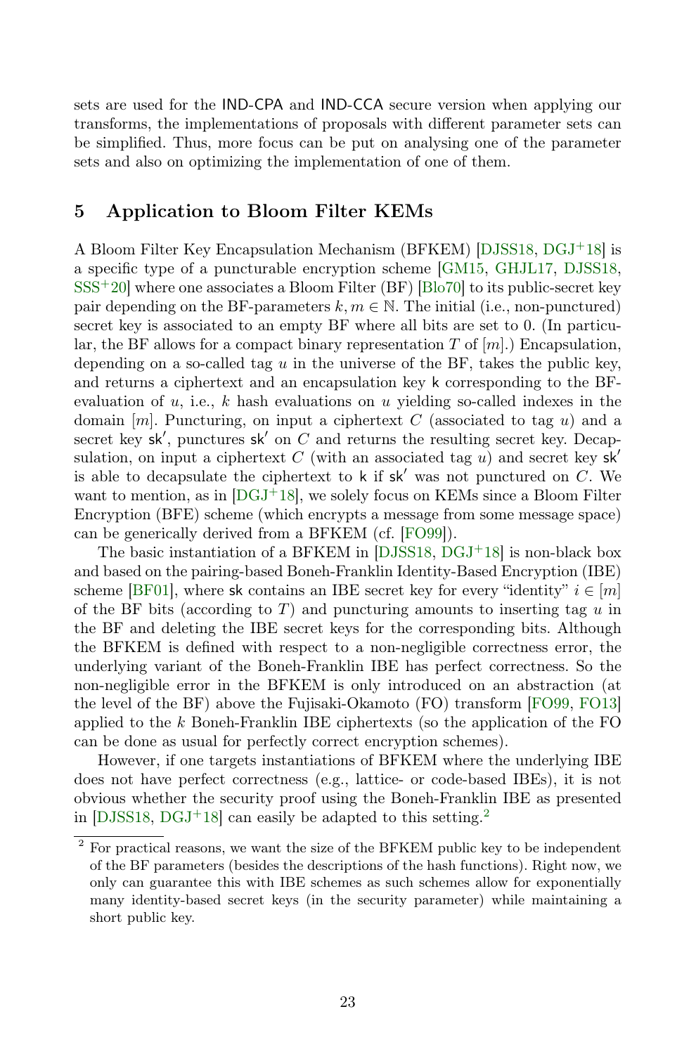sets are used for the IND-CPA and IND-CCA secure version when applying our transforms, the implementations of proposals with different parameter sets can be simplified. Thus, more focus can be put on analysing one of the parameter sets and also on optimizing the implementation of one of them.

## 5 Application to Bloom Filter KEMs

A Bloom Filter Key Encapsulation Mechanism (BFKEM) [DJSS18, DGJ+18] is a specific type of a puncturable encryption scheme [GM15, GHJL17, DJSS18, SSS+20] where one associates a Bloom Filter (BF) [Blo70] to its public-secret key pair depending on the BF-parameters $k, m \in \mathbb{N}$. The initial (i.e., non-punctured) secret key is associated to an empty BF where all bits are set to 0. (In particular, the BF allows for a compact binary representation $T$ of $[m]$.) Encapsulation, depending on a so-called tag $u$ in the universe of the BF, takes the public key, and returns a ciphertext and an encapsulation key $\mathsf{k}$ corresponding to the BF-evaluation of $u$, i.e., $k$ hash evaluations on $u$ yielding so-called indexes in the domain $[m]$. Puncturing, on input a ciphertext $C$ (associated to tag $u$) and a secret key $\mathsf{sk}'$, punctures $\mathsf{sk}'$ on $C$ and returns the resulting secret key. Decapsulation, on input a ciphertext $C$ (with an associated tag $u$) and secret key $\mathsf{sk}'$ is able to decapsulate the ciphertext to $\mathsf{k}$ if $\mathsf{sk}'$ was not punctured on $C$. We want to mention, as in [DGJ+18], we solely focus on KEMs since a Bloom Filter Encryption (BFE) scheme (which encrypts a message from some message space) can be generically derived from a BFKEM (cf. [FO99]).

The basic instantiation of a BFKEM in [DJSS18, DGJ+18] is non-black box and based on the pairing-based Boneh-Franklin Identity-Based Encryption (IBE) scheme [BF01], where $\mathsf{sk}$ contains an IBE secret key for every "identity" $i \in [m]$ of the BF bits (according to $T$) and puncturing amounts to inserting tag $u$ in the BF and deleting the IBE secret keys for the corresponding bits. Although the BFKEM is defined with respect to a non-negligible correctness error, the underlying variant of the Boneh-Franklin IBE has perfect correctness. So the non-negligible error in the BFKEM is only introduced on an abstraction (at the level of the BF) above the Fujisaki-Okamoto (FO) transform [FO99, FO13] applied to the $k$ Boneh-Franklin IBE ciphertexts (so the application of the FO can be done as usual for perfectly correct encryption schemes).

However, if one targets instantiations of BFKEM where the underlying IBE does not have perfect correctness (e.g., lattice- or code-based IBEs), it is not obvious whether the security proof using the Boneh-Franklin IBE as presented in [DJSS18, DGJ+18] can easily be adapted to this setting.[2]

[2] For practical reasons, we want the size of the BFKEM public key to be independent of the BF parameters (besides the descriptions of the hash functions). Right now, we only can guarantee this with IBE schemes as such schemes allow for exponentially many identity-based secret keys (in the security parameter) while maintaining a short public key.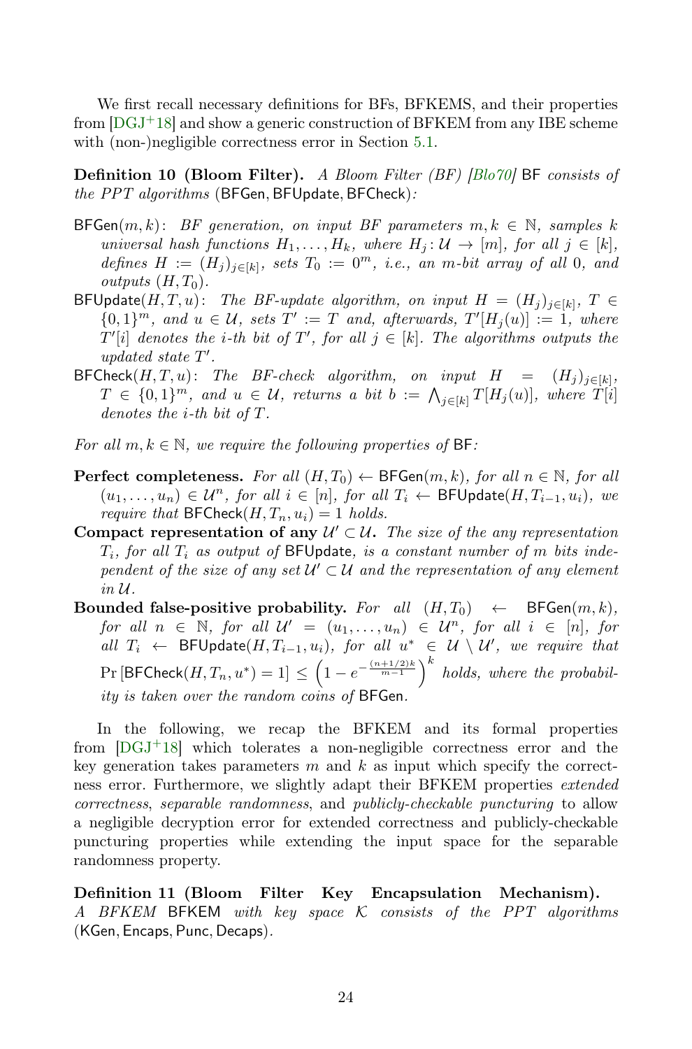We first recall necessary definitions for BFs, BFKEMS, and their properties from [DGJ+18] and show a generic construction of BFKEM from any IBE scheme with (non-)negligible correctness error in Section 5.1.

**Definition 10 (Bloom Filter).** *A Bloom Filter (BF) [Blo70]* BF *consists of the PPT algorithms* (BFGen, BFUpdate, BFCheck)*:*

- BFGen$(m, k)$: *BF generation, on input BF parameters $m, k \in \mathbb{N}$, samples $k$ universal hash functions $H_1, \ldots, H_k$, where $H_j : \mathcal{U} \to [m]$, for all $j \in [k]$, defines $H := (H_j)_{j \in [k]}$, sets $T_0 := 0^m$, i.e., an $m$-bit array of all 0, and outputs $(H, T_0)$.*
- BFUpdate$(H, T, u)$: *The BF-update algorithm, on input $H = (H_j)_{j \in [k]}$, $T \in \{0,1\}^m$, and $u \in \mathcal{U}$, sets $T' := T$ and, afterwards, $T'[H_j(u)] := 1$, where $T'[i]$ denotes the $i$-th bit of $T'$, for all $j \in [k]$. The algorithms outputs the updated state $T'$.*
- BFCheck$(H, T, u)$: *The BF-check algorithm, on input $H = (H_j)_{j \in [k]}$, $T \in \{0,1\}^m$, and $u \in \mathcal{U}$, returns a bit $b := \bigwedge_{j \in [k]} T[H_j(u)]$, where $T[i]$ denotes the $i$-th bit of $T$.*

*For all $m, k \in \mathbb{N}$, we require the following properties of* BF*:*

**Perfect completeness.** *For all $(H, T_0) \leftarrow$ BFGen$(m, k)$, for all $n \in \mathbb{N}$, for all $(u_1, \ldots, u_n) \in \mathcal{U}^n$, for all $i \in [n]$, for all $T_i \leftarrow$ BFUpdate$(H, T_{i-1}, u_i)$, we require that* BFCheck$(H, T_n, u_i) = 1$ *holds.*

**Compact representation of any $\mathcal{U}' \subset \mathcal{U}$.** *The size of the any representation $T_i$, for all $T_i$ as output of* BFUpdate*, is a constant number of $m$ bits independent of the size of any set $\mathcal{U}' \subset \mathcal{U}$ and the representation of any element in $\mathcal{U}$.*

**Bounded false-positive probability.** *For all $(H, T_0) \leftarrow$ BFGen$(m, k)$, for all $n \in \mathbb{N}$, for all $\mathcal{U}' = (u_1, \ldots, u_n) \in \mathcal{U}^n$, for all $i \in [n]$, for all $T_i \leftarrow$ BFUpdate$(H, T_{i-1}, u_i)$, for all $u^* \in \mathcal{U} \setminus \mathcal{U}'$, we require that $\Pr\left[\text{BFCheck}(H, T_n, u^*) = 1\right] \leq \left(1 - e^{-\frac{(n+1/2)k}{m-1}}\right)^k$ holds, where the probability is taken over the random coins of* BFGen*.*

In the following, we recap the BFKEM and its formal properties from [DGJ+18] which tolerates a non-negligible correctness error and the key generation takes parameters $m$ and $k$ as input which specify the correctness error. Furthermore, we slightly adapt their BFKEM properties *extended correctness*, *separable randomness*, and *publicly-checkable puncturing* to allow a negligible decryption error for extended correctness and publicly-checkable puncturing properties while extending the input space for the separable randomness property.

**Definition 11 (Bloom Filter Key Encapsulation Mechanism).** *A BFKEM* BFKEM *with key space $\mathcal{K}$ consists of the PPT algorithms* (KGen, Encaps, Punc, Decaps)*.*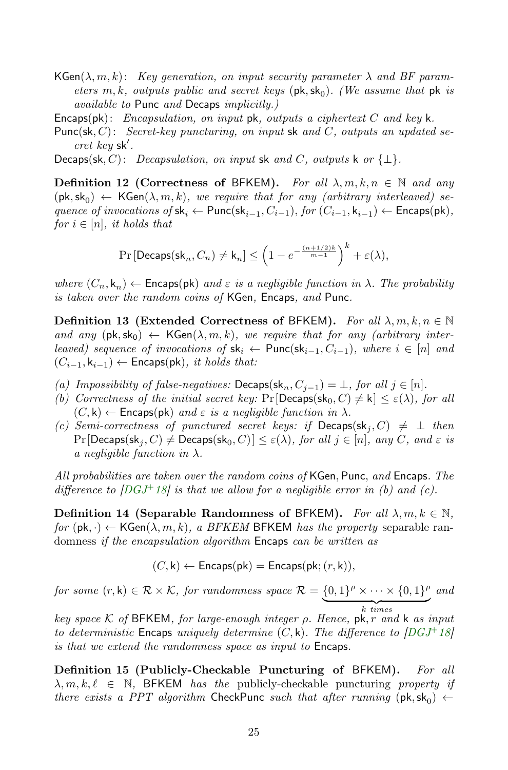$\mathsf{KGen}(\lambda, m, k)$: *Key generation, on input security parameter* $\lambda$ *and BF parameters* $m, k$*, outputs public and secret keys* $(\mathsf{pk}, \mathsf{sk}_0)$*. (We assume that* $\mathsf{pk}$ *is available to* $\mathsf{Punc}$ *and* $\mathsf{Decaps}$ *implicitly.)*

$\mathsf{Encaps}(\mathsf{pk})$: *Encapsulation, on input* $\mathsf{pk}$*, outputs a ciphertext* $C$ *and key* $\mathsf{k}$*.*

$\mathsf{Punc}(\mathsf{sk}, C)$: *Secret-key puncturing, on input* $\mathsf{sk}$ *and* $C$*, outputs an updated secret key* $\mathsf{sk}'$*.*

$\mathsf{Decaps}(\mathsf{sk}, C)$: *Decapsulation, on input* $\mathsf{sk}$ *and* $C$*, outputs* $\mathsf{k}$ *or* $\{\bot\}$*.*

**Definition 12 (Correctness of** $\mathsf{BFKEM}$**).** *For all* $\lambda, m, k, n \in \mathbb{N}$ *and any* $(\mathsf{pk}, \mathsf{sk}_0) \leftarrow \mathsf{KGen}(\lambda, m, k)$*, we require that for any (arbitrary interleaved) sequence of invocations of* $\mathsf{sk}_i \leftarrow \mathsf{Punc}(\mathsf{sk}_{i-1}, C_{i-1})$*, for* $(C_{i-1}, \mathsf{k}_{i-1}) \leftarrow \mathsf{Encaps}(\mathsf{pk})$*, for* $i \in [n]$*, it holds that*

$$\Pr\left[\mathsf{Decaps}(\mathsf{sk}_n, C_n) \neq \mathsf{k}_n\right] \leq \left(1 - e^{-\frac{(n+1/2)k}{m-1}}\right)^k + \varepsilon(\lambda),$$

*where* $(C_n, \mathsf{k}_n) \leftarrow \mathsf{Encaps}(\mathsf{pk})$ *and* $\varepsilon$ *is a negligible function in* $\lambda$*. The probability is taken over the random coins of* $\mathsf{KGen}$*,* $\mathsf{Encaps}$*, and* $\mathsf{Punc}$*.*

**Definition 13 (Extended Correctness of** $\mathsf{BFKEM}$**).** *For all* $\lambda, m, k, n \in \mathbb{N}$ *and any* $(\mathsf{pk}, \mathsf{sk}_0) \leftarrow \mathsf{KGen}(\lambda, m, k)$*, we require that for any (arbitrary interleaved) sequence of invocations of* $\mathsf{sk}_i \leftarrow \mathsf{Punc}(\mathsf{sk}_{i-1}, C_{i-1})$*, where* $i \in [n]$ *and* $(C_{i-1}, \mathsf{k}_{i-1}) \leftarrow \mathsf{Encaps}(\mathsf{pk})$*, it holds that:*

*(a) Impossibility of false-negatives:* $\mathsf{Decaps}(\mathsf{sk}_n, C_{j-1}) = \bot$*, for all* $j \in [n]$*.*

*(b) Correctness of the initial secret key:* $\Pr[\mathsf{Decaps}(\mathsf{sk}_0, C) \neq \mathsf{k}] \leq \varepsilon(\lambda)$*, for all* $(C, \mathsf{k}) \leftarrow \mathsf{Encaps}(\mathsf{pk})$ *and* $\varepsilon$ *is a negligible function in* $\lambda$*.*

*(c) Semi-correctness of punctured secret keys: if* $\mathsf{Decaps}(\mathsf{sk}_j, C) \neq \bot$ *then* $\Pr[\mathsf{Decaps}(\mathsf{sk}_j, C) \neq \mathsf{Decaps}(\mathsf{sk}_0, C)] \leq \varepsilon(\lambda)$*, for all* $j \in [n]$*, any* $C$*, and* $\varepsilon$ *is a negligible function in* $\lambda$*.*

*All probabilities are taken over the random coins of* $\mathsf{KGen}, \mathsf{Punc}$*, and* $\mathsf{Encaps}$*. The difference to [DGJ+18] is that we allow for a negligible error in (b) and (c).*

**Definition 14 (Separable Randomness of** $\mathsf{BFKEM}$**).** *For all* $\lambda, m, k \in \mathbb{N}$*, for* $(\mathsf{pk}, \cdot) \leftarrow \mathsf{KGen}(\lambda, m, k)$*, a BFKEM* $\mathsf{BFKEM}$ *has the property* separable randomness *if the encapsulation algorithm* $\mathsf{Encaps}$ *can be written as*

$$(C, \mathsf{k}) \leftarrow \mathsf{Encaps}(\mathsf{pk}) = \mathsf{Encaps}(\mathsf{pk}; (r, \mathsf{k})),$$

*for some* $(r, \mathsf{k}) \in \mathcal{R} \times \mathcal{K}$*, for randomness space* $\mathcal{R} = \underbrace{\{0,1\}^\rho \times \cdots \times \{0,1\}^\rho}_{k \text{ times}}$ *and key space* $\mathcal{K}$ *of* $\mathsf{BFKEM}$*, for large-enough integer* $\rho$*. Hence,* $\mathsf{pk}, r$ *and* $\mathsf{k}$ *as input to deterministic* $\mathsf{Encaps}$ *uniquely determine* $(C, \mathsf{k})$*. The difference to [DGJ+18] is that we extend the randomness space as input to* $\mathsf{Encaps}$*.*

**Definition 15 (Publicly-Checkable Puncturing of** $\mathsf{BFKEM}$**).** *For all* $\lambda, m, k, \ell \in \mathbb{N}$*,* $\mathsf{BFKEM}$ *has the* publicly-checkable puncturing *property if there exists a PPT algorithm* $\mathsf{CheckPunc}$ *such that after running* $(\mathsf{pk}, \mathsf{sk}_0) \leftarrow$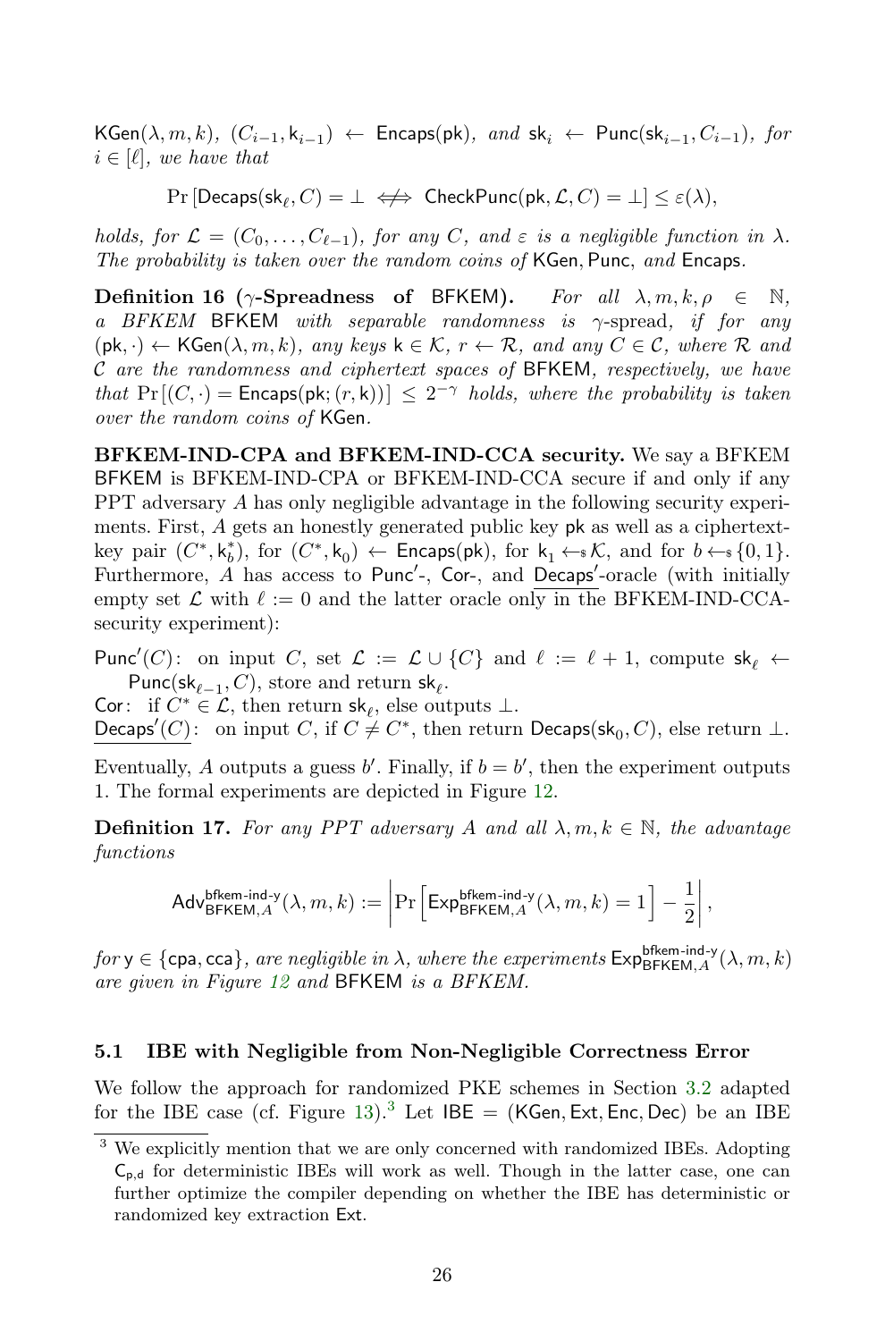$\mathsf{KGen}(\lambda, m, k)$, $(C_{i-1}, \mathsf{k}_{i-1}) \leftarrow \mathsf{Encaps}(\mathsf{pk})$, *and* $\mathsf{sk}_i \leftarrow \mathsf{Punc}(\mathsf{sk}_{i-1}, C_{i-1})$, *for* $i \in [\ell]$, *we have that*

$$\Pr\left[\mathsf{Decaps}(\mathsf{sk}_\ell, C) = \bot \iff\!\!\!\!\!\!/\;\; \mathsf{CheckPunc}(\mathsf{pk}, \mathcal{L}, C) = \bot\right] \leq \varepsilon(\lambda),$$

*holds, for* $\mathcal{L} = (C_0, \ldots, C_{\ell-1})$, *for any* $C$, *and* $\varepsilon$ *is a negligible function in* $\lambda$. *The probability is taken over the random coins of* $\mathsf{KGen}$, $\mathsf{Punc}$, *and* $\mathsf{Encaps}$.

**Definition 16 ($\gamma$-Spreadness of $\mathsf{BFKEM}$).** *For all* $\lambda, m, k, \rho \in \mathbb{N}$, *a BFKEM* $\mathsf{BFKEM}$ *with separable randomness is* $\gamma$-spread, *if for any* $(\mathsf{pk}, \cdot) \leftarrow \mathsf{KGen}(\lambda, m, k)$, *any keys* $\mathsf{k} \in \mathcal{K}$, $r \leftarrow \mathcal{R}$, *and any* $C \in \mathcal{C}$, *where* $\mathcal{R}$ *and* $\mathcal{C}$ *are the randomness and ciphertext spaces of* $\mathsf{BFKEM}$, *respectively, we have that* $\Pr[(C, \cdot) = \mathsf{Encaps}(\mathsf{pk}; (r, \mathsf{k}))] \leq 2^{-\gamma}$ *holds, where the probability is taken over the random coins of* $\mathsf{KGen}$.

**BFKEM-IND-CPA and BFKEM-IND-CCA security.** We say a BFKEM $\mathsf{BFKEM}$ is BFKEM-IND-CPA or BFKEM-IND-CCA secure if and only if any PPT adversary $A$ has only negligible advantage in the following security experiments. First, $A$ gets an honestly generated public key $\mathsf{pk}$ as well as a ciphertext-key pair $(C^*, \mathsf{k}_b^*)$, for $(C^*, \mathsf{k}_0) \leftarrow \mathsf{Encaps}(\mathsf{pk})$, for $\mathsf{k}_1 \leftarrow_\$ \mathcal{K}$, and for $b \leftarrow_\$ \{0, 1\}$. Furthermore, $A$ has access to $\mathsf{Punc}'$-, $\mathsf{Cor}$-, and $\underline{\mathsf{Decaps}'}$-oracle (with initially empty set $\mathcal{L}$ with $\ell := 0$ and the latter oracle only in the BFKEM-IND-CCA-security experiment):

$\mathsf{Punc}'(C)$: on input $C$, set $\mathcal{L} := \mathcal{L} \cup \{C\}$ and $\ell := \ell + 1$, compute $\mathsf{sk}_\ell \leftarrow \mathsf{Punc}(\mathsf{sk}_{\ell-1}, C)$, store and return $\mathsf{sk}_\ell$.

$\mathsf{Cor}$: if $C^* \in \mathcal{L}$, then return $\mathsf{sk}_\ell$, else outputs $\bot$.

$\underline{\mathsf{Decaps}'(C)}$: on input $C$, if $C \neq C^*$, then return $\mathsf{Decaps}(\mathsf{sk}_0, C)$, else return $\bot$.

Eventually, $A$ outputs a guess $b'$. Finally, if $b = b'$, then the experiment outputs 1. The formal experiments are depicted in Figure 12.

**Definition 17.** *For any PPT adversary $A$ and all $\lambda, m, k \in \mathbb{N}$, the advantage functions*

$$\mathsf{Adv}^{\mathsf{bfkem\text{-}ind\text{-}y}}_{\mathsf{BFKEM},A}(\lambda, m, k) := \left|\Pr\left[\mathsf{Exp}^{\mathsf{bfkem\text{-}ind\text{-}y}}_{\mathsf{BFKEM},A}(\lambda, m, k) = 1\right] - \frac{1}{2}\right|,$$

*for* $\mathsf{y} \in \{\mathsf{cpa}, \mathsf{cca}\}$, *are negligible in* $\lambda$, *where the experiments* $\mathsf{Exp}^{\mathsf{bfkem\text{-}ind\text{-}y}}_{\mathsf{BFKEM},A}(\lambda, m, k)$ *are given in Figure 12 and* $\mathsf{BFKEM}$ *is a BFKEM.*

### 5.1 IBE with Negligible from Non-Negligible Correctness Error

We follow the approach for randomized PKE schemes in Section 3.2 adapted for the IBE case (cf. Figure 13).[3] Let $\mathsf{IBE} = (\mathsf{KGen}, \mathsf{Ext}, \mathsf{Enc}, \mathsf{Dec})$ be an IBE

[3] We explicitly mention that we are only concerned with randomized IBEs. Adopting $\mathsf{C}_{\mathsf{p,d}}$ for deterministic IBEs will work as well. Though in the latter case, one can further optimize the compiler depending on whether the IBE has deterministic or randomized key extraction $\mathsf{Ext}$.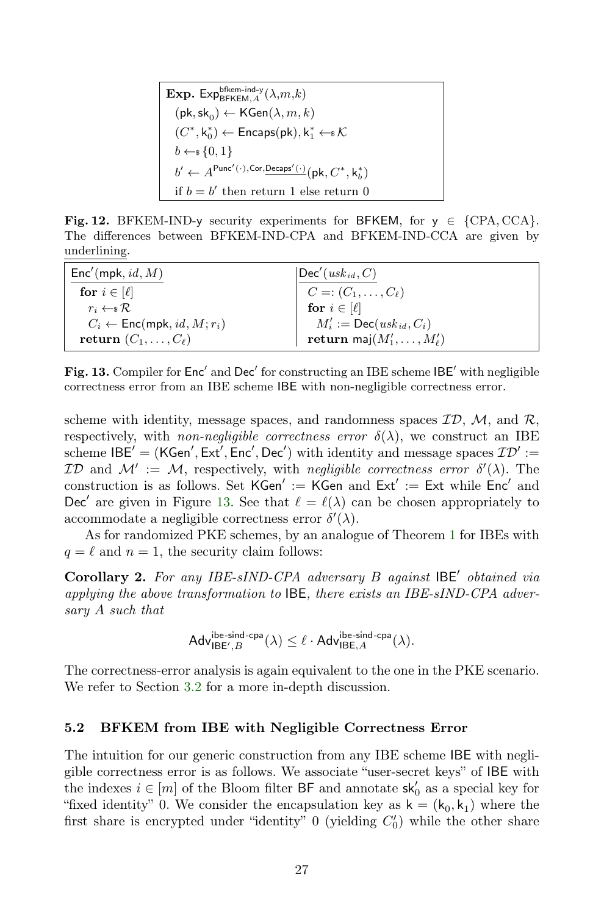**Exp.** $\mathsf{Exp}^{\mathsf{bfkem\text{-}ind\text{-}y}}_{\mathsf{BFKEM},A}(\lambda, m, k)$
$(\mathsf{pk}, \mathsf{sk}_0) \leftarrow \mathsf{KGen}(\lambda, m, k)$
$(C^*, \mathsf{k}_0^*) \leftarrow \mathsf{Encaps}(\mathsf{pk}), \mathsf{k}_1^* \leftarrow_{\$} \mathcal{K}$
$b \leftarrow_{\$} \{0, 1\}$
$b' \leftarrow A^{\mathsf{Punc}'(\cdot), \mathsf{Cor}, \underline{\mathsf{Decaps}'(\cdot)}}(\mathsf{pk}, C^*, \mathsf{k}_b^*)$
if $b = b'$ then return 1 else return 0

**Fig. 12.** BFKEM-IND-y security experiments for BFKEM, for y $\in$ {CPA, CCA}. The differences between BFKEM-IND-CPA and BFKEM-IND-CCA are given by underlining.

```
Enc'(mpk, id, M)                      Dec'(usk_id, C)
  for i ∈ [ℓ]                           C =: (C_1, ..., C_ℓ)
    r_i ←$ R                            for i ∈ [ℓ]
    C_i ← Enc(mpk, id, M; r_i)            M'_i := Dec(usk_id, C_i)
  return (C_1, ..., C_ℓ)                return maj(M'_1, ..., M'_ℓ)
```

**Fig. 13.** Compiler for $\mathsf{Enc}'$ and $\mathsf{Dec}'$ for constructing an IBE scheme $\mathsf{IBE}'$ with negligible correctness error from an IBE scheme $\mathsf{IBE}$ with non-negligible correctness error.

scheme with identity, message spaces, and randomness spaces $\mathcal{ID}$, $\mathcal{M}$, and $\mathcal{R}$, respectively, with *non-negligible correctness error* $\delta(\lambda)$, we construct an IBE scheme $\mathsf{IBE}' = (\mathsf{KGen}', \mathsf{Ext}', \mathsf{Enc}', \mathsf{Dec}')$ with identity and message spaces $\mathcal{ID}' := \mathcal{ID}$ and $\mathcal{M}' := \mathcal{M}$, respectively, with *negligible correctness error* $\delta'(\lambda)$. The construction is as follows. Set $\mathsf{KGen}' := \mathsf{KGen}$ and $\mathsf{Ext}' := \mathsf{Ext}$ while $\mathsf{Enc}'$ and $\mathsf{Dec}'$ are given in Figure 13. See that $\ell = \ell(\lambda)$ can be chosen appropriately to accommodate a negligible correctness error $\delta'(\lambda)$.

As for randomized PKE schemes, by an analogue of Theorem 1 for IBEs with $q = \ell$ and $n = 1$, the security claim follows:

**Corollary 2.** *For any IBE-sIND-CPA adversary $B$ against $\mathsf{IBE}'$ obtained via applying the above transformation to $\mathsf{IBE}$, there exists an IBE-sIND-CPA adversary $A$ such that*

$$\mathsf{Adv}^{\mathsf{ibe\text{-}sind\text{-}cpa}}_{\mathsf{IBE}',B}(\lambda) \leq \ell \cdot \mathsf{Adv}^{\mathsf{ibe\text{-}sind\text{-}cpa}}_{\mathsf{IBE},A}(\lambda).$$

The correctness-error analysis is again equivalent to the one in the PKE scenario. We refer to Section 3.2 for a more in-depth discussion.

### 5.2 BFKEM from IBE with Negligible Correctness Error

The intuition for our generic construction from any IBE scheme $\mathsf{IBE}$ with negligible correctness error is as follows. We associate "user-secret keys" of $\mathsf{IBE}$ with the indexes $i \in [m]$ of the Bloom filter $\mathsf{BF}$ and annotate $\mathsf{sk}'_0$ as a special key for "fixed identity" 0. We consider the encapsulation key as $\mathsf{k} = (\mathsf{k}_0, \mathsf{k}_1)$ where the first share is encrypted under "identity" 0 (yielding $C'_0$) while the other share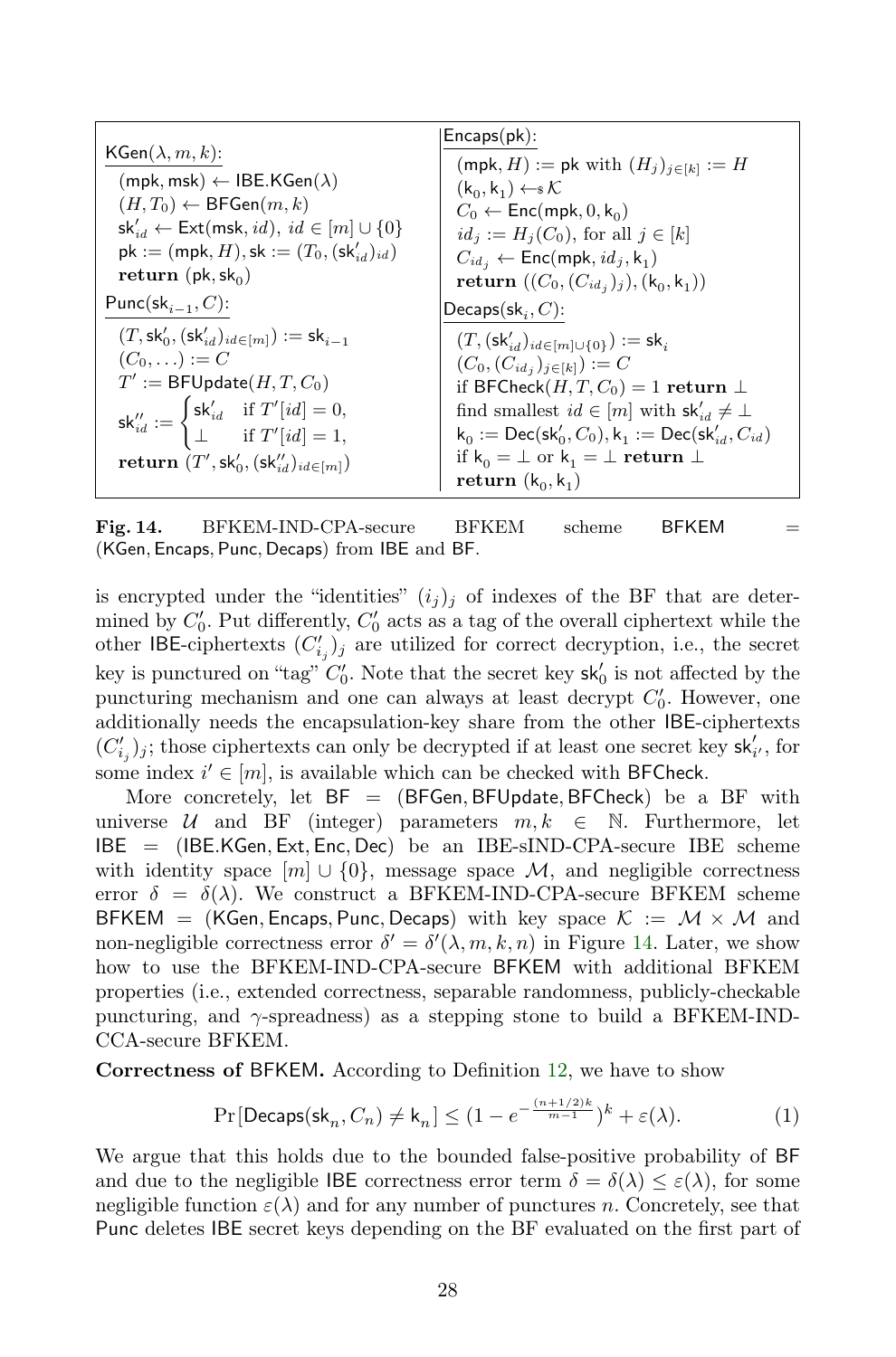**KGen**$(\lambda, m, k)$:

$(\mathsf{mpk}, \mathsf{msk}) \leftarrow \mathsf{IBE.KGen}(\lambda)$
$(H, T_0) \leftarrow \mathsf{BFGen}(m, k)$
$\mathsf{sk}'_{id} \leftarrow \mathsf{Ext}(\mathsf{msk}, id),\ id \in [m] \cup \{0\}$
$\mathsf{pk} := (\mathsf{mpk}, H), \mathsf{sk} := (T_0, (\mathsf{sk}'_{id})_{id})$
**return** $(\mathsf{pk}, \mathsf{sk}_0)$

**Punc**$(\mathsf{sk}_{i-1}, C)$:

$(T, \mathsf{sk}'_0, (\mathsf{sk}'_{id})_{id \in [m]}) := \mathsf{sk}_{i-1}$
$(C_0, \ldots) := C$
$T' := \mathsf{BFUpdate}(H, T, C_0)$
$$\mathsf{sk}''_{id} := \begin{cases} \mathsf{sk}'_{id} & \text{if } T'[id] = 0, \\ \bot & \text{if } T'[id] = 1, \end{cases}$$
**return** $(T', \mathsf{sk}'_0, (\mathsf{sk}''_{id})_{id \in [m]})$

**Encaps**$(\mathsf{pk})$:

$(\mathsf{mpk}, H) := \mathsf{pk}$ with $(H_j)_{j \in [k]} := H$
$(\mathsf{k}_0, \mathsf{k}_1) \leftarrow_{\$} \mathcal{K}$
$C_0 \leftarrow \mathsf{Enc}(\mathsf{mpk}, 0, \mathsf{k}_0)$
$id_j := H_j(C_0)$, for all $j \in [k]$
$C_{id_j} \leftarrow \mathsf{Enc}(\mathsf{mpk}, id_j, \mathsf{k}_1)$
**return** $((C_0, (C_{id_j})_j), (\mathsf{k}_0, \mathsf{k}_1))$

**Decaps**$(\mathsf{sk}_i, C)$:

$(T, (\mathsf{sk}'_{id})_{id \in [m] \cup \{0\}}) := \mathsf{sk}_i$
$(C_0, (C_{id_j})_{j \in [k]}) := C$
if $\mathsf{BFCheck}(H, T, C_0) = 1$ **return** $\bot$
find smallest $id \in [m]$ with $\mathsf{sk}'_{id} \neq \bot$
$\mathsf{k}_0 := \mathsf{Dec}(\mathsf{sk}'_0, C_0), \mathsf{k}_1 := \mathsf{Dec}(\mathsf{sk}'_{id}, C_{id})$
if $\mathsf{k}_0 = \bot$ or $\mathsf{k}_1 = \bot$ **return** $\bot$
**return** $(\mathsf{k}_0, \mathsf{k}_1)$

**Fig. 14.** BFKEM-IND-CPA-secure BFKEM scheme BFKEM = (KGen, Encaps, Punc, Decaps) from IBE and BF.

is encrypted under the "identities" $(i_j)_j$ of indexes of the BF that are determined by $C'_0$. Put differently, $C'_0$ acts as a tag of the overall ciphertext while the other IBE-ciphertexts $(C'_{i_j})_j$ are utilized for correct decryption, i.e., the secret key is punctured on "tag" $C'_0$. Note that the secret key $\mathsf{sk}'_0$ is not affected by the puncturing mechanism and one can always at least decrypt $C'_0$. However, one additionally needs the encapsulation-key share from the other IBE-ciphertexts $(C'_{i_j})_j$; those ciphertexts can only be decrypted if at least one secret key $\mathsf{sk}'_{i'}$, for some index $i' \in [m]$, is available which can be checked with BFCheck.

More concretely, let BF = (BFGen, BFUpdate, BFCheck) be a BF with universe $\mathcal{U}$ and BF (integer) parameters $m, k \in \mathbb{N}$. Furthermore, let IBE = (IBE.KGen, Ext, Enc, Dec) be an IBE-sIND-CPA-secure IBE scheme with identity space $[m] \cup \{0\}$, message space $\mathcal{M}$, and negligible correctness error $\delta = \delta(\lambda)$. We construct a BFKEM-IND-CPA-secure BFKEM scheme BFKEM = (KGen, Encaps, Punc, Decaps) with key space $\mathcal{K} := \mathcal{M} \times \mathcal{M}$ and non-negligible correctness error $\delta' = \delta'(\lambda, m, k, n)$ in Figure 14. Later, we show how to use the BFKEM-IND-CPA-secure BFKEM with additional BFKEM properties (i.e., extended correctness, separable randomness, publicly-checkable puncturing, and $\gamma$-spreadness) as a stepping stone to build a BFKEM-IND-CCA-secure BFKEM.

**Correctness of BFKEM.** According to Definition 12, we have to show

$$\Pr[\mathsf{Decaps}(\mathsf{sk}_n, C_n) \neq \mathsf{k}_n] \leq (1 - e^{-\frac{(n+1/2)k}{m-1}})^k + \varepsilon(\lambda). \tag{1}$$

We argue that this holds due to the bounded false-positive probability of BF and due to the negligible IBE correctness error term $\delta = \delta(\lambda) \leq \varepsilon(\lambda)$, for some negligible function $\varepsilon(\lambda)$ and for any number of punctures $n$. Concretely, see that Punc deletes IBE secret keys depending on the BF evaluated on the first part of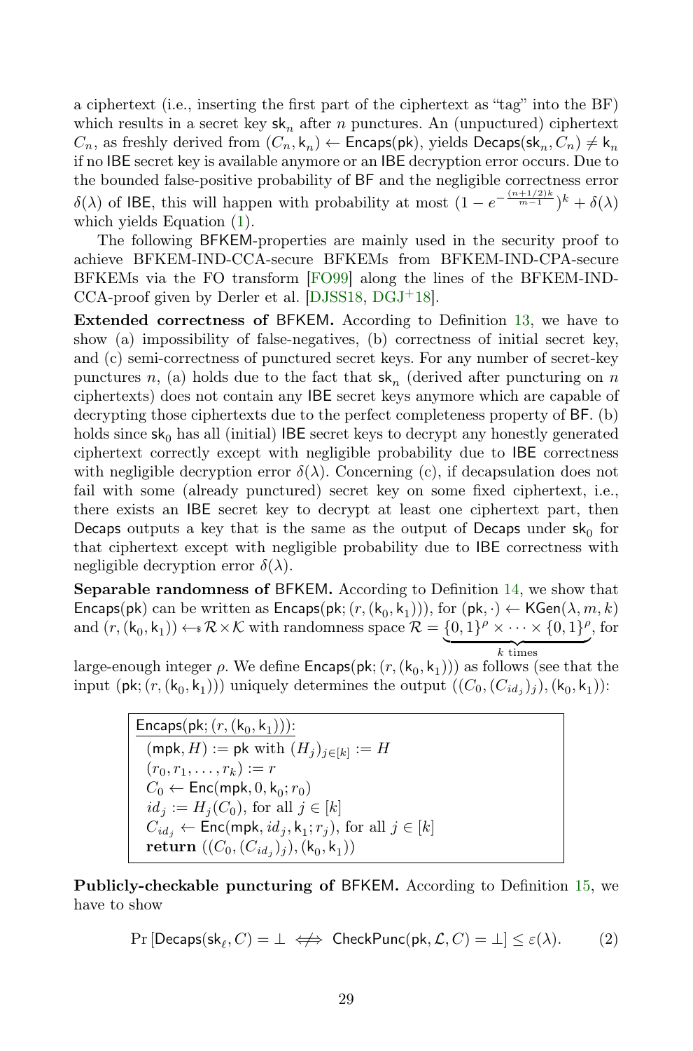a ciphertext (i.e., inserting the first part of the ciphertext as "tag" into the BF) which results in a secret key $\mathsf{sk}_n$ after $n$ punctures. An (unpunctured) ciphertext $C_n$, as freshly derived from $(C_n, \mathsf{k}_n) \leftarrow \mathsf{Encaps}(\mathsf{pk})$, yields $\mathsf{Decaps}(\mathsf{sk}_n, C_n) \neq \mathsf{k}_n$ if no IBE secret key is available anymore or an IBE decryption error occurs. Due to the bounded false-positive probability of BF and the negligible correctness error $\delta(\lambda)$ of IBE, this will happen with probability at most $(1 - e^{-\frac{(n+1/2)k}{m-1}})^k + \delta(\lambda)$ which yields Equation (1).

The following BFKEM-properties are mainly used in the security proof to achieve BFKEM-IND-CCA-secure BFKEMs from BFKEM-IND-CPA-secure BFKEMs via the FO transform [FO99] along the lines of the BFKEM-IND-CCA-proof given by Derler et al. [DJSS18, DGJ+18].

**Extended correctness of BFKEM.** According to Definition 13, we have to show (a) impossibility of false-negatives, (b) correctness of initial secret key, and (c) semi-correctness of punctured secret keys. For any number of secret-key punctures $n$, (a) holds due to the fact that $\mathsf{sk}_n$ (derived after puncturing on $n$ ciphertexts) does not contain any IBE secret keys anymore which are capable of decrypting those ciphertexts due to the perfect completeness property of BF. (b) holds since $\mathsf{sk}_0$ has all (initial) IBE secret keys to decrypt any honestly generated ciphertext correctly except with negligible probability due to IBE correctness with negligible decryption error $\delta(\lambda)$. Concerning (c), if decapsulation does not fail with some (already punctured) secret key on some fixed ciphertext, i.e., there exists an IBE secret key to decrypt at least one ciphertext part, then Decaps outputs a key that is the same as the output of Decaps under $\mathsf{sk}_0$ for that ciphertext except with negligible probability due to IBE correctness with negligible decryption error $\delta(\lambda)$.

**Separable randomness of BFKEM.** According to Definition 14, we show that $\mathsf{Encaps}(\mathsf{pk})$ can be written as $\mathsf{Encaps}(\mathsf{pk}; (r, (\mathsf{k}_0, \mathsf{k}_1)))$, for $(\mathsf{pk}, \cdot) \leftarrow \mathsf{KGen}(\lambda, m, k)$ and $(r, (\mathsf{k}_0, \mathsf{k}_1)) \leftarrow_{\$} \mathcal{R} \times \mathcal{K}$ with randomness space $\mathcal{R} = \underbrace{\{0,1\}^\rho \times \cdots \times \{0,1\}^\rho}_{k \text{ times}}$, for large-enough integer $\rho$. We define $\mathsf{Encaps}(\mathsf{pk}; (r, (\mathsf{k}_0, \mathsf{k}_1)))$ as follows (see that the input $(\mathsf{pk}; (r, (\mathsf{k}_0, \mathsf{k}_1)))$ uniquely determines the output $((C_0, (C_{id_j})_j), (\mathsf{k}_0, \mathsf{k}_1))$:

```
Encaps(pk; (r, (k_0, k_1))):
  (mpk, H) := pk with (H_j)_{j∈[k]} := H
  (r_0, r_1, ..., r_k) := r
  C_0 ← Enc(mpk, 0, k_0; r_0)
  id_j := H_j(C_0), for all j ∈ [k]
  C_{id_j} ← Enc(mpk, id_j, k_1; r_j), for all j ∈ [k]
  return ((C_0, (C_{id_j})_j), (k_0, k_1))
```

**Publicly-checkable puncturing of BFKEM.** According to Definition 15, we have to show

$$\Pr\left[\mathsf{Decaps}(\mathsf{sk}_\ell, C) = \bot \iff\!\!\!\!\!\!/\;\; \mathsf{CheckPunc}(\mathsf{pk}, \mathcal{L}, C) = \bot\right] \leq \varepsilon(\lambda). \tag{2}$$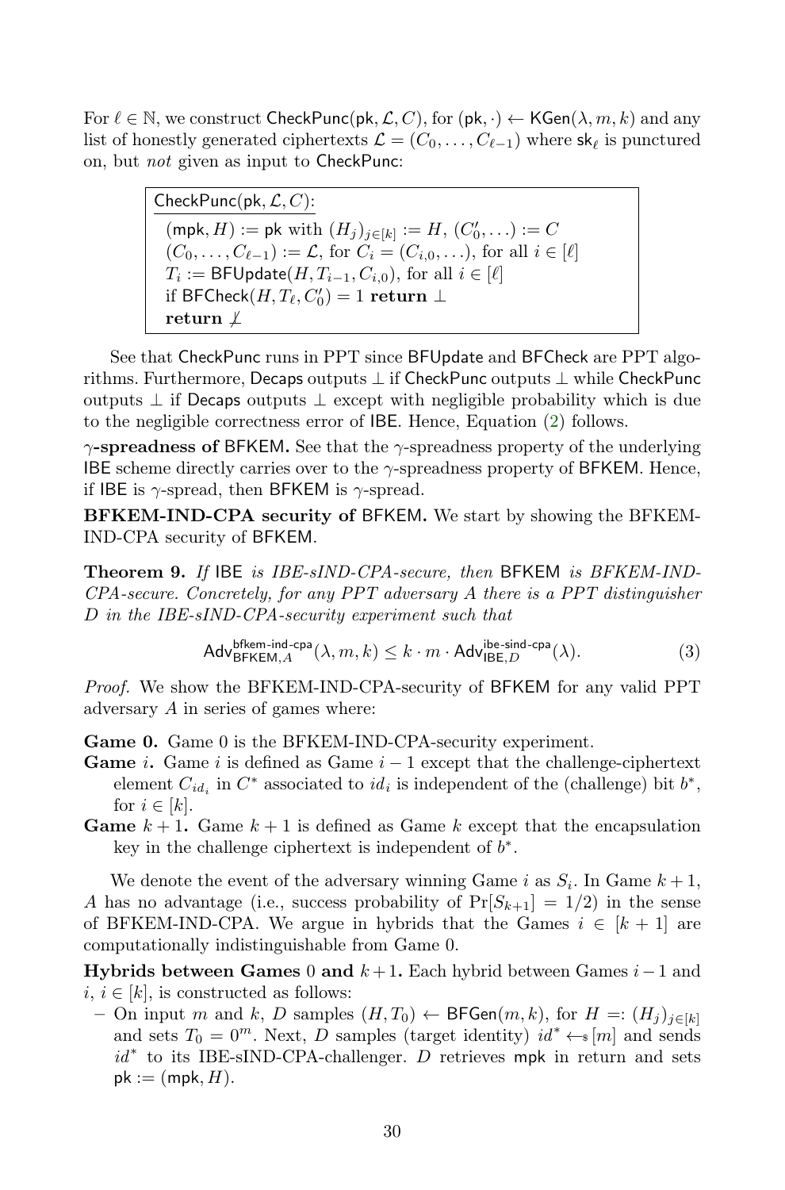For $\ell \in \mathbb{N}$, we construct $\mathsf{CheckPunc}(\mathsf{pk}, \mathcal{L}, C)$, for $(\mathsf{pk}, \cdot) \leftarrow \mathsf{KGen}(\lambda, m, k)$ and any list of honestly generated ciphertexts $\mathcal{L} = (C_0, \ldots, C_{\ell-1})$ where $\mathsf{sk}_\ell$ is punctured on, but *not* given as input to $\mathsf{CheckPunc}$:

```
CheckPunc(pk, L, C):
  (mpk, H) := pk with (H_j)_{j∈[k]} := H, (C'_0, ...) := C
  (C_0, ..., C_{ℓ-1}) := L, for C_i = (C_{i,0}, ...), for all i ∈ [ℓ]
  T_i := BFUpdate(H, T_{i-1}, C_{i,0}), for all i ∈ [ℓ]
  if BFCheck(H, T_ℓ, C'_0) = 1 return ⊥
  return ⊥̸
```

See that $\mathsf{CheckPunc}$ runs in PPT since $\mathsf{BFUpdate}$ and $\mathsf{BFCheck}$ are PPT algorithms. Furthermore, $\mathsf{Decaps}$ outputs $\perp$ if $\mathsf{CheckPunc}$ outputs $\perp$ while $\mathsf{CheckPunc}$ outputs $\perp$ if $\mathsf{Decaps}$ outputs $\perp$ except with negligible probability which is due to the negligible correctness error of $\mathsf{IBE}$. Hence, Equation (2) follows.

**$\gamma$-spreadness of $\mathsf{BFKEM}$.** See that the $\gamma$-spreadness property of the underlying $\mathsf{IBE}$ scheme directly carries over to the $\gamma$-spreadness property of $\mathsf{BFKEM}$. Hence, if $\mathsf{IBE}$ is $\gamma$-spread, then $\mathsf{BFKEM}$ is $\gamma$-spread.

**BFKEM-IND-CPA security of $\mathsf{BFKEM}$.** We start by showing the BFKEM-IND-CPA security of $\mathsf{BFKEM}$.

**Theorem 9.** *If $\mathsf{IBE}$ is IBE-sIND-CPA-secure, then $\mathsf{BFKEM}$ is BFKEM-IND-CPA-secure. Concretely, for any PPT adversary $A$ there is a PPT distinguisher $D$ in the IBE-sIND-CPA-security experiment such that*

$$\mathsf{Adv}^{\mathsf{bfkem\text{-}ind\text{-}cpa}}_{\mathsf{BFKEM},A}(\lambda, m, k) \leq k \cdot m \cdot \mathsf{Adv}^{\mathsf{ibe\text{-}sind\text{-}cpa}}_{\mathsf{IBE},D}(\lambda). \tag{3}$$

*Proof.* We show the BFKEM-IND-CPA-security of $\mathsf{BFKEM}$ for any valid PPT adversary $A$ in series of games where:

**Game 0.** Game 0 is the BFKEM-IND-CPA-security experiment.

**Game $i$.** Game $i$ is defined as Game $i-1$ except that the challenge-ciphertext element $C_{id_i}$ in $C^*$ associated to $id_i$ is independent of the (challenge) bit $b^*$, for $i \in [k]$.

**Game $k+1$.** Game $k+1$ is defined as Game $k$ except that the encapsulation key in the challenge ciphertext is independent of $b^*$.

We denote the event of the adversary winning Game $i$ as $S_i$. In Game $k+1$, $A$ has no advantage (i.e., success probability of $\Pr[S_{k+1}] = 1/2$) in the sense of BFKEM-IND-CPA. We argue in hybrids that the Games $i \in [k+1]$ are computationally indistinguishable from Game 0.

**Hybrids between Games 0 and $k+1$.** Each hybrid between Games $i-1$ and $i$, $i \in [k]$, is constructed as follows:

- On input $m$ and $k$, $D$ samples $(H, T_0) \leftarrow \mathsf{BFGen}(m, k)$, for $H =: (H_j)_{j \in [k]}$ and sets $T_0 = 0^m$. Next, $D$ samples (target identity) $id^* \leftarrow_\$ [m]$ and sends $id^*$ to its IBE-sIND-CPA-challenger. $D$ retrieves $\mathsf{mpk}$ in return and sets $\mathsf{pk} := (\mathsf{mpk}, H)$.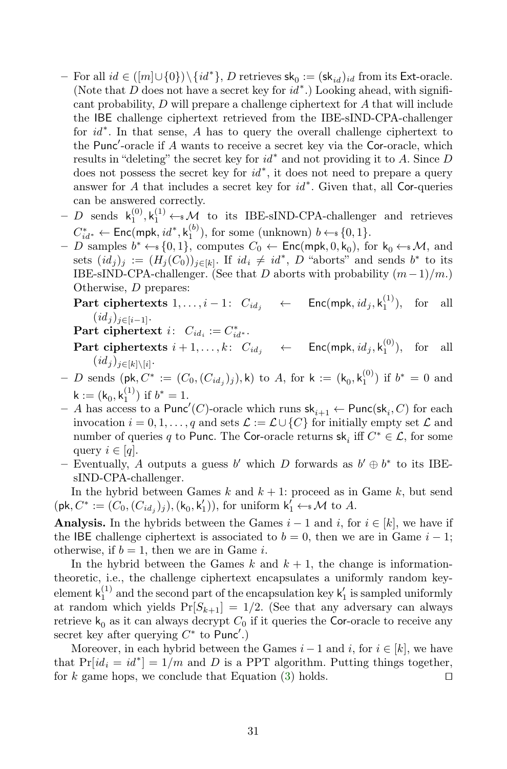- For all $id \in ([m] \cup \{0\}) \setminus \{id^*\}$, $D$ retrieves $\mathsf{sk}_0 := (\mathsf{sk}_{id})_{id}$ from its $\mathsf{Ext}$-oracle. (Note that $D$ does not have a secret key for $id^*$.) Looking ahead, with significant probability, $D$ will prepare a challenge ciphertext for $A$ that will include the $\mathsf{IBE}$ challenge ciphertext retrieved from the IBE-sIND-CPA-challenger for $id^*$. In that sense, $A$ has to query the overall challenge ciphertext to the $\mathsf{Punc}'$-oracle if $A$ wants to receive a secret key via the $\mathsf{Cor}$-oracle, which results in "deleting" the secret key for $id^*$ and not providing it to $A$. Since $D$ does not possess the secret key for $id^*$, it does not need to prepare a query answer for $A$ that includes a secret key for $id^*$. Given that, all $\mathsf{Cor}$-queries can be answered correctly.
- $D$ sends $\mathsf{k}_1^{(0)}, \mathsf{k}_1^{(1)} \leftarrow_{\$} \mathcal{M}$ to its IBE-sIND-CPA-challenger and retrieves $C^*_{id^*} \leftarrow \mathsf{Enc}(\mathsf{mpk}, id^*, \mathsf{k}_1^{(b)})$, for some (unknown) $b \leftarrow_{\$} \{0,1\}$.
- $D$ samples $b^* \leftarrow_{\$} \{0,1\}$, computes $C_0 \leftarrow \mathsf{Enc}(\mathsf{mpk}, 0, \mathsf{k}_0)$, for $\mathsf{k}_0 \leftarrow_{\$} \mathcal{M}$, and sets $(id_j)_j := (H_j(C_0))_{j \in [k]}$. If $id_i \neq id^*$, $D$ "aborts" and sends $b^*$ to its IBE-sIND-CPA-challenger. (See that $D$ aborts with probability $(m-1)/m$.) Otherwise, $D$ prepares:

  **Part ciphertexts** $1, \ldots, i-1$: $C_{id_j} \leftarrow \mathsf{Enc}(\mathsf{mpk}, id_j, \mathsf{k}_1^{(1)})$, for all $(id_j)_{j \in [i-1]}$.

  **Part ciphertext** $i$: $C_{id_i} := C^*_{id^*}$.

  **Part ciphertexts** $i+1, \ldots, k$: $C_{id_j} \leftarrow \mathsf{Enc}(\mathsf{mpk}, id_j, \mathsf{k}_1^{(0)})$, for all $(id_j)_{j \in [k] \setminus [i]}$.
- $D$ sends $(\mathsf{pk}, C^* := (C_0, (C_{id_j})_j), \mathsf{k})$ to $A$, for $\mathsf{k} := (\mathsf{k}_0, \mathsf{k}_1^{(0)})$ if $b^* = 0$ and $\mathsf{k} := (\mathsf{k}_0, \mathsf{k}_1^{(1)})$ if $b^* = 1$.
- $A$ has access to a $\mathsf{Punc}'(C)$-oracle which runs $\mathsf{sk}_{i+1} \leftarrow \mathsf{Punc}(\mathsf{sk}_i, C)$ for each invocation $i = 0, 1, \ldots, q$ and sets $\mathcal{L} := \mathcal{L} \cup \{C\}$ for initially empty set $\mathcal{L}$ and number of queries $q$ to $\mathsf{Punc}$. The $\mathsf{Cor}$-oracle returns $\mathsf{sk}_i$ iff $C^* \in \mathcal{L}$, for some query $i \in [q]$.
- Eventually, $A$ outputs a guess $b'$ which $D$ forwards as $b' \oplus b^*$ to its IBE-sIND-CPA-challenger.

In the hybrid between Games $k$ and $k+1$: proceed as in Game $k$, but send $(\mathsf{pk}, C^* := (C_0, (C_{id_j})_j), (\mathsf{k}_0, \mathsf{k}_1'))$, for uniform $\mathsf{k}_1' \leftarrow_{\$} \mathcal{M}$ to $A$.

**Analysis.** In the hybrids between the Games $i-1$ and $i$, for $i \in [k]$, we have if the $\mathsf{IBE}$ challenge ciphertext is associated to $b = 0$, then we are in Game $i-1$; otherwise, if $b = 1$, then we are in Game $i$.

In the hybrid between the Games $k$ and $k+1$, the change is information-theoretic, i.e., the challenge ciphertext encapsulates a uniformly random key-element $\mathsf{k}_1^{(1)}$ and the second part of the encapsulation key $\mathsf{k}_1'$ is sampled uniformly at random which yields $\Pr[S_{k+1}] = 1/2$. (See that any adversary can always retrieve $\mathsf{k}_0$ as it can always decrypt $C_0$ if it queries the $\mathsf{Cor}$-oracle to receive any secret key after querying $C^*$ to $\mathsf{Punc}'$.)

Moreover, in each hybrid between the Games $i-1$ and $i$, for $i \in [k]$, we have that $\Pr[id_i = id^*] = 1/m$ and $D$ is a PPT algorithm. Putting things together, for $k$ game hops, we conclude that Equation (3) holds. $\square$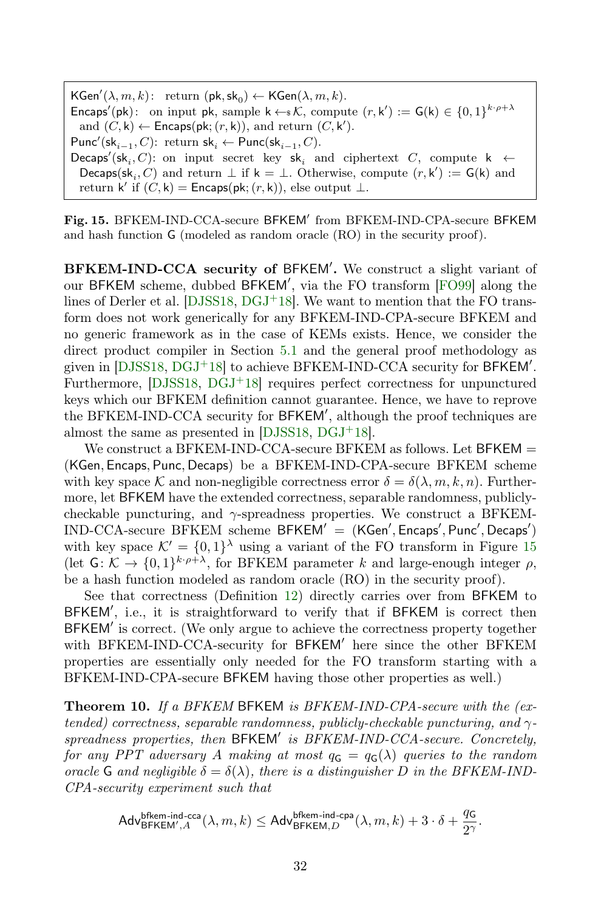$\mathsf{KGen}'(\lambda, m, k)$: return $(\mathsf{pk}, \mathsf{sk}_0) \leftarrow \mathsf{KGen}(\lambda, m, k)$.
$\mathsf{Encaps}'(\mathsf{pk})$: on input $\mathsf{pk}$, sample $\mathsf{k} \leftarrow_\$ \mathcal{K}$, compute $(r, \mathsf{k}') := \mathsf{G}(\mathsf{k}) \in \{0,1\}^{k \cdot \rho + \lambda}$ and $(C, \mathsf{k}) \leftarrow \mathsf{Encaps}(\mathsf{pk}; (r, \mathsf{k}))$, and return $(C, \mathsf{k}')$.
$\mathsf{Punc}'(\mathsf{sk}_{i-1}, C)$: return $\mathsf{sk}_i \leftarrow \mathsf{Punc}(\mathsf{sk}_{i-1}, C)$.
$\mathsf{Decaps}'(\mathsf{sk}_i, C)$: on input secret key $\mathsf{sk}_i$ and ciphertext $C$, compute $\mathsf{k} \leftarrow \mathsf{Decaps}(\mathsf{sk}_i, C)$ and return $\perp$ if $\mathsf{k} = \perp$. Otherwise, compute $(r, \mathsf{k}') := \mathsf{G}(\mathsf{k})$ and return $\mathsf{k}'$ if $(C, \mathsf{k}) = \mathsf{Encaps}(\mathsf{pk}; (r, \mathsf{k}))$, else output $\perp$.

**Fig. 15.** BFKEM-IND-CCA-secure $\mathsf{BFKEM}'$ from BFKEM-IND-CPA-secure $\mathsf{BFKEM}$ and hash function $\mathsf{G}$ (modeled as random oracle (RO) in the security proof).

**BFKEM-IND-CCA security of $\mathsf{BFKEM}'$.** We construct a slight variant of our $\mathsf{BFKEM}$ scheme, dubbed $\mathsf{BFKEM}'$, via the FO transform [FO99] along the lines of Derler et al. [DJSS18, DGJ+18]. We want to mention that the FO transform does not work generically for any BFKEM-IND-CPA-secure BFKEM and no generic framework as in the case of KEMs exists. Hence, we consider the direct product compiler in Section 5.1 and the general proof methodology as given in [DJSS18, DGJ+18] to achieve BFKEM-IND-CCA security for $\mathsf{BFKEM}'$. Furthermore, [DJSS18, DGJ+18] requires perfect correctness for unpunctured keys which our BFKEM definition cannot guarantee. Hence, we have to reprove the BFKEM-IND-CCA security for $\mathsf{BFKEM}'$, although the proof techniques are almost the same as presented in [DJSS18, DGJ+18].

We construct a BFKEM-IND-CCA-secure BFKEM as follows. Let $\mathsf{BFKEM} = (\mathsf{KGen}, \mathsf{Encaps}, \mathsf{Punc}, \mathsf{Decaps})$ be a BFKEM-IND-CPA-secure BFKEM scheme with key space $\mathcal{K}$ and non-negligible correctness error $\delta = \delta(\lambda, m, k, n)$. Furthermore, let $\mathsf{BFKEM}$ have the extended correctness, separable randomness, publicly-checkable puncturing, and $\gamma$-spreadness properties. We construct a BFKEM-IND-CCA-secure BFKEM scheme $\mathsf{BFKEM}' = (\mathsf{KGen}', \mathsf{Encaps}', \mathsf{Punc}', \mathsf{Decaps}')$ with key space $\mathcal{K}' = \{0,1\}^\lambda$ using a variant of the FO transform in Figure 15 (let $\mathsf{G}\colon \mathcal{K} \rightarrow \{0,1\}^{k \cdot \rho + \lambda}$, for BFKEM parameter $k$ and large-enough integer $\rho$, be a hash function modeled as random oracle (RO) in the security proof).

See that correctness (Definition 12) directly carries over from $\mathsf{BFKEM}$ to $\mathsf{BFKEM}'$, i.e., it is straightforward to verify that if $\mathsf{BFKEM}$ is correct then $\mathsf{BFKEM}'$ is correct. (We only argue to achieve the correctness property together with BFKEM-IND-CCA-security for $\mathsf{BFKEM}'$ here since the other BFKEM properties are essentially only needed for the FO transform starting with a BFKEM-IND-CPA-secure $\mathsf{BFKEM}$ having those other properties as well.)

**Theorem 10.** *If a BFKEM $\mathsf{BFKEM}$ is BFKEM-IND-CPA-secure with the (extended) correctness, separable randomness, publicly-checkable puncturing, and $\gamma$-spreadness properties, then $\mathsf{BFKEM}'$ is BFKEM-IND-CCA-secure. Concretely, for any PPT adversary $A$ making at most $q_\mathsf{G} = q_\mathsf{G}(\lambda)$ queries to the random oracle $\mathsf{G}$ and negligible $\delta = \delta(\lambda)$, there is a distinguisher $D$ in the BFKEM-IND-CPA-security experiment such that*

$$\mathsf{Adv}^{\mathsf{bfkem\text{-}ind\text{-}cca}}_{\mathsf{BFKEM}',A}(\lambda, m, k) \leq \mathsf{Adv}^{\mathsf{bfkem\text{-}ind\text{-}cpa}}_{\mathsf{BFKEM},D}(\lambda, m, k) + 3 \cdot \delta + \frac{q_\mathsf{G}}{2^\gamma}.$$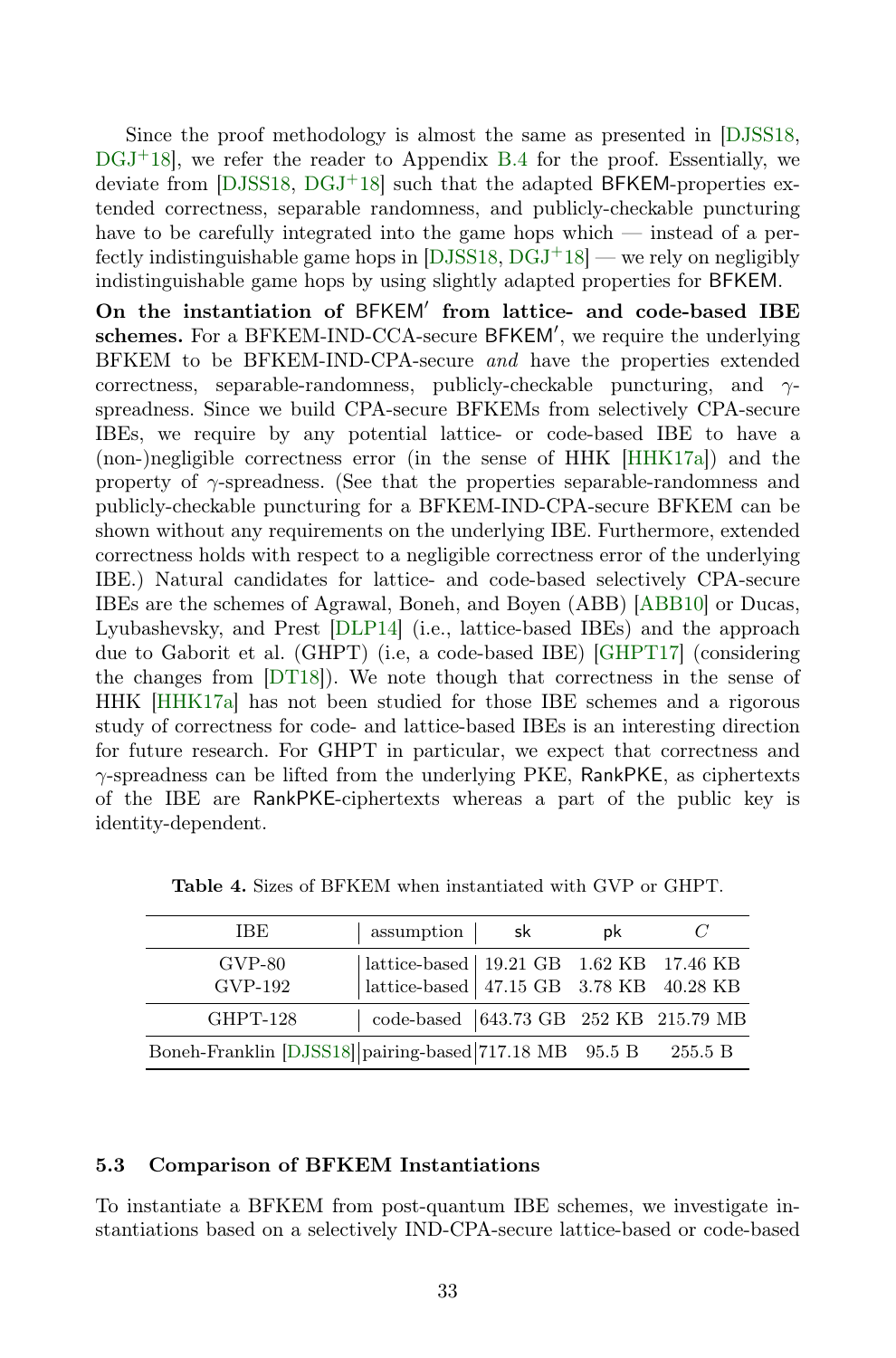Since the proof methodology is almost the same as presented in [DJSS18, DGJ+18], we refer the reader to Appendix B.4 for the proof. Essentially, we deviate from [DJSS18, DGJ+18] such that the adapted BFKEM-properties extended correctness, separable randomness, and publicly-checkable puncturing have to be carefully integrated into the game hops which — instead of a perfectly indistinguishable game hops in [DJSS18, DGJ+18] — we rely on negligibly indistinguishable game hops by using slightly adapted properties for BFKEM.

**On the instantiation of BFKEM′ from lattice- and code-based IBE schemes.** For a BFKEM-IND-CCA-secure BFKEM′, we require the underlying BFKEM to be BFKEM-IND-CPA-secure *and* have the properties extended correctness, separable-randomness, publicly-checkable puncturing, and $\gamma$-spreadness. Since we build CPA-secure BFKEMs from selectively CPA-secure IBEs, we require by any potential lattice- or code-based IBE to have a (non-)negligible correctness error (in the sense of HHK [HHK17a]) and the property of $\gamma$-spreadness. (See that the properties separable-randomness and publicly-checkable puncturing for a BFKEM-IND-CPA-secure BFKEM can be shown without any requirements on the underlying IBE. Furthermore, extended correctness holds with respect to a negligible correctness error of the underlying IBE.) Natural candidates for lattice- and code-based selectively CPA-secure IBEs are the schemes of Agrawal, Boneh, and Boyen (ABB) [ABB10] or Ducas, Lyubashevsky, and Prest [DLP14] (i.e., lattice-based IBEs) and the approach due to Gaborit et al. (GHPT) (i.e, a code-based IBE) [GHPT17] (considering the changes from [DT18]). We note though that correctness in the sense of HHK [HHK17a] has not been studied for those IBE schemes and a rigorous study of correctness for code- and lattice-based IBEs is an interesting direction for future research. For GHPT in particular, we expect that correctness and $\gamma$-spreadness can be lifted from the underlying PKE, RankPKE, as ciphertexts of the IBE are RankPKE-ciphertexts whereas a part of the public key is identity-dependent.

**Table 4.** Sizes of BFKEM when instantiated with GVP or GHPT.

| IBE | assumption | sk | pk | $C$ |
|---|---|---|---|---|
| GVP-80 | lattice-based | 19.21 GB | 1.62 KB | 17.46 KB |
| GVP-192 | lattice-based | 47.15 GB | 3.78 KB | 40.28 KB |
| GHPT-128 | code-based | 643.73 GB | 252 KB | 215.79 MB |
| Boneh-Franklin [DJSS18] | pairing-based | 717.18 MB | 95.5 B | 255.5 B |

### 5.3 Comparison of BFKEM Instantiations

To instantiate a BFKEM from post-quantum IBE schemes, we investigate instantiations based on a selectively IND-CPA-secure lattice-based or code-based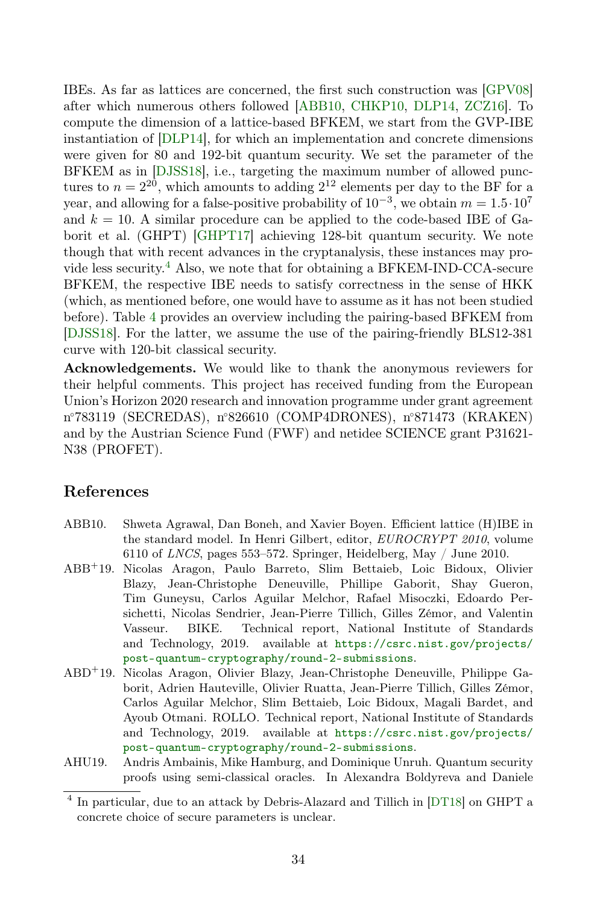IBEs. As far as lattices are concerned, the first such construction was [GPV08] after which numerous others followed [ABB10, CHKP10, DLP14, ZCZ16]. To compute the dimension of a lattice-based BFKEM, we start from the GVP-IBE instantiation of [DLP14], for which an implementation and concrete dimensions were given for 80 and 192-bit quantum security. We set the parameter of the BFKEM as in [DJSS18], i.e., targeting the maximum number of allowed punctures to $n = 2^{20}$, which amounts to adding $2^{12}$ elements per day to the BF for a year, and allowing for a false-positive probability of $10^{-3}$, we obtain $m = 1.5 \cdot 10^7$ and $k = 10$. A similar procedure can be applied to the code-based IBE of Gaborit et al. (GHPT) [GHPT17] achieving 128-bit quantum security. We note though that with recent advances in the cryptanalysis, these instances may provide less security.[4] Also, we note that for obtaining a BFKEM-IND-CCA-secure BFKEM, the respective IBE needs to satisfy correctness in the sense of HKK (which, as mentioned before, one would have to assume as it has not been studied before). Table 4 provides an overview including the pairing-based BFKEM from [DJSS18]. For the latter, we assume the use of the pairing-friendly BLS12-381 curve with 120-bit classical security.

**Acknowledgements.** We would like to thank the anonymous reviewers for their helpful comments. This project has received funding from the European Union's Horizon 2020 research and innovation programme under grant agreement n°783119 (SECREDAS), n°826610 (COMP4DRONES), n°871473 (KRAKEN) and by the Austrian Science Fund (FWF) and netidee SCIENCE grant P31621-N38 (PROFET).

## References

ABB10. Shweta Agrawal, Dan Boneh, and Xavier Boyen. Efficient lattice (H)IBE in the standard model. In Henri Gilbert, editor, *EUROCRYPT 2010*, volume 6110 of *LNCS*, pages 553–572. Springer, Heidelberg, May / June 2010.

ABB+19. Nicolas Aragon, Paulo Barreto, Slim Bettaieb, Loic Bidoux, Olivier Blazy, Jean-Christophe Deneuville, Phillipe Gaborit, Shay Gueron, Tim Guneysu, Carlos Aguilar Melchor, Rafael Misoczki, Edoardo Persichetti, Nicolas Sendrier, Jean-Pierre Tillich, Gilles Zémor, and Valentin Vasseur. BIKE. Technical report, National Institute of Standards and Technology, 2019. available at https://csrc.nist.gov/projects/post-quantum-cryptography/round-2-submissions.

ABD+19. Nicolas Aragon, Olivier Blazy, Jean-Christophe Deneuville, Philippe Gaborit, Adrien Hauteville, Olivier Ruatta, Jean-Pierre Tillich, Gilles Zémor, Carlos Aguilar Melchor, Slim Bettaieb, Loic Bidoux, Magali Bardet, and Ayoub Otmani. ROLLO. Technical report, National Institute of Standards and Technology, 2019. available at https://csrc.nist.gov/projects/post-quantum-cryptography/round-2-submissions.

AHU19. Andris Ambainis, Mike Hamburg, and Dominique Unruh. Quantum security proofs using semi-classical oracles. In Alexandra Boldyreva and Daniele

---

[4] In particular, due to an attack by Debris-Alazard and Tillich in [DT18] on GHPT a concrete choice of secure parameters is unclear.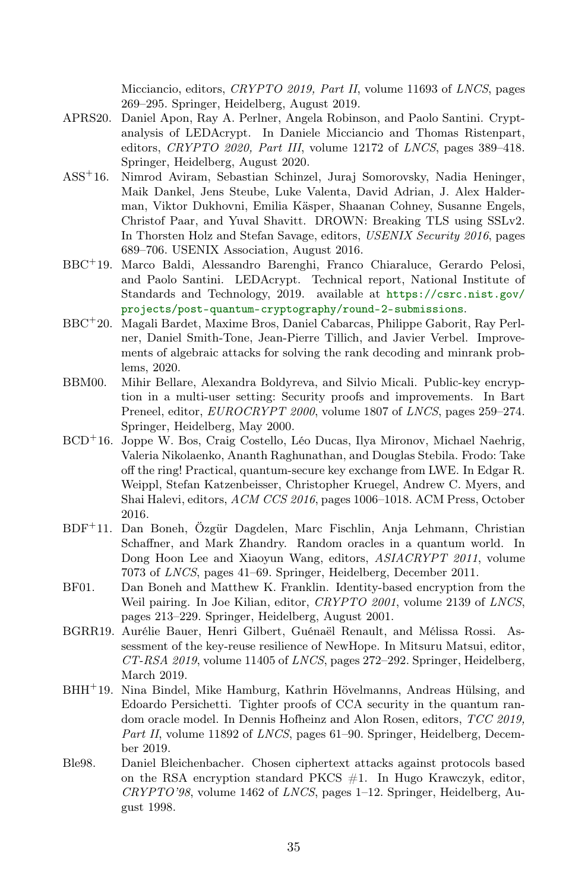Micciancio, editors, *CRYPTO 2019, Part II*, volume 11693 of *LNCS*, pages 269–295. Springer, Heidelberg, August 2019.

APRS20. Daniel Apon, Ray A. Perlner, Angela Robinson, and Paolo Santini. Cryptanalysis of LEDAcrypt. In Daniele Micciancio and Thomas Ristenpart, editors, *CRYPTO 2020, Part III*, volume 12172 of *LNCS*, pages 389–418. Springer, Heidelberg, August 2020.

ASS+16. Nimrod Aviram, Sebastian Schinzel, Juraj Somorovsky, Nadia Heninger, Maik Dankel, Jens Steube, Luke Valenta, David Adrian, J. Alex Halderman, Viktor Dukhovni, Emilia Käsper, Shaanan Cohney, Susanne Engels, Christof Paar, and Yuval Shavitt. DROWN: Breaking TLS using SSLv2. In Thorsten Holz and Stefan Savage, editors, *USENIX Security 2016*, pages 689–706. USENIX Association, August 2016.

BBC+19. Marco Baldi, Alessandro Barenghi, Franco Chiaraluce, Gerardo Pelosi, and Paolo Santini. LEDAcrypt. Technical report, National Institute of Standards and Technology, 2019. available at https://csrc.nist.gov/projects/post-quantum-cryptography/round-2-submissions.

BBC+20. Magali Bardet, Maxime Bros, Daniel Cabarcas, Philippe Gaborit, Ray Perlner, Daniel Smith-Tone, Jean-Pierre Tillich, and Javier Verbel. Improvements of algebraic attacks for solving the rank decoding and minrank problems, 2020.

BBM00. Mihir Bellare, Alexandra Boldyreva, and Silvio Micali. Public-key encryption in a multi-user setting: Security proofs and improvements. In Bart Preneel, editor, *EUROCRYPT 2000*, volume 1807 of *LNCS*, pages 259–274. Springer, Heidelberg, May 2000.

BCD+16. Joppe W. Bos, Craig Costello, Léo Ducas, Ilya Mironov, Michael Naehrig, Valeria Nikolaenko, Ananth Raghunathan, and Douglas Stebila. Frodo: Take off the ring! Practical, quantum-secure key exchange from LWE. In Edgar R. Weippl, Stefan Katzenbeisser, Christopher Kruegel, Andrew C. Myers, and Shai Halevi, editors, *ACM CCS 2016*, pages 1006–1018. ACM Press, October 2016.

BDF+11. Dan Boneh, Özgür Dagdelen, Marc Fischlin, Anja Lehmann, Christian Schaffner, and Mark Zhandry. Random oracles in a quantum world. In Dong Hoon Lee and Xiaoyun Wang, editors, *ASIACRYPT 2011*, volume 7073 of *LNCS*, pages 41–69. Springer, Heidelberg, December 2011.

BF01. Dan Boneh and Matthew K. Franklin. Identity-based encryption from the Weil pairing. In Joe Kilian, editor, *CRYPTO 2001*, volume 2139 of *LNCS*, pages 213–229. Springer, Heidelberg, August 2001.

BGRR19. Aurélie Bauer, Henri Gilbert, Guénaël Renault, and Mélissa Rossi. Assessment of the key-reuse resilience of NewHope. In Mitsuru Matsui, editor, *CT-RSA 2019*, volume 11405 of *LNCS*, pages 272–292. Springer, Heidelberg, March 2019.

BHH+19. Nina Bindel, Mike Hamburg, Kathrin Hövelmanns, Andreas Hülsing, and Edoardo Persichetti. Tighter proofs of CCA security in the quantum random oracle model. In Dennis Hofheinz and Alon Rosen, editors, *TCC 2019, Part II*, volume 11892 of *LNCS*, pages 61–90. Springer, Heidelberg, December 2019.

Ble98. Daniel Bleichenbacher. Chosen ciphertext attacks against protocols based on the RSA encryption standard PKCS #1. In Hugo Krawczyk, editor, *CRYPTO'98*, volume 1462 of *LNCS*, pages 1–12. Springer, Heidelberg, August 1998.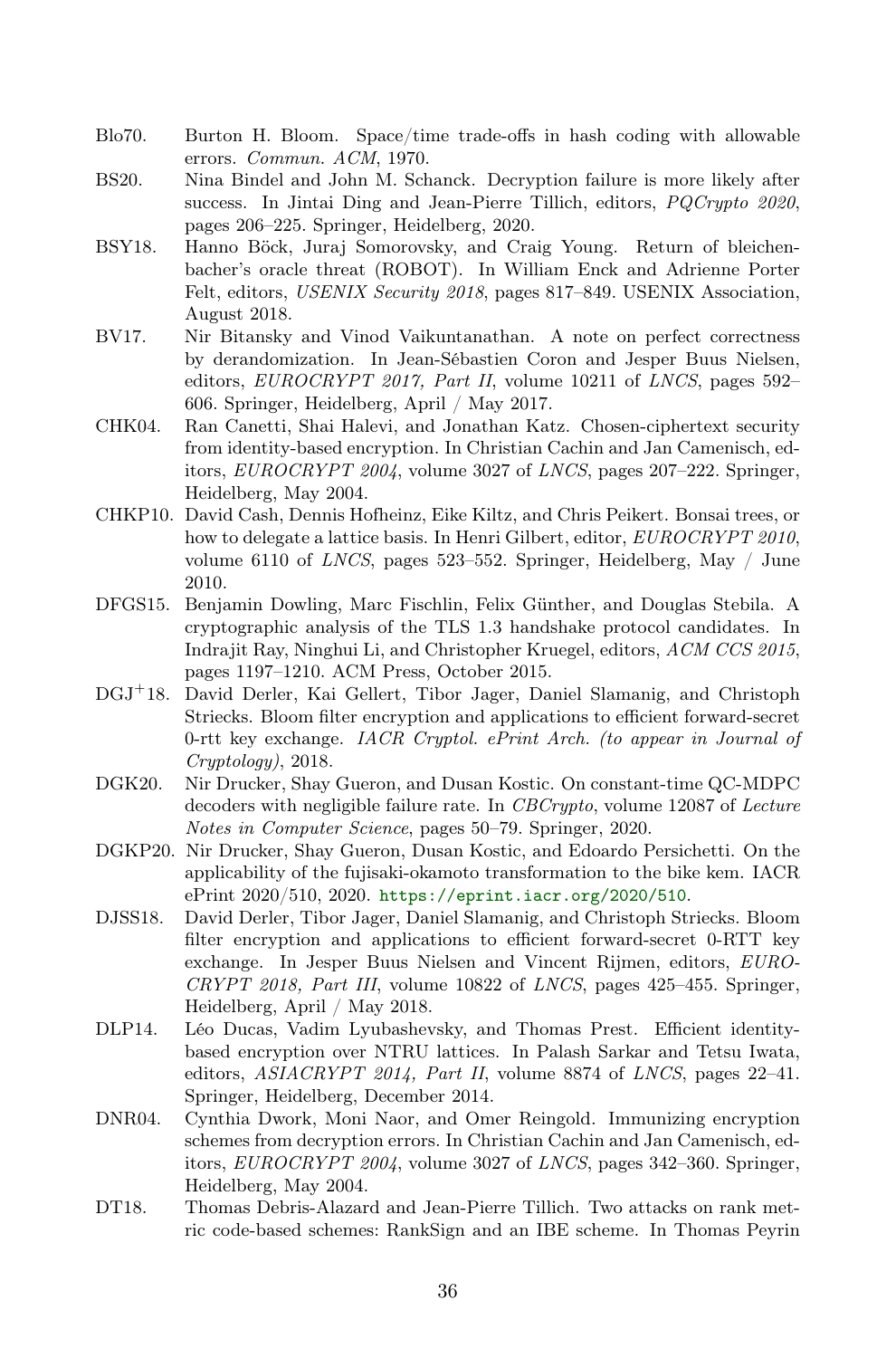Blo70. Burton H. Bloom. Space/time trade-offs in hash coding with allowable errors. *Commun. ACM*, 1970.

BS20. Nina Bindel and John M. Schanck. Decryption failure is more likely after success. In Jintai Ding and Jean-Pierre Tillich, editors, *PQCrypto 2020*, pages 206–225. Springer, Heidelberg, 2020.

BSY18. Hanno Böck, Juraj Somorovsky, and Craig Young. Return of bleichenbacher's oracle threat (ROBOT). In William Enck and Adrienne Porter Felt, editors, *USENIX Security 2018*, pages 817–849. USENIX Association, August 2018.

BV17. Nir Bitansky and Vinod Vaikuntanathan. A note on perfect correctness by derandomization. In Jean-Sébastien Coron and Jesper Buus Nielsen, editors, *EUROCRYPT 2017, Part II*, volume 10211 of *LNCS*, pages 592–606. Springer, Heidelberg, April / May 2017.

CHK04. Ran Canetti, Shai Halevi, and Jonathan Katz. Chosen-ciphertext security from identity-based encryption. In Christian Cachin and Jan Camenisch, editors, *EUROCRYPT 2004*, volume 3027 of *LNCS*, pages 207–222. Springer, Heidelberg, May 2004.

CHKP10. David Cash, Dennis Hofheinz, Eike Kiltz, and Chris Peikert. Bonsai trees, or how to delegate a lattice basis. In Henri Gilbert, editor, *EUROCRYPT 2010*, volume 6110 of *LNCS*, pages 523–552. Springer, Heidelberg, May / June 2010.

DFGS15. Benjamin Dowling, Marc Fischlin, Felix Günther, and Douglas Stebila. A cryptographic analysis of the TLS 1.3 handshake protocol candidates. In Indrajit Ray, Ninghui Li, and Christopher Kruegel, editors, *ACM CCS 2015*, pages 1197–1210. ACM Press, October 2015.

DGJ+18. David Derler, Kai Gellert, Tibor Jager, Daniel Slamanig, and Christoph Striecks. Bloom filter encryption and applications to efficient forward-secret 0-rtt key exchange. *IACR Cryptol. ePrint Arch. (to appear in Journal of Cryptology)*, 2018.

DGK20. Nir Drucker, Shay Gueron, and Dusan Kostic. On constant-time QC-MDPC decoders with negligible failure rate. In *CBCrypto*, volume 12087 of *Lecture Notes in Computer Science*, pages 50–79. Springer, 2020.

DGKP20. Nir Drucker, Shay Gueron, Dusan Kostic, and Edoardo Persichetti. On the applicability of the fujisaki-okamoto transformation to the bike kem. IACR ePrint 2020/510, 2020. https://eprint.iacr.org/2020/510.

DJSS18. David Derler, Tibor Jager, Daniel Slamanig, and Christoph Striecks. Bloom filter encryption and applications to efficient forward-secret 0-RTT key exchange. In Jesper Buus Nielsen and Vincent Rijmen, editors, *EUROCRYPT 2018, Part III*, volume 10822 of *LNCS*, pages 425–455. Springer, Heidelberg, April / May 2018.

DLP14. Léo Ducas, Vadim Lyubashevsky, and Thomas Prest. Efficient identity-based encryption over NTRU lattices. In Palash Sarkar and Tetsu Iwata, editors, *ASIACRYPT 2014, Part II*, volume 8874 of *LNCS*, pages 22–41. Springer, Heidelberg, December 2014.

DNR04. Cynthia Dwork, Moni Naor, and Omer Reingold. Immunizing encryption schemes from decryption errors. In Christian Cachin and Jan Camenisch, editors, *EUROCRYPT 2004*, volume 3027 of *LNCS*, pages 342–360. Springer, Heidelberg, May 2004.

DT18. Thomas Debris-Alazard and Jean-Pierre Tillich. Two attacks on rank metric code-based schemes: RankSign and an IBE scheme. In Thomas Peyrin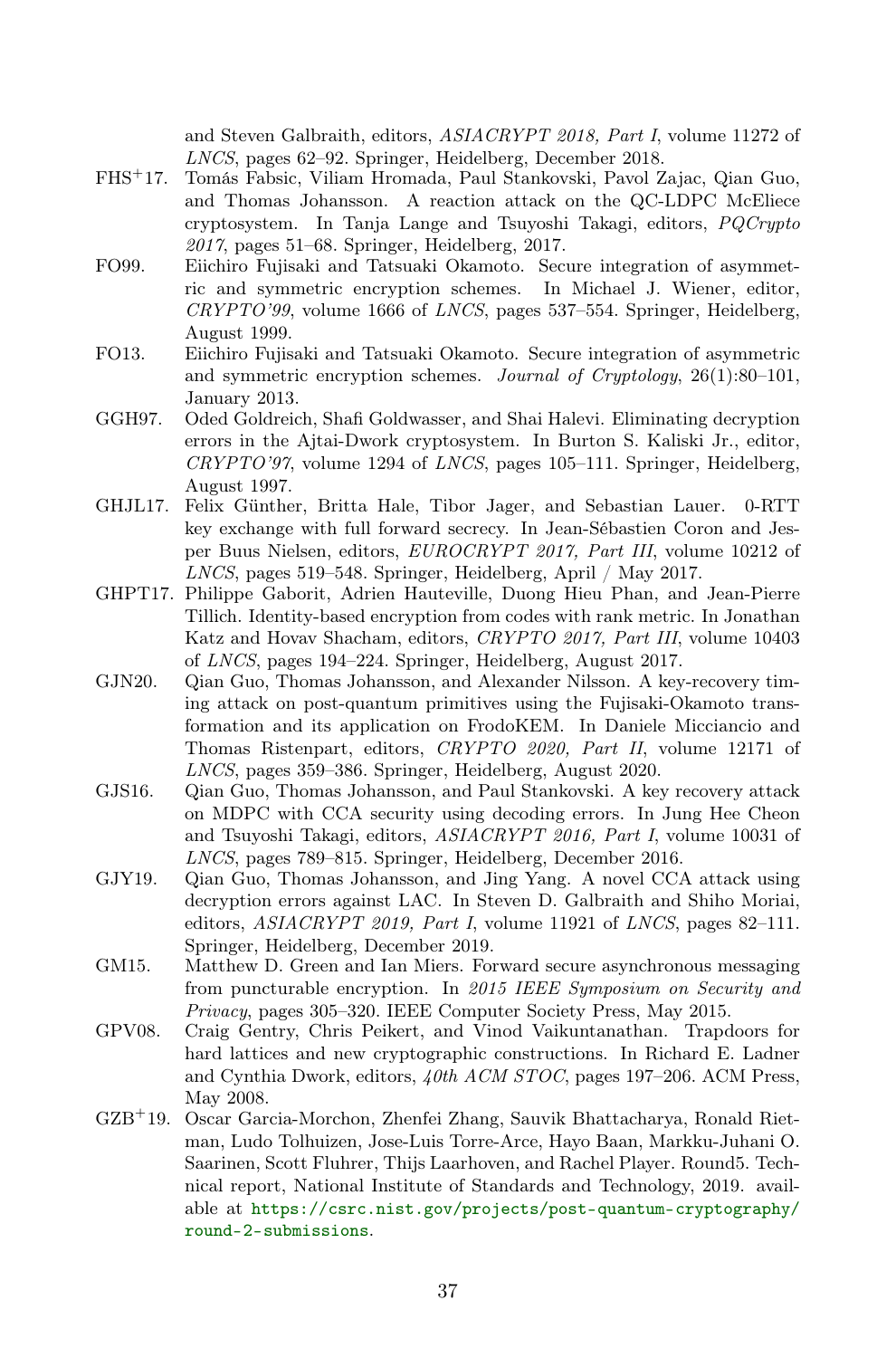and Steven Galbraith, editors, *ASIACRYPT 2018, Part I*, volume 11272 of *LNCS*, pages 62–92. Springer, Heidelberg, December 2018.

FHS[+]17. Tomás Fabsic, Viliam Hromada, Paul Stankovski, Pavol Zajac, Qian Guo, and Thomas Johansson. A reaction attack on the QC-LDPC McEliece cryptosystem. In Tanja Lange and Tsuyoshi Takagi, editors, *PQCrypto 2017*, pages 51–68. Springer, Heidelberg, 2017.

FO99. Eiichiro Fujisaki and Tatsuaki Okamoto. Secure integration of asymmetric and symmetric encryption schemes. In Michael J. Wiener, editor, *CRYPTO'99*, volume 1666 of *LNCS*, pages 537–554. Springer, Heidelberg, August 1999.

FO13. Eiichiro Fujisaki and Tatsuaki Okamoto. Secure integration of asymmetric and symmetric encryption schemes. *Journal of Cryptology*, 26(1):80–101, January 2013.

GGH97. Oded Goldreich, Shafi Goldwasser, and Shai Halevi. Eliminating decryption errors in the Ajtai-Dwork cryptosystem. In Burton S. Kaliski Jr., editor, *CRYPTO'97*, volume 1294 of *LNCS*, pages 105–111. Springer, Heidelberg, August 1997.

GHJL17. Felix Günther, Britta Hale, Tibor Jager, and Sebastian Lauer. 0-RTT key exchange with full forward secrecy. In Jean-Sébastien Coron and Jesper Buus Nielsen, editors, *EUROCRYPT 2017, Part III*, volume 10212 of *LNCS*, pages 519–548. Springer, Heidelberg, April / May 2017.

GHPT17. Philippe Gaborit, Adrien Hauteville, Duong Hieu Phan, and Jean-Pierre Tillich. Identity-based encryption from codes with rank metric. In Jonathan Katz and Hovav Shacham, editors, *CRYPTO 2017, Part III*, volume 10403 of *LNCS*, pages 194–224. Springer, Heidelberg, August 2017.

GJN20. Qian Guo, Thomas Johansson, and Alexander Nilsson. A key-recovery timing attack on post-quantum primitives using the Fujisaki-Okamoto transformation and its application on FrodoKEM. In Daniele Micciancio and Thomas Ristenpart, editors, *CRYPTO 2020, Part II*, volume 12171 of *LNCS*, pages 359–386. Springer, Heidelberg, August 2020.

GJS16. Qian Guo, Thomas Johansson, and Paul Stankovski. A key recovery attack on MDPC with CCA security using decoding errors. In Jung Hee Cheon and Tsuyoshi Takagi, editors, *ASIACRYPT 2016, Part I*, volume 10031 of *LNCS*, pages 789–815. Springer, Heidelberg, December 2016.

GJY19. Qian Guo, Thomas Johansson, and Jing Yang. A novel CCA attack using decryption errors against LAC. In Steven D. Galbraith and Shiho Moriai, editors, *ASIACRYPT 2019, Part I*, volume 11921 of *LNCS*, pages 82–111. Springer, Heidelberg, December 2019.

GM15. Matthew D. Green and Ian Miers. Forward secure asynchronous messaging from puncturable encryption. In *2015 IEEE Symposium on Security and Privacy*, pages 305–320. IEEE Computer Society Press, May 2015.

GPV08. Craig Gentry, Chris Peikert, and Vinod Vaikuntanathan. Trapdoors for hard lattices and new cryptographic constructions. In Richard E. Ladner and Cynthia Dwork, editors, *40th ACM STOC*, pages 197–206. ACM Press, May 2008.

GZB[+]19. Oscar Garcia-Morchon, Zhenfei Zhang, Sauvik Bhattacharya, Ronald Rietman, Ludo Tolhuizen, Jose-Luis Torre-Arce, Hayo Baan, Markku-Juhani O. Saarinen, Scott Fluhrer, Thijs Laarhoven, and Rachel Player. Round5. Technical report, National Institute of Standards and Technology, 2019. available at https://csrc.nist.gov/projects/post-quantum-cryptography/round-2-submissions.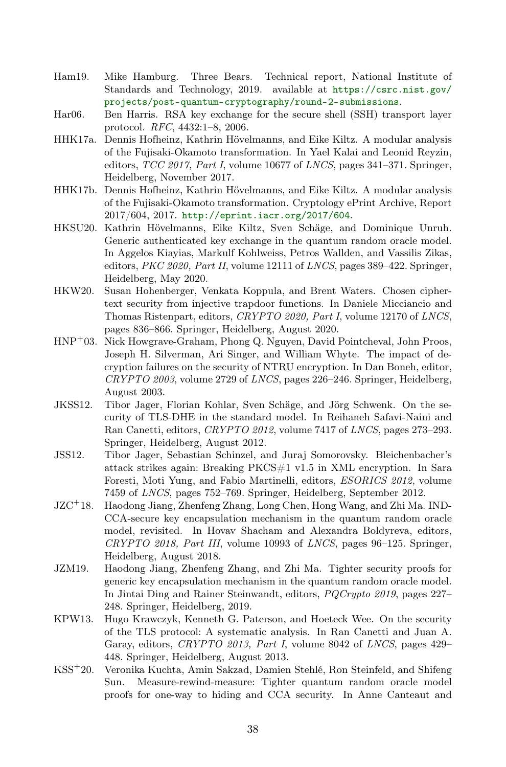Ham19. Mike Hamburg. Three Bears. Technical report, National Institute of Standards and Technology, 2019. available at https://csrc.nist.gov/projects/post-quantum-cryptography/round-2-submissions.

Har06. Ben Harris. RSA key exchange for the secure shell (SSH) transport layer protocol. *RFC*, 4432:1–8, 2006.

HHK17a. Dennis Hofheinz, Kathrin Hövelmanns, and Eike Kiltz. A modular analysis of the Fujisaki-Okamoto transformation. In Yael Kalai and Leonid Reyzin, editors, *TCC 2017, Part I*, volume 10677 of *LNCS*, pages 341–371. Springer, Heidelberg, November 2017.

HHK17b. Dennis Hofheinz, Kathrin Hövelmanns, and Eike Kiltz. A modular analysis of the Fujisaki-Okamoto transformation. Cryptology ePrint Archive, Report 2017/604, 2017. http://eprint.iacr.org/2017/604.

HKSU20. Kathrin Hövelmanns, Eike Kiltz, Sven Schäge, and Dominique Unruh. Generic authenticated key exchange in the quantum random oracle model. In Aggelos Kiayias, Markulf Kohlweiss, Petros Wallden, and Vassilis Zikas, editors, *PKC 2020, Part II*, volume 12111 of *LNCS*, pages 389–422. Springer, Heidelberg, May 2020.

HKW20. Susan Hohenberger, Venkata Koppula, and Brent Waters. Chosen ciphertext security from injective trapdoor functions. In Daniele Micciancio and Thomas Ristenpart, editors, *CRYPTO 2020, Part I*, volume 12170 of *LNCS*, pages 836–866. Springer, Heidelberg, August 2020.

HNP+03. Nick Howgrave-Graham, Phong Q. Nguyen, David Pointcheval, John Proos, Joseph H. Silverman, Ari Singer, and William Whyte. The impact of decryption failures on the security of NTRU encryption. In Dan Boneh, editor, *CRYPTO 2003*, volume 2729 of *LNCS*, pages 226–246. Springer, Heidelberg, August 2003.

JKSS12. Tibor Jager, Florian Kohlar, Sven Schäge, and Jörg Schwenk. On the security of TLS-DHE in the standard model. In Reihaneh Safavi-Naini and Ran Canetti, editors, *CRYPTO 2012*, volume 7417 of *LNCS*, pages 273–293. Springer, Heidelberg, August 2012.

JSS12. Tibor Jager, Sebastian Schinzel, and Juraj Somorovsky. Bleichenbacher's attack strikes again: Breaking PKCS#1 v1.5 in XML encryption. In Sara Foresti, Moti Yung, and Fabio Martinelli, editors, *ESORICS 2012*, volume 7459 of *LNCS*, pages 752–769. Springer, Heidelberg, September 2012.

JZC+18. Haodong Jiang, Zhenfeng Zhang, Long Chen, Hong Wang, and Zhi Ma. IND-CCA-secure key encapsulation mechanism in the quantum random oracle model, revisited. In Hovav Shacham and Alexandra Boldyreva, editors, *CRYPTO 2018, Part III*, volume 10993 of *LNCS*, pages 96–125. Springer, Heidelberg, August 2018.

JZM19. Haodong Jiang, Zhenfeng Zhang, and Zhi Ma. Tighter security proofs for generic key encapsulation mechanism in the quantum random oracle model. In Jintai Ding and Rainer Steinwandt, editors, *PQCrypto 2019*, pages 227–248. Springer, Heidelberg, 2019.

KPW13. Hugo Krawczyk, Kenneth G. Paterson, and Hoeteck Wee. On the security of the TLS protocol: A systematic analysis. In Ran Canetti and Juan A. Garay, editors, *CRYPTO 2013, Part I*, volume 8042 of *LNCS*, pages 429–448. Springer, Heidelberg, August 2013.

KSS+20. Veronika Kuchta, Amin Sakzad, Damien Stehlé, Ron Steinfeld, and Shifeng Sun. Measure-rewind-measure: Tighter quantum random oracle model proofs for one-way to hiding and CCA security. In Anne Canteaut and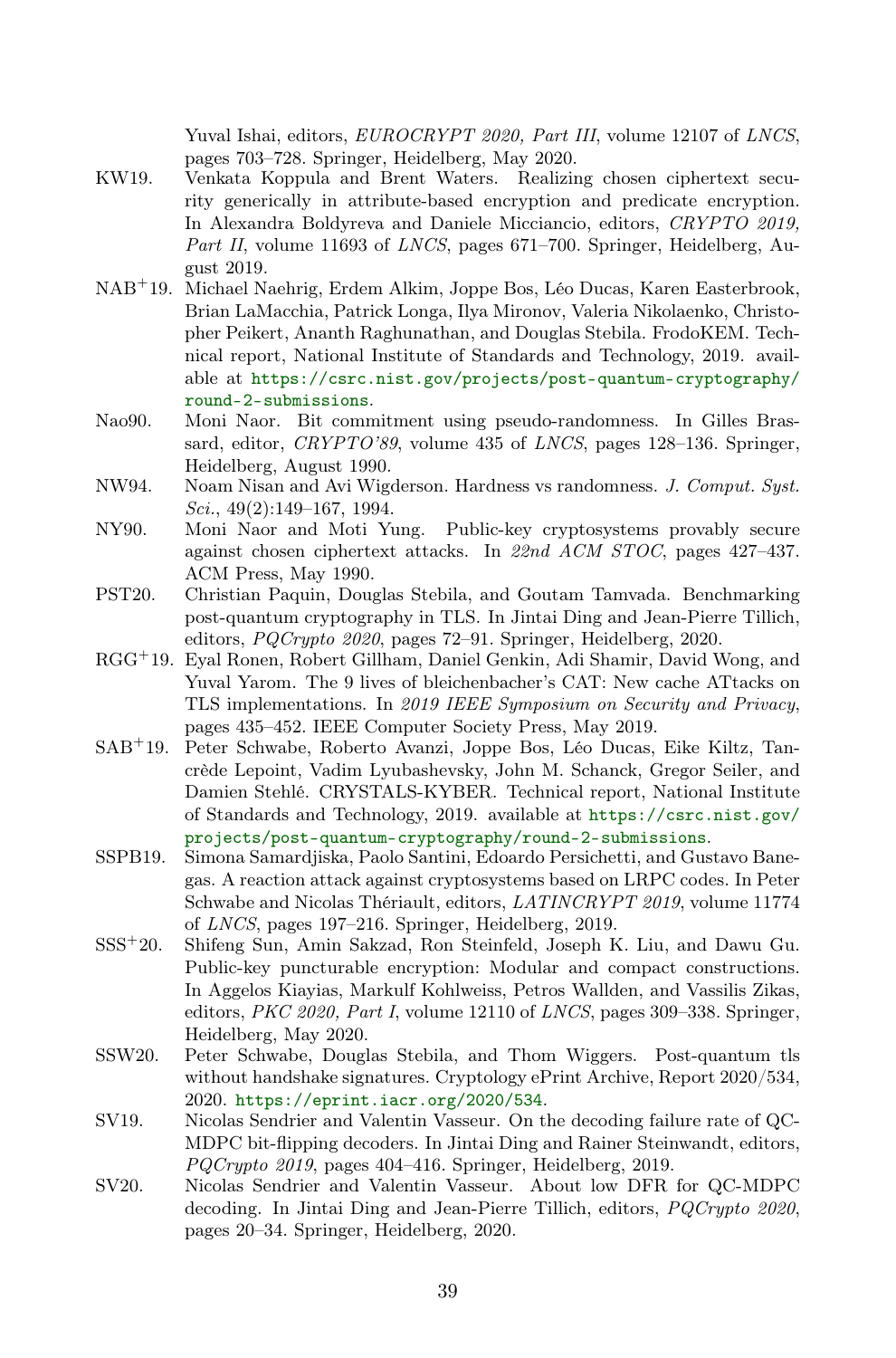Yuval Ishai, editors, *EUROCRYPT 2020, Part III*, volume 12107 of *LNCS*, pages 703–728. Springer, Heidelberg, May 2020.

KW19. Venkata Koppula and Brent Waters. Realizing chosen ciphertext security generically in attribute-based encryption and predicate encryption. In Alexandra Boldyreva and Daniele Micciancio, editors, *CRYPTO 2019, Part II*, volume 11693 of *LNCS*, pages 671–700. Springer, Heidelberg, August 2019.

NAB+19. Michael Naehrig, Erdem Alkim, Joppe Bos, Léo Ducas, Karen Easterbrook, Brian LaMacchia, Patrick Longa, Ilya Mironov, Valeria Nikolaenko, Christopher Peikert, Ananth Raghunathan, and Douglas Stebila. FrodoKEM. Technical report, National Institute of Standards and Technology, 2019. available at https://csrc.nist.gov/projects/post-quantum-cryptography/round-2-submissions.

Nao90. Moni Naor. Bit commitment using pseudo-randomness. In Gilles Brassard, editor, *CRYPTO'89*, volume 435 of *LNCS*, pages 128–136. Springer, Heidelberg, August 1990.

NW94. Noam Nisan and Avi Wigderson. Hardness vs randomness. *J. Comput. Syst. Sci.*, 49(2):149–167, 1994.

NY90. Moni Naor and Moti Yung. Public-key cryptosystems provably secure against chosen ciphertext attacks. In *22nd ACM STOC*, pages 427–437. ACM Press, May 1990.

PST20. Christian Paquin, Douglas Stebila, and Goutam Tamvada. Benchmarking post-quantum cryptography in TLS. In Jintai Ding and Jean-Pierre Tillich, editors, *PQCrypto 2020*, pages 72–91. Springer, Heidelberg, 2020.

RGG+19. Eyal Ronen, Robert Gillham, Daniel Genkin, Adi Shamir, David Wong, and Yuval Yarom. The 9 lives of bleichenbacher's CAT: New cache ATtacks on TLS implementations. In *2019 IEEE Symposium on Security and Privacy*, pages 435–452. IEEE Computer Society Press, May 2019.

SAB+19. Peter Schwabe, Roberto Avanzi, Joppe Bos, Léo Ducas, Eike Kiltz, Tancrède Lepoint, Vadim Lyubashevsky, John M. Schanck, Gregor Seiler, and Damien Stehlé. CRYSTALS-KYBER. Technical report, National Institute of Standards and Technology, 2019. available at https://csrc.nist.gov/projects/post-quantum-cryptography/round-2-submissions.

SSPB19. Simona Samardjiska, Paolo Santini, Edoardo Persichetti, and Gustavo Banegas. A reaction attack against cryptosystems based on LRPC codes. In Peter Schwabe and Nicolas Thériault, editors, *LATINCRYPT 2019*, volume 11774 of *LNCS*, pages 197–216. Springer, Heidelberg, 2019.

SSS+20. Shifeng Sun, Amin Sakzad, Ron Steinfeld, Joseph K. Liu, and Dawu Gu. Public-key puncturable encryption: Modular and compact constructions. In Aggelos Kiayias, Markulf Kohlweiss, Petros Wallden, and Vassilis Zikas, editors, *PKC 2020, Part I*, volume 12110 of *LNCS*, pages 309–338. Springer, Heidelberg, May 2020.

SSW20. Peter Schwabe, Douglas Stebila, and Thom Wiggers. Post-quantum tls without handshake signatures. Cryptology ePrint Archive, Report 2020/534, 2020. https://eprint.iacr.org/2020/534.

SV19. Nicolas Sendrier and Valentin Vasseur. On the decoding failure rate of QC-MDPC bit-flipping decoders. In Jintai Ding and Rainer Steinwandt, editors, *PQCrypto 2019*, pages 404–416. Springer, Heidelberg, 2019.

SV20. Nicolas Sendrier and Valentin Vasseur. About low DFR for QC-MDPC decoding. In Jintai Ding and Jean-Pierre Tillich, editors, *PQCrypto 2020*, pages 20–34. Springer, Heidelberg, 2020.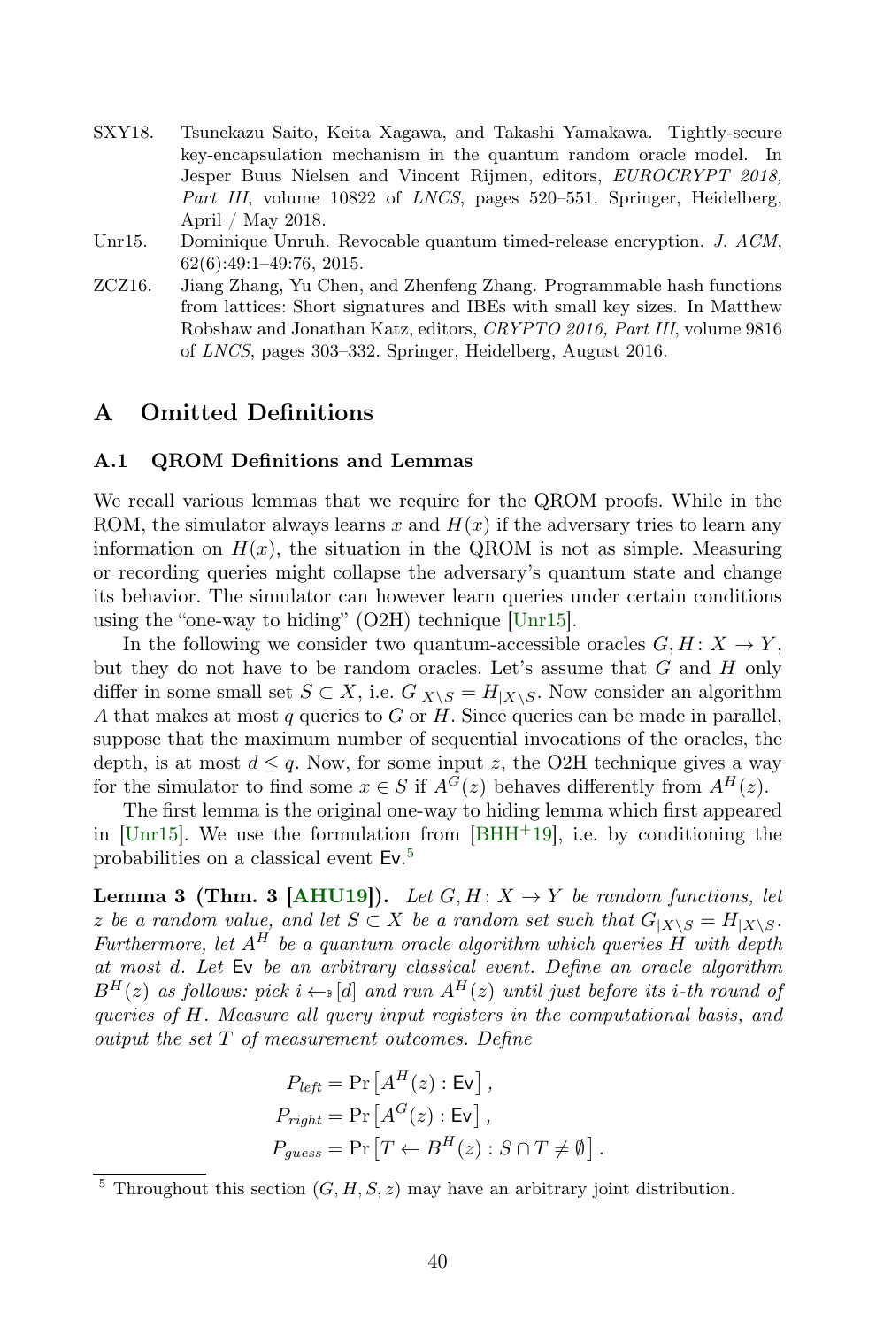SXY18. Tsunekazu Saito, Keita Xagawa, and Takashi Yamakawa. Tightly-secure key-encapsulation mechanism in the quantum random oracle model. In Jesper Buus Nielsen and Vincent Rijmen, editors, *EUROCRYPT 2018, Part III*, volume 10822 of *LNCS*, pages 520–551. Springer, Heidelberg, April / May 2018.

Unr15. Dominique Unruh. Revocable quantum timed-release encryption. *J. ACM*, 62(6):49:1–49:76, 2015.

ZCZ16. Jiang Zhang, Yu Chen, and Zhenfeng Zhang. Programmable hash functions from lattices: Short signatures and IBEs with small key sizes. In Matthew Robshaw and Jonathan Katz, editors, *CRYPTO 2016, Part III*, volume 9816 of *LNCS*, pages 303–332. Springer, Heidelberg, August 2016.

# A Omitted Definitions

## A.1 QROM Definitions and Lemmas

We recall various lemmas that we require for the QROM proofs. While in the ROM, the simulator always learns $x$ and $H(x)$ if the adversary tries to learn any information on $H(x)$, the situation in the QROM is not as simple. Measuring or recording queries might collapse the adversary's quantum state and change its behavior. The simulator can however learn queries under certain conditions using the "one-way to hiding" (O2H) technique [Unr15].

In the following we consider two quantum-accessible oracles $G, H\colon X \to Y$, but they do not have to be random oracles. Let's assume that $G$ and $H$ only differ in some small set $S \subset X$, i.e. $G_{|X\setminus S} = H_{|X\setminus S}$. Now consider an algorithm $A$ that makes at most $q$ queries to $G$ or $H$. Since queries can be made in parallel, suppose that the maximum number of sequential invocations of the oracles, the depth, is at most $d \leq q$. Now, for some input $z$, the O2H technique gives a way for the simulator to find some $x \in S$ if $A^G(z)$ behaves differently from $A^H(z)$.

The first lemma is the original one-way to hiding lemma which first appeared in [Unr15]. We use the formulation from [BHH+19], i.e. by conditioning the probabilities on a classical event $\mathsf{Ev}$.[5]

**Lemma 3 (Thm. 3 [AHU19]).** *Let $G, H\colon X \to Y$ be random functions, let $z$ be a random value, and let $S \subset X$ be a random set such that $G_{|X\setminus S} = H_{|X\setminus S}$. Furthermore, let $A^H$ be a quantum oracle algorithm which queries $H$ with depth at most $d$. Let $\mathsf{Ev}$ be an arbitrary classical event. Define an oracle algorithm $B^H(z)$ as follows: pick $i \leftarrow_\$ [d]$ and run $A^H(z)$ until just before its $i$-th round of queries of $H$. Measure all query input registers in the computational basis, and output the set $T$ of measurement outcomes. Define*

$$
\begin{aligned}
P_{left} &= \Pr\left[A^H(z) : \mathsf{Ev}\right], \\
P_{right} &= \Pr\left[A^G(z) : \mathsf{Ev}\right], \\
P_{guess} &= \Pr\left[T \leftarrow B^H(z) : S \cap T \neq \emptyset\right].
\end{aligned}
$$

[5] Throughout this section $(G, H, S, z)$ may have an arbitrary joint distribution.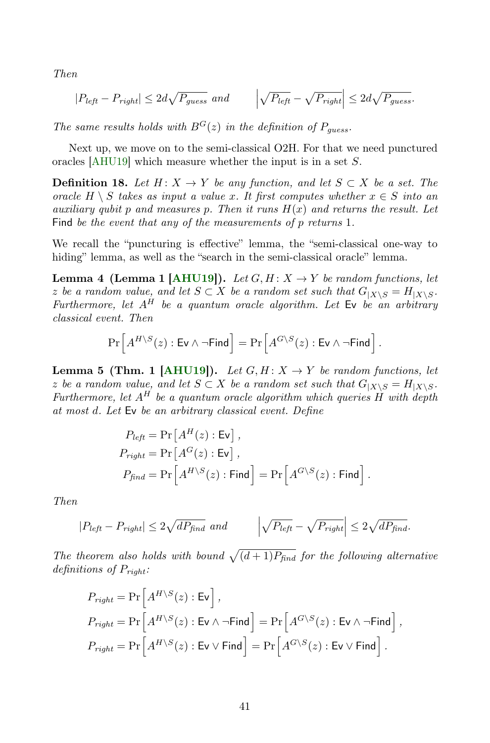*Then*

$$|P_{left} - P_{right}| \leq 2d\sqrt{P_{guess}} \text{ and } \qquad \left|\sqrt{P_{left}} - \sqrt{P_{right}}\right| \leq 2d\sqrt{P_{guess}}.$$

*The same results holds with $B^G(z)$ in the definition of $P_{guess}$.*

Next up, we move on to the semi-classical O2H. For that we need punctured oracles [AHU19] which measure whether the input is in a set $S$.

**Definition 18.** *Let $H\colon X \to Y$ be any function, and let $S \subset X$ be a set. The oracle $H \setminus S$ takes as input a value $x$. It first computes whether $x \in S$ into an auxiliary qubit $p$ and measures $p$. Then it runs $H(x)$ and returns the result. Let* $\mathsf{Find}$ *be the event that any of the measurements of $p$ returns 1.*

We recall the "puncturing is effective" lemma, the "semi-classical one-way to hiding" lemma, as well as the "search in the semi-classical oracle" lemma.

**Lemma 4 (Lemma 1 [AHU19]).** *Let $G, H\colon X \to Y$ be random functions, let $z$ be a random value, and let $S \subset X$ be a random set such that $G_{|X\setminus S} = H_{|X\setminus S}$. Furthermore, let $A^H$ be a quantum oracle algorithm. Let* $\mathsf{Ev}$ *be an arbitrary classical event. Then*

$$\Pr\left[A^{H\setminus S}(z) : \mathsf{Ev} \wedge \neg\mathsf{Find}\right] = \Pr\left[A^{G\setminus S}(z) : \mathsf{Ev} \wedge \neg\mathsf{Find}\right].$$

**Lemma 5 (Thm. 1 [AHU19]).** *Let $G, H\colon X \to Y$ be random functions, let $z$ be a random value, and let $S \subset X$ be a random set such that $G_{|X\setminus S} = H_{|X\setminus S}$. Furthermore, let $A^H$ be a quantum oracle algorithm which queries $H$ with depth at most $d$. Let* $\mathsf{Ev}$ *be an arbitrary classical event. Define*

$$P_{left} = \Pr\left[A^H(z) : \mathsf{Ev}\right],$$
$$P_{right} = \Pr\left[A^G(z) : \mathsf{Ev}\right],$$
$$P_{find} = \Pr\left[A^{H\setminus S}(z) : \mathsf{Find}\right] = \Pr\left[A^{G\setminus S}(z) : \mathsf{Find}\right].$$

*Then*

$$|P_{left} - P_{right}| \leq 2\sqrt{dP_{find}} \text{ and } \qquad \left|\sqrt{P_{left}} - \sqrt{P_{right}}\right| \leq 2\sqrt{dP_{find}}.$$

*The theorem also holds with bound $\sqrt{(d+1)P_{find}}$ for the following alternative definitions of $P_{right}$:*

$$P_{right} = \Pr\left[A^{H\setminus S}(z) : \mathsf{Ev}\right],$$
$$P_{right} = \Pr\left[A^{H\setminus S}(z) : \mathsf{Ev} \wedge \neg\mathsf{Find}\right] = \Pr\left[A^{G\setminus S}(z) : \mathsf{Ev} \wedge \neg\mathsf{Find}\right],$$
$$P_{right} = \Pr\left[A^{H\setminus S}(z) : \mathsf{Ev} \vee \mathsf{Find}\right] = \Pr\left[A^{G\setminus S}(z) : \mathsf{Ev} \vee \mathsf{Find}\right].$$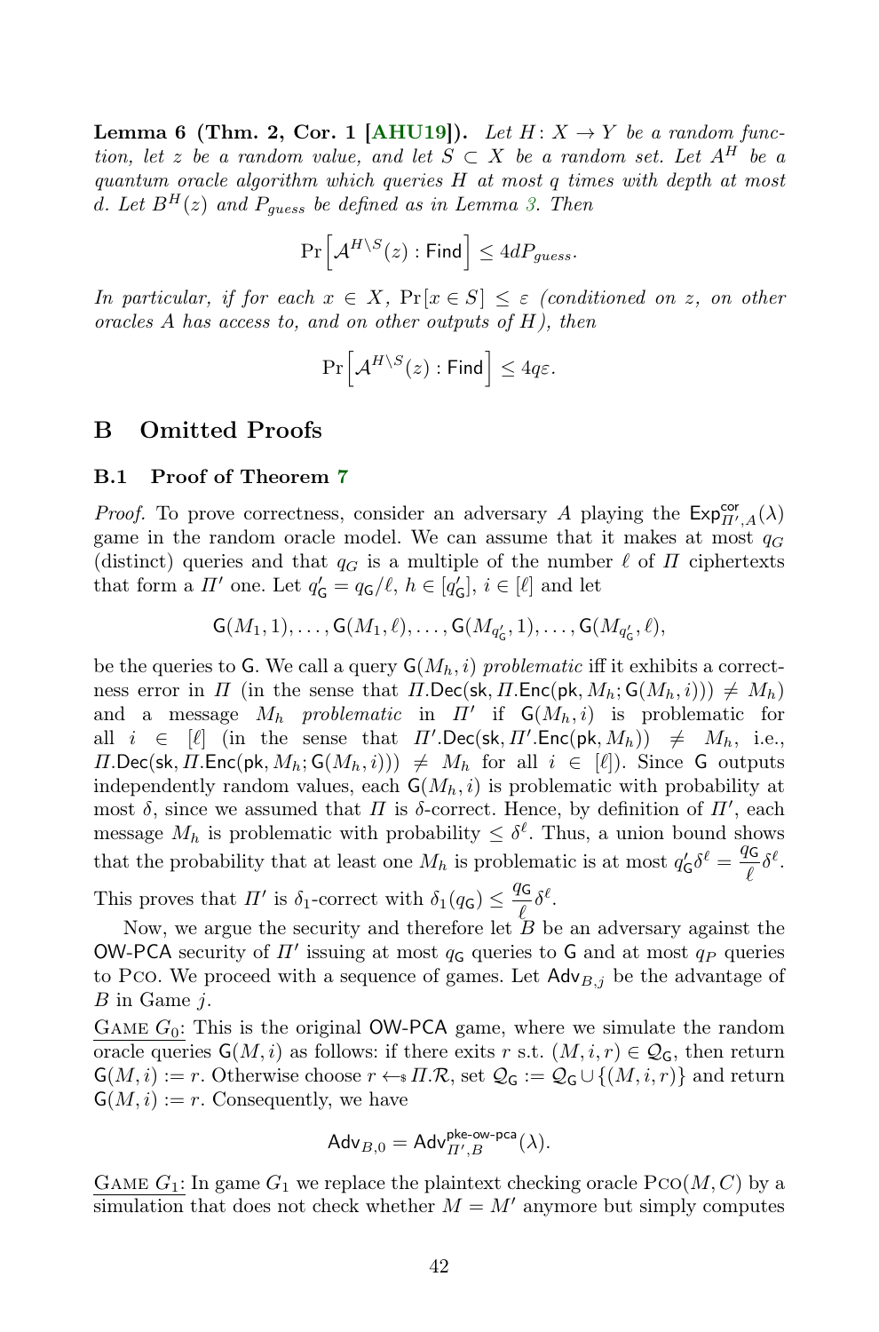**Lemma 6 (Thm. 2, Cor. 1 [AHU19]).** *Let $H: X \to Y$ be a random function, let $z$ be a random value, and let $S \subset X$ be a random set. Let $A^H$ be a quantum oracle algorithm which queries $H$ at most $q$ times with depth at most $d$. Let $B^H(z)$ and $P_{guess}$ be defined as in Lemma 3. Then*

$$\Pr\left[\mathcal{A}^{H\setminus S}(z) : \mathsf{Find}\right] \leq 4dP_{guess}.$$

*In particular, if for each $x \in X$, $\Pr[x \in S] \leq \varepsilon$ (conditioned on $z$, on other oracles $A$ has access to, and on other outputs of $H$), then*

$$\Pr\left[\mathcal{A}^{H\setminus S}(z) : \mathsf{Find}\right] \leq 4q\varepsilon.$$

## B Omitted Proofs

### B.1 Proof of Theorem 7

*Proof.* To prove correctness, consider an adversary $A$ playing the $\mathsf{Exp}^{\mathsf{cor}}_{\Pi',A}(\lambda)$ game in the random oracle model. We can assume that it makes at most $q_G$ (distinct) queries and that $q_G$ is a multiple of the number $\ell$ of $\Pi$ ciphertexts that form a $\Pi'$ one. Let $q'_{\mathsf{G}} = q_{\mathsf{G}}/\ell$, $h \in [q'_{\mathsf{G}}]$, $i \in [\ell]$ and let

$$\mathsf{G}(M_1, 1), \ldots, \mathsf{G}(M_1, \ell), \ldots, \mathsf{G}(M_{q'_{\mathsf{G}}}, 1), \ldots, \mathsf{G}(M_{q'_{\mathsf{G}}}, \ell),$$

be the queries to $\mathsf{G}$. We call a query $\mathsf{G}(M_h, i)$ *problematic* iff it exhibits a correctness error in $\Pi$ (in the sense that $\Pi.\mathsf{Dec}(\mathsf{sk}, \Pi.\mathsf{Enc}(\mathsf{pk}, M_h; \mathsf{G}(M_h, i))) \neq M_h$) and a message $M_h$ *problematic* in $\Pi'$ if $\mathsf{G}(M_h, i)$ is problematic for all $i \in [\ell]$ (in the sense that $\Pi'.\mathsf{Dec}(\mathsf{sk}, \Pi'.\mathsf{Enc}(\mathsf{pk}, M_h)) \neq M_h$, i.e., $\Pi.\mathsf{Dec}(\mathsf{sk}, \Pi.\mathsf{Enc}(\mathsf{pk}, M_h; \mathsf{G}(M_h, i))) \neq M_h$ for all $i \in [\ell]$). Since $\mathsf{G}$ outputs independently random values, each $\mathsf{G}(M_h, i)$ is problematic with probability at most $\delta$, since we assumed that $\Pi$ is $\delta$-correct. Hence, by definition of $\Pi'$, each message $M_h$ is problematic with probability $\leq \delta^\ell$. Thus, a union bound shows that the probability that at least one $M_h$ is problematic is at most $q'_{\mathsf{G}}\delta^\ell = \frac{q_{\mathsf{G}}}{\ell}\delta^\ell$. This proves that $\Pi'$ is $\delta_1$-correct with $\delta_1(q_{\mathsf{G}}) \leq \frac{q_{\mathsf{G}}}{\ell}\delta^\ell$.

Now, we argue the security and therefore let $B$ be an adversary against the $\mathsf{OW\text{-}PCA}$ security of $\Pi'$ issuing at most $q_{\mathsf{G}}$ queries to $\mathsf{G}$ and at most $q_P$ queries to $\textsc{Pco}$. We proceed with a sequence of games. Let $\mathsf{Adv}_{B,j}$ be the advantage of $B$ in Game $j$.

<u>Game $G_0$:</u> This is the original $\mathsf{OW\text{-}PCA}$ game, where we simulate the random oracle queries $\mathsf{G}(M, i)$ as follows: if there exits $r$ s.t. $(M, i, r) \in \mathcal{Q}_{\mathsf{G}}$, then return $\mathsf{G}(M, i) := r$. Otherwise choose $r \leftarrow_{\$} \Pi.\mathcal{R}$, set $\mathcal{Q}_{\mathsf{G}} := \mathcal{Q}_{\mathsf{G}} \cup \{(M, i, r)\}$ and return $\mathsf{G}(M, i) := r$. Consequently, we have

$$\mathsf{Adv}_{B,0} = \mathsf{Adv}^{\mathsf{pke\text{-}ow\text{-}pca}}_{\Pi',B}(\lambda).$$

<u>Game $G_1$:</u> In game $G_1$ we replace the plaintext checking oracle $\textsc{Pco}(M, C)$ by a simulation that does not check whether $M = M'$ anymore but simply computes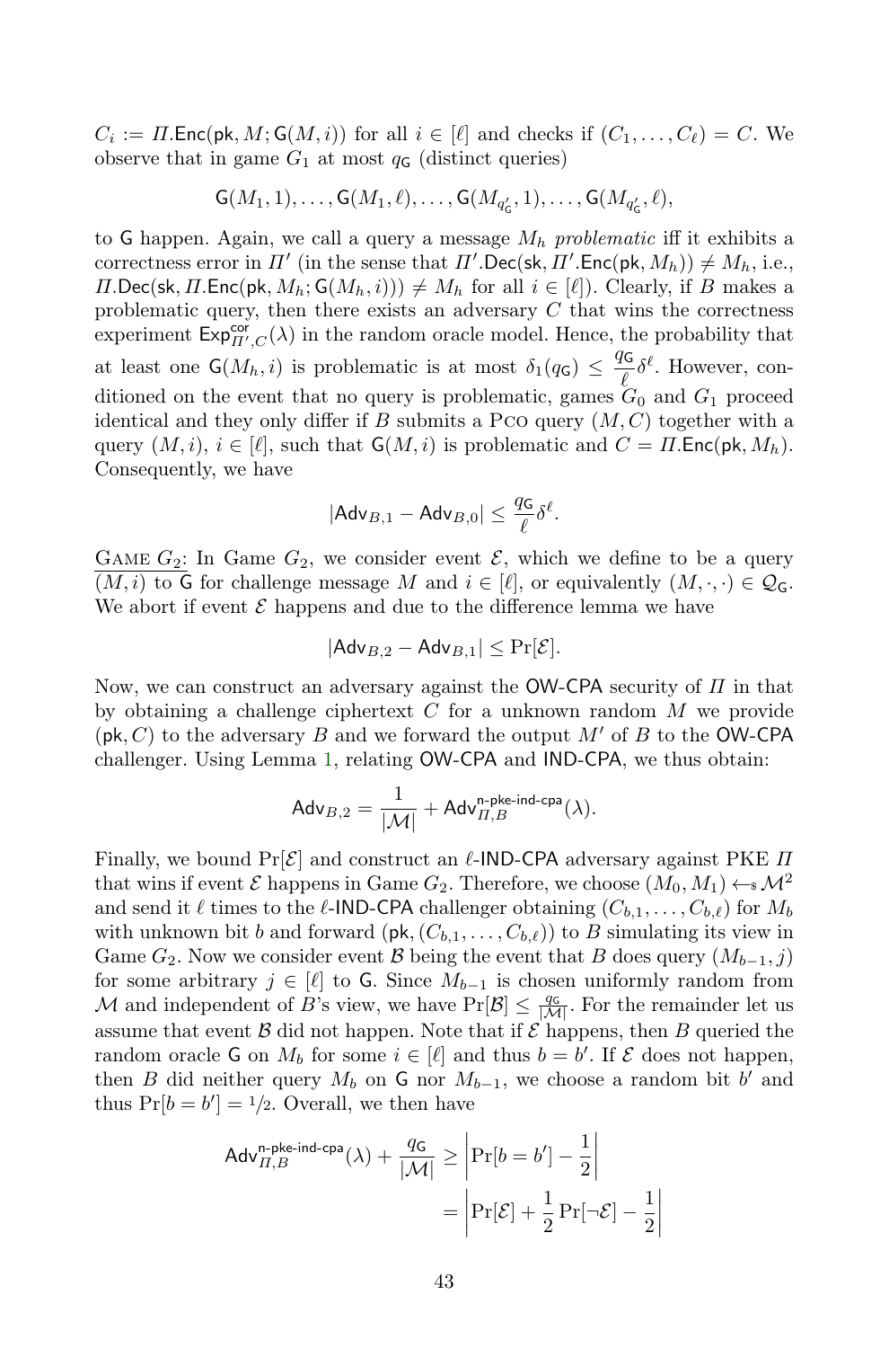$C_i := \Pi.\mathsf{Enc}(\mathsf{pk}, M; \mathsf{G}(M, i))$ for all $i \in [\ell]$ and checks if $(C_1, \ldots, C_\ell) = C$. We observe that in game $G_1$ at most $q_\mathsf{G}$ (distinct queries)

$$\mathsf{G}(M_1, 1), \ldots, \mathsf{G}(M_1, \ell), \ldots, \mathsf{G}(M_{q'_\mathsf{G}}, 1), \ldots, \mathsf{G}(M_{q'_\mathsf{G}}, \ell),$$

to $\mathsf{G}$ happen. Again, we call a query a message $M_h$ *problematic* iff it exhibits a correctness error in $\Pi'$ (in the sense that $\Pi'.\mathsf{Dec}(\mathsf{sk}, \Pi'.\mathsf{Enc}(\mathsf{pk}, M_h)) \neq M_h$, i.e., $\Pi.\mathsf{Dec}(\mathsf{sk}, \Pi.\mathsf{Enc}(\mathsf{pk}, M_h; \mathsf{G}(M_h, i))) \neq M_h$ for all $i \in [\ell]$). Clearly, if $B$ makes a problematic query, then there exists an adversary $C$ that wins the correctness experiment $\mathsf{Exp}^{\mathsf{cor}}_{\Pi', C}(\lambda)$ in the random oracle model. Hence, the probability that at least one $\mathsf{G}(M_h, i)$ is problematic is at most $\delta_1(q_\mathsf{G}) \leq \frac{q_\mathsf{G}}{\ell}\delta^\ell$. However, conditioned on the event that no query is problematic, games $G_0$ and $G_1$ proceed identical and they only differ if $B$ submits a Pco query $(M, C)$ together with a query $(M, i)$, $i \in [\ell]$, such that $\mathsf{G}(M, i)$ is problematic and $C = \Pi.\mathsf{Enc}(\mathsf{pk}, M_h)$. Consequently, we have

$$|\mathsf{Adv}_{B,1} - \mathsf{Adv}_{B,0}| \leq \frac{q_\mathsf{G}}{\ell}\delta^\ell.$$

Game $G_2$: In Game $G_2$, we consider event $\mathcal{E}$, which we define to be a query $(M, i)$ to $\mathsf{G}$ for challenge message $M$ and $i \in [\ell]$, or equivalently $(M, \cdot, \cdot) \in \mathcal{Q}_\mathsf{G}$. We abort if event $\mathcal{E}$ happens and due to the difference lemma we have

$$|\mathsf{Adv}_{B,2} - \mathsf{Adv}_{B,1}| \leq \Pr[\mathcal{E}].$$

Now, we can construct an adversary against the OW-CPA security of $\Pi$ in that by obtaining a challenge ciphertext $C$ for a unknown random $M$ we provide $(\mathsf{pk}, C)$ to the adversary $B$ and we forward the output $M'$ of $B$ to the OW-CPA challenger. Using Lemma 1, relating OW-CPA and IND-CPA, we thus obtain:

$$\mathsf{Adv}_{B,2} = \frac{1}{|\mathcal{M}|} + \mathsf{Adv}^{\mathsf{n\text{-}pke\text{-}ind\text{-}cpa}}_{\Pi,B}(\lambda).$$

Finally, we bound $\Pr[\mathcal{E}]$ and construct an $\ell$-IND-CPA adversary against PKE $\Pi$ that wins if event $\mathcal{E}$ happens in Game $G_2$. Therefore, we choose $(M_0, M_1) \leftarrow_{\$} \mathcal{M}^2$ and send it $\ell$ times to the $\ell$-IND-CPA challenger obtaining $(C_{b,1}, \ldots, C_{b,\ell})$ for $M_b$ with unknown bit $b$ and forward $(\mathsf{pk}, (C_{b,1}, \ldots, C_{b,\ell}))$ to $B$ simulating its view in Game $G_2$. Now we consider event $\mathcal{B}$ being the event that $B$ does query $(M_{b-1}, j)$ for some arbitrary $j \in [\ell]$ to $\mathsf{G}$. Since $M_{b-1}$ is chosen uniformly random from $\mathcal{M}$ and independent of $B$'s view, we have $\Pr[\mathcal{B}] \leq \frac{q_\mathsf{G}}{|\mathcal{M}|}$. For the remainder let us assume that event $\mathcal{B}$ did not happen. Note that if $\mathcal{E}$ happens, then $B$ queried the random oracle $\mathsf{G}$ on $M_b$ for some $i \in [\ell]$ and thus $b = b'$. If $\mathcal{E}$ does not happen, then $B$ did neither query $M_b$ on $\mathsf{G}$ nor $M_{b-1}$, we choose a random bit $b'$ and thus $\Pr[b = b'] = 1/2$. Overall, we then have

$$\begin{aligned}
\mathsf{Adv}^{\mathsf{n\text{-}pke\text{-}ind\text{-}cpa}}_{\Pi,B}(\lambda) + \frac{q_\mathsf{G}}{|\mathcal{M}|} &\geq \left|\Pr[b = b'] - \frac{1}{2}\right| \\
&= \left|\Pr[\mathcal{E}] + \frac{1}{2}\Pr[\neg\mathcal{E}] - \frac{1}{2}\right|
\end{aligned}$$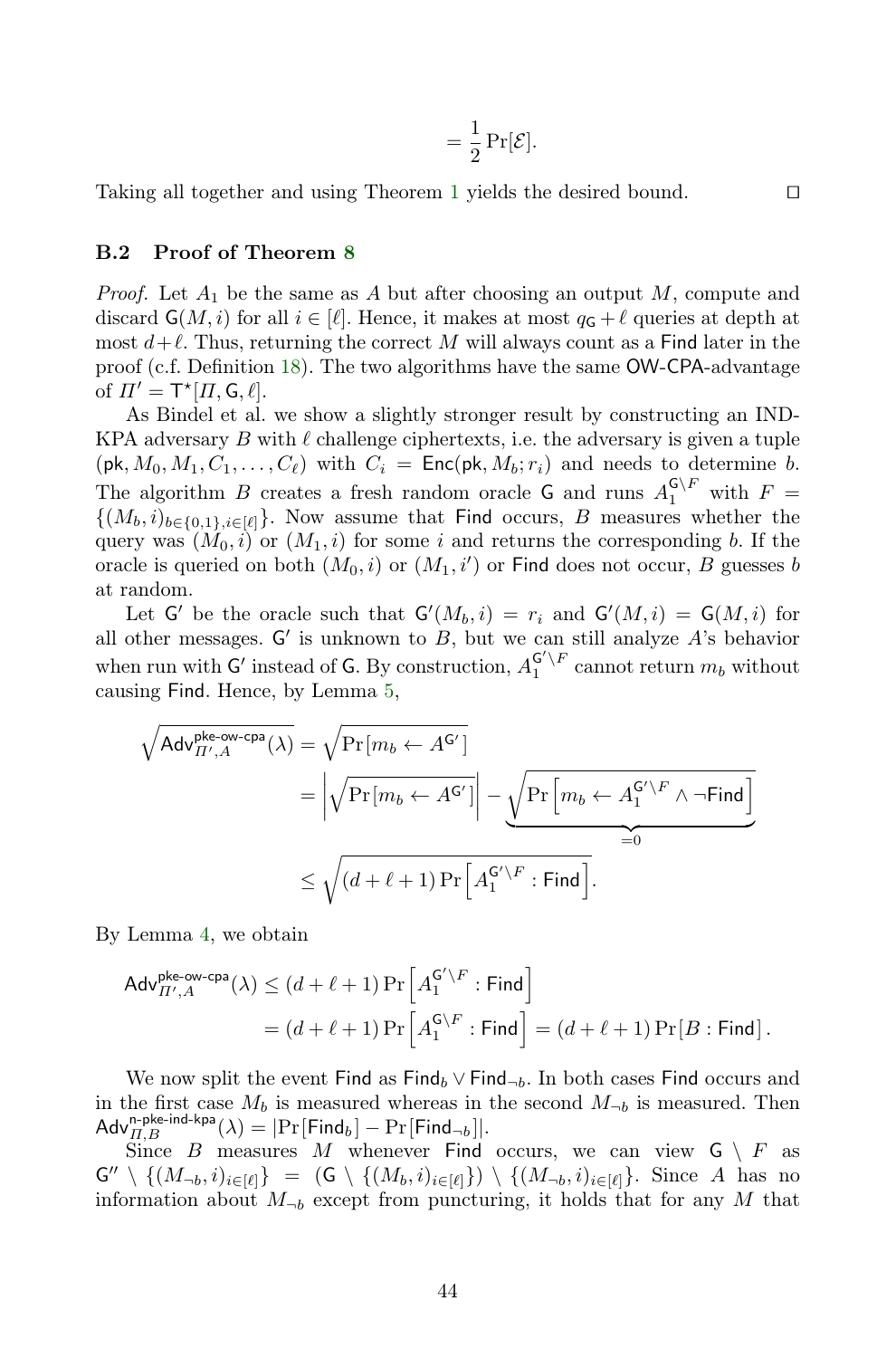$$= \frac{1}{2} \Pr[\mathcal{E}].$$

Taking all together and using Theorem 1 yields the desired bound. ☐

### B.2 Proof of Theorem 8

*Proof.* Let $A_1$ be the same as $A$ but after choosing an output $M$, compute and discard $\mathsf{G}(M, i)$ for all $i \in [\ell]$. Hence, it makes at most $q_\mathsf{G} + \ell$ queries at depth at most $d+\ell$. Thus, returning the correct $M$ will always count as a $\mathsf{Find}$ later in the proof (c.f. Definition 18). The two algorithms have the same $\mathsf{OW\text{-}CPA}$-advantage of $\Pi' = \mathsf{T}^\star[\Pi, \mathsf{G}, \ell]$.

As Bindel et al. we show a slightly stronger result by constructing an IND-KPA adversary $B$ with $\ell$ challenge ciphertexts, i.e. the adversary is given a tuple $(\mathsf{pk}, M_0, M_1, C_1, \ldots, C_\ell)$ with $C_i = \mathsf{Enc}(\mathsf{pk}, M_b; r_i)$ and needs to determine $b$. The algorithm $B$ creates a fresh random oracle $\mathsf{G}$ and runs $A_1^{\mathsf{G} \setminus F}$ with $F = \{(M_b, i)_{b \in \{0,1\}, i \in [\ell]}\}$. Now assume that $\mathsf{Find}$ occurs, $B$ measures whether the query was $(M_0, i)$ or $(M_1, i)$ for some $i$ and returns the corresponding $b$. If the oracle is queried on both $(M_0, i)$ or $(M_1, i')$ or $\mathsf{Find}$ does not occur, $B$ guesses $b$ at random.

Let $\mathsf{G}'$ be the oracle such that $\mathsf{G}'(M_b, i) = r_i$ and $\mathsf{G}'(M, i) = \mathsf{G}(M, i)$ for all other messages. $\mathsf{G}'$ is unknown to $B$, but we can still analyze $A$'s behavior when run with $\mathsf{G}'$ instead of $\mathsf{G}$. By construction, $A_1^{\mathsf{G}' \setminus F}$ cannot return $m_b$ without causing $\mathsf{Find}$. Hence, by Lemma 5,

$$\begin{aligned}
\sqrt{\mathsf{Adv}^{\mathsf{pke\text{-}ow\text{-}cpa}}_{\Pi', A}(\lambda)} &= \sqrt{\Pr[m_b \leftarrow A^{\mathsf{G}'}]} \\
&= \left| \sqrt{\Pr[m_b \leftarrow A^{\mathsf{G}'}]} \right| - \underbrace{\sqrt{\Pr\left[m_b \leftarrow A_1^{\mathsf{G}' \setminus F} \wedge \neg \mathsf{Find}\right]}}_{=0} \\
&\leq \sqrt{(d + \ell + 1) \Pr\left[A_1^{\mathsf{G}' \setminus F} : \mathsf{Find}\right]}.
\end{aligned}$$

By Lemma 4, we obtain

$$\begin{aligned}
\mathsf{Adv}^{\mathsf{pke\text{-}ow\text{-}cpa}}_{\Pi', A}(\lambda) &\leq (d + \ell + 1) \Pr\left[A_1^{\mathsf{G}' \setminus F} : \mathsf{Find}\right] \\
&= (d + \ell + 1) \Pr\left[A_1^{\mathsf{G} \setminus F} : \mathsf{Find}\right] = (d + \ell + 1) \Pr[B : \mathsf{Find}].
\end{aligned}$$

We now split the event $\mathsf{Find}$ as $\mathsf{Find}_b \vee \mathsf{Find}_{\neg b}$. In both cases $\mathsf{Find}$ occurs and in the first case $M_b$ is measured whereas in the second $M_{\neg b}$ is measured. Then $\mathsf{Adv}^{\mathsf{n\text{-}pke\text{-}ind\text{-}kpa}}_{\Pi, B}(\lambda) = |\Pr[\mathsf{Find}_b] - \Pr[\mathsf{Find}_{\neg b}]|$.

Since $B$ measures $M$ whenever $\mathsf{Find}$ occurs, we can view $\mathsf{G} \setminus F$ as $\mathsf{G}'' \setminus \{(M_{\neg b}, i)_{i \in [\ell]}\} = (\mathsf{G} \setminus \{(M_b, i)_{i \in [\ell]}\}) \setminus \{(M_{\neg b}, i)_{i \in [\ell]}\}$. Since $A$ has no information about $M_{\neg b}$ except from puncturing, it holds that for any $M$ that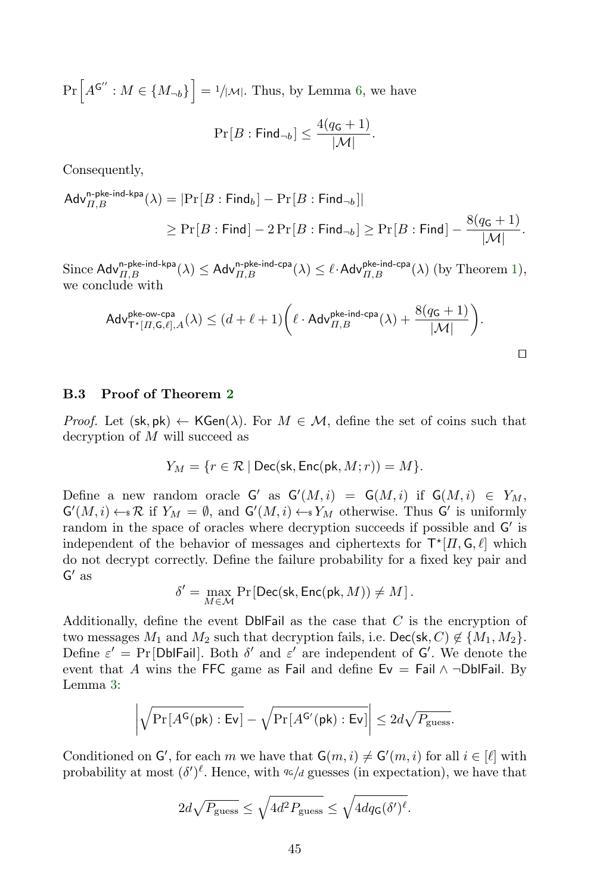$\Pr\left[A^{\mathsf{G}''} : M \in \{M_{\neg b}\}\right] = 1/|\mathcal{M}|$. Thus, by Lemma 6, we have

$$\Pr[B : \mathsf{Find}_{\neg b}] \leq \frac{4(q_{\mathsf{G}}+1)}{|\mathcal{M}|}.$$

Consequently,

$$\begin{aligned}\mathsf{Adv}^{\mathsf{n\text{-}pke\text{-}ind\text{-}kpa}}_{\Pi,B}(\lambda) &= |\Pr[B : \mathsf{Find}_b] - \Pr[B : \mathsf{Find}_{\neg b}]| \\ &\geq \Pr[B : \mathsf{Find}] - 2\Pr[B : \mathsf{Find}_{\neg b}] \geq \Pr[B : \mathsf{Find}] - \frac{8(q_{\mathsf{G}}+1)}{|\mathcal{M}|}.\end{aligned}$$

Since $\mathsf{Adv}^{\mathsf{n\text{-}pke\text{-}ind\text{-}kpa}}_{\Pi,B}(\lambda) \leq \mathsf{Adv}^{\mathsf{n\text{-}pke\text{-}ind\text{-}cpa}}_{\Pi,B}(\lambda) \leq \ell \cdot \mathsf{Adv}^{\mathsf{pke\text{-}ind\text{-}cpa}}_{\Pi,B}(\lambda)$ (by Theorem 1), we conclude with

$$\mathsf{Adv}^{\mathsf{pke\text{-}ow\text{-}cpa}}_{\mathsf{T}^\star[\Pi,\mathsf{G},\ell],A}(\lambda) \leq (d+\ell+1)\left(\ell \cdot \mathsf{Adv}^{\mathsf{pke\text{-}ind\text{-}cpa}}_{\Pi,B}(\lambda) + \frac{8(q_{\mathsf{G}}+1)}{|\mathcal{M}|}\right).$$

□

### B.3 Proof of Theorem 2

*Proof.* Let $(\mathsf{sk}, \mathsf{pk}) \leftarrow \mathsf{KGen}(\lambda)$. For $M \in \mathcal{M}$, define the set of coins such that decryption of $M$ will succeed as

$$Y_M = \{r \in \mathcal{R} \mid \mathsf{Dec}(\mathsf{sk}, \mathsf{Enc}(\mathsf{pk}, M; r)) = M\}.$$

Define a new random oracle $\mathsf{G}'$ as $\mathsf{G}'(M,i) = \mathsf{G}(M,i)$ if $\mathsf{G}(M,i) \in Y_M$, $\mathsf{G}'(M,i) \leftarrow\!\!\$\, \mathcal{R}$ if $Y_M = \emptyset$, and $\mathsf{G}'(M,i) \leftarrow\!\!\$\, Y_M$ otherwise. Thus $\mathsf{G}'$ is uniformly random in the space of oracles where decryption succeeds if possible and $\mathsf{G}'$ is independent of the behavior of messages and ciphertexts for $\mathsf{T}^\star[\Pi,\mathsf{G},\ell]$ which do not decrypt correctly. Define the failure probability for a fixed key pair and $\mathsf{G}'$ as

$$\delta' = \max_{M \in \mathcal{M}} \Pr[\mathsf{Dec}(\mathsf{sk}, \mathsf{Enc}(\mathsf{pk}, M)) \neq M].$$

Additionally, define the event $\mathsf{DblFail}$ as the case that $C$ is the encryption of two messages $M_1$ and $M_2$ such that decryption fails, i.e. $\mathsf{Dec}(\mathsf{sk}, C) \notin \{M_1, M_2\}$. Define $\varepsilon' = \Pr[\mathsf{DblFail}]$. Both $\delta'$ and $\varepsilon'$ are independent of $\mathsf{G}'$. We denote the event that $A$ wins the $\mathsf{FFC}$ game as $\mathsf{Fail}$ and define $\mathsf{Ev} = \mathsf{Fail} \wedge \neg\mathsf{DblFail}$. By Lemma 3:

$$\left|\sqrt{\Pr[A^{\mathsf{G}}(\mathsf{pk}) : \mathsf{Ev}]} - \sqrt{\Pr[A^{\mathsf{G}'}(\mathsf{pk}) : \mathsf{Ev}]}\right| \leq 2d\sqrt{P_{\text{guess}}}.$$

Conditioned on $\mathsf{G}'$, for each $m$ we have that $\mathsf{G}(m,i) \neq \mathsf{G}'(m,i)$ for all $i \in [\ell]$ with probability at most $(\delta')^\ell$. Hence, with $q_{\mathsf{G}}/d$ guesses (in expectation), we have that

$$2d\sqrt{P_{\text{guess}}} \leq \sqrt{4d^2 P_{\text{guess}}} \leq \sqrt{4dq_{\mathsf{G}}(\delta')^\ell}.$$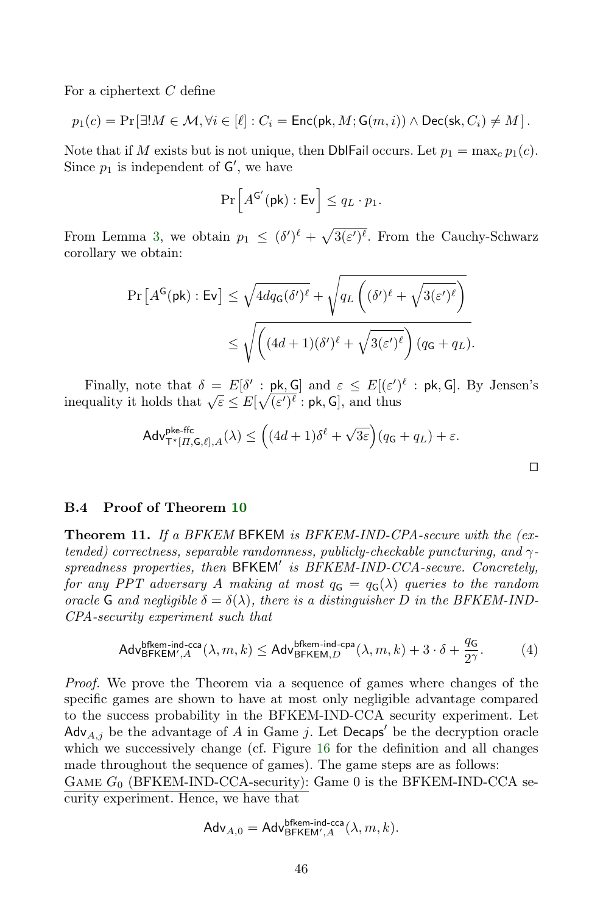For a ciphertext $C$ define

$$p_1(c) = \Pr[\exists! M \in \mathcal{M}, \forall i \in [\ell] : C_i = \mathsf{Enc}(\mathsf{pk}, M; \mathsf{G}(m,i)) \wedge \mathsf{Dec}(\mathsf{sk}, C_i) \neq M].$$

Note that if $M$ exists but is not unique, then $\mathsf{DblFail}$ occurs. Let $p_1 = \max_c p_1(c)$. Since $p_1$ is independent of $\mathsf{G}'$, we have

$$\Pr\left[A^{\mathsf{G}'}(\mathsf{pk}) : \mathsf{Ev}\right] \leq q_L \cdot p_1.$$

From Lemma 3, we obtain $p_1 \leq (\delta')^\ell + \sqrt{3(\varepsilon')^\ell}$. From the Cauchy-Schwarz corollary we obtain:

$$\Pr\left[A^{\mathsf{G}}(\mathsf{pk}) : \mathsf{Ev}\right] \leq \sqrt{4dq_{\mathsf{G}}(\delta')^\ell} + \sqrt{q_L\left((\delta')^\ell + \sqrt{3(\varepsilon')^\ell}\right)}$$

$$\leq \sqrt{\left((4d+1)(\delta')^\ell + \sqrt{3(\varepsilon')^\ell}\right)(q_{\mathsf{G}} + q_L)}.$$

Finally, note that $\delta = E[\delta' : \mathsf{pk}, \mathsf{G}]$ and $\varepsilon \leq E[(\varepsilon')^\ell : \mathsf{pk}, \mathsf{G}]$. By Jensen's inequality it holds that $\sqrt{\varepsilon} \leq E[\sqrt{(\varepsilon')^\ell} : \mathsf{pk}, \mathsf{G}]$, and thus

$$\mathsf{Adv}^{\mathsf{pke\text{-}ffc}}_{\mathsf{T}^\star[\Pi,\mathsf{G},\ell],A}(\lambda) \leq \left((4d+1)\delta^\ell + \sqrt{3\varepsilon}\right)(q_{\mathsf{G}} + q_L) + \varepsilon.$$

□

### B.4 Proof of Theorem 10

**Theorem 11.** *If a BFKEM* $\mathsf{BFKEM}$ *is BFKEM-IND-CPA-secure with the (extended) correctness, separable randomness, publicly-checkable puncturing, and $\gamma$-spreadness properties, then* $\mathsf{BFKEM}'$ *is BFKEM-IND-CCA-secure. Concretely, for any PPT adversary $A$ making at most $q_{\mathsf{G}} = q_{\mathsf{G}}(\lambda)$ queries to the random oracle* $\mathsf{G}$ *and negligible $\delta = \delta(\lambda)$, there is a distinguisher $D$ in the BFKEM-IND-CPA-security experiment such that*

$$\mathsf{Adv}^{\mathsf{bfkem\text{-}ind\text{-}cca}}_{\mathsf{BFKEM}',A}(\lambda, m, k) \leq \mathsf{Adv}^{\mathsf{bfkem\text{-}ind\text{-}cpa}}_{\mathsf{BFKEM},D}(\lambda, m, k) + 3 \cdot \delta + \frac{q_{\mathsf{G}}}{2^\gamma}. \tag{4}$$

*Proof.* We prove the Theorem via a sequence of games where changes of the specific games are shown to have at most only negligible advantage compared to the success probability in the BFKEM-IND-CCA security experiment. Let $\mathsf{Adv}_{A,j}$ be the advantage of $A$ in Game $j$. Let $\mathsf{Decaps}'$ be the decryption oracle which we successively change (cf. Figure 16 for the definition and all changes made throughout the sequence of games). The game steps are as follows:

<u>GAME $G_0$ (BFKEM-IND-CCA-security):</u> Game 0 is the BFKEM-IND-CCA security experiment. Hence, we have that

$$\mathsf{Adv}_{A,0} = \mathsf{Adv}^{\mathsf{bfkem\text{-}ind\text{-}cca}}_{\mathsf{BFKEM}',A}(\lambda, m, k).$$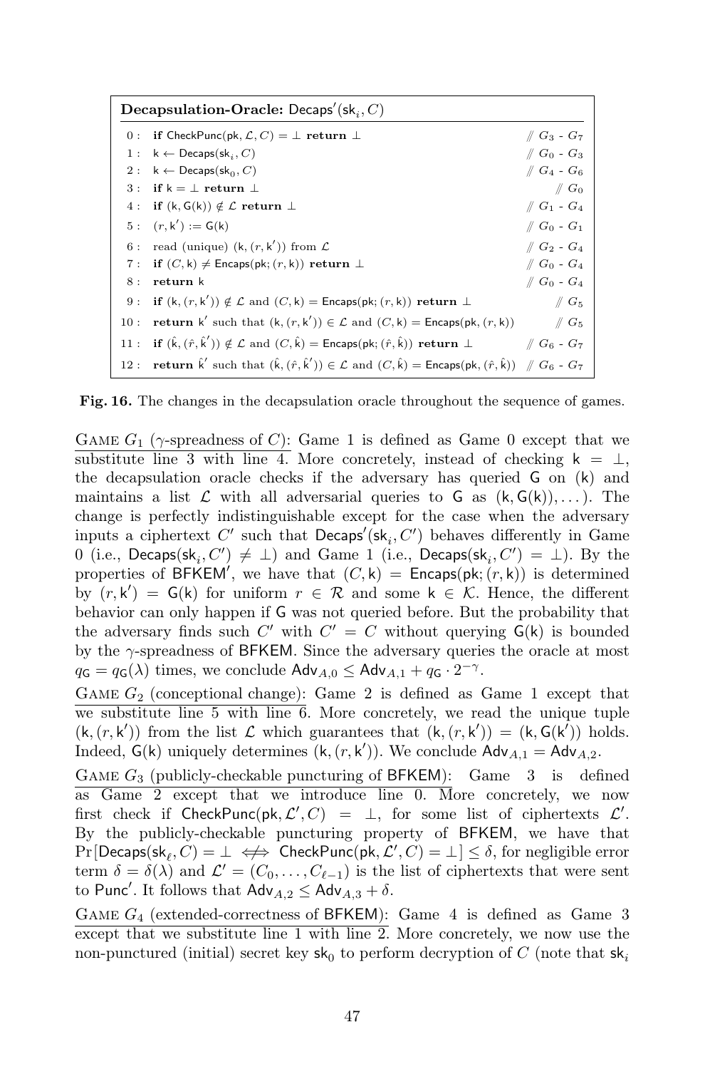**Decapsulation-Oracle:** $\mathsf{Decaps}'(\mathsf{sk}_i, C)$

| | | |
|---|---|---|
| 0 : | **if** $\mathsf{CheckPunc}(\mathsf{pk}, \mathcal{L}, C) = \bot$ **return** $\bot$ | // $G_3$ - $G_7$ |
| 1 : | $\mathsf{k} \leftarrow \mathsf{Decaps}(\mathsf{sk}_i, C)$ | // $G_0$ - $G_3$ |
| 2 : | $\mathsf{k} \leftarrow \mathsf{Decaps}(\mathsf{sk}_0, C)$ | // $G_4$ - $G_6$ |
| 3 : | **if** $\mathsf{k} = \bot$ **return** $\bot$ | // $G_0$ |
| 4 : | **if** $(\mathsf{k}, \mathsf{G}(\mathsf{k})) \notin \mathcal{L}$ **return** $\bot$ | // $G_1$ - $G_4$ |
| 5 : | $(r, \mathsf{k}') := \mathsf{G}(\mathsf{k})$ | // $G_0$ - $G_1$ |
| 6 : | read (unique) $(\mathsf{k}, (r, \mathsf{k}'))$ from $\mathcal{L}$ | // $G_2$ - $G_4$ |
| 7 : | **if** $(C, \mathsf{k}) \neq \mathsf{Encaps}(\mathsf{pk}; (r, \mathsf{k}))$ **return** $\bot$ | // $G_0$ - $G_4$ |
| 8 : | **return** $\mathsf{k}$ | // $G_0$ - $G_4$ |
| 9 : | **if** $(\mathsf{k}, (r, \mathsf{k}')) \notin \mathcal{L}$ and $(C, \mathsf{k}) = \mathsf{Encaps}(\mathsf{pk}; (r, \mathsf{k}))$ **return** $\bot$ | // $G_5$ |
| 10 : | **return** $\mathsf{k}'$ such that $(\mathsf{k}, (r, \mathsf{k}')) \in \mathcal{L}$ and $(C, \mathsf{k}) = \mathsf{Encaps}(\mathsf{pk}, (r, \mathsf{k}))$ | // $G_5$ |
| 11 : | **if** $(\hat{\mathsf{k}}, (\hat{r}, \hat{\mathsf{k}}')) \notin \mathcal{L}$ and $(C, \hat{\mathsf{k}}) = \mathsf{Encaps}(\mathsf{pk}; (\hat{r}, \hat{\mathsf{k}}))$ **return** $\bot$ | // $G_6$ - $G_7$ |
| 12 : | **return** $\hat{\mathsf{k}}'$ such that $(\hat{\mathsf{k}}, (\hat{r}, \hat{\mathsf{k}}')) \in \mathcal{L}$ and $(C, \hat{\mathsf{k}}) = \mathsf{Encaps}(\mathsf{pk}, (\hat{r}, \hat{\mathsf{k}}))$ | // $G_6$ - $G_7$ |

**Fig. 16.** The changes in the decapsulation oracle throughout the sequence of games.

Game $G_1$ ($\gamma$-spreadness of $C$): Game 1 is defined as Game 0 except that we substitute line 3 with line 4. More concretely, instead of checking $\mathsf{k} = \bot$, the decapsulation oracle checks if the adversary has queried $\mathsf{G}$ on $(\mathsf{k})$ and maintains a list $\mathcal{L}$ with all adversarial queries to $\mathsf{G}$ as $(\mathsf{k}, \mathsf{G}(\mathsf{k})), \dots)$. The change is perfectly indistinguishable except for the case when the adversary inputs a ciphertext $C'$ such that $\mathsf{Decaps}'(\mathsf{sk}_i, C')$ behaves differently in Game 0 (i.e., $\mathsf{Decaps}(\mathsf{sk}_i, C') \neq \bot$) and Game 1 (i.e., $\mathsf{Decaps}(\mathsf{sk}_i, C') = \bot$). By the properties of $\mathsf{BFKEM}'$, we have that $(C, \mathsf{k}) = \mathsf{Encaps}(\mathsf{pk}; (r, \mathsf{k}))$ is determined by $(r, \mathsf{k}') = \mathsf{G}(\mathsf{k})$ for uniform $r \in \mathcal{R}$ and some $\mathsf{k} \in \mathcal{K}$. Hence, the different behavior can only happen if $\mathsf{G}$ was not queried before. But the probability that the adversary finds such $C'$ with $C' = C$ without querying $\mathsf{G}(\mathsf{k})$ is bounded by the $\gamma$-spreadness of $\mathsf{BFKEM}$. Since the adversary queries the oracle at most $q_\mathsf{G} = q_\mathsf{G}(\lambda)$ times, we conclude $\mathsf{Adv}_{A,0} \leq \mathsf{Adv}_{A,1} + q_\mathsf{G} \cdot 2^{-\gamma}$.

Game $G_2$ (conceptional change): Game 2 is defined as Game 1 except that we substitute line 5 with line 6. More concretely, we read the unique tuple $(\mathsf{k}, (r, \mathsf{k}'))$ from the list $\mathcal{L}$ which guarantees that $(\mathsf{k}, (r, \mathsf{k}')) = (\mathsf{k}, \mathsf{G}(\mathsf{k}'))$ holds. Indeed, $\mathsf{G}(\mathsf{k})$ uniquely determines $(\mathsf{k}, (r, \mathsf{k}'))$. We conclude $\mathsf{Adv}_{A,1} = \mathsf{Adv}_{A,2}$.

Game $G_3$ (publicly-checkable puncturing of $\mathsf{BFKEM}$): Game 3 is defined as Game 2 except that we introduce line 0. More concretely, we now first check if $\mathsf{CheckPunc}(\mathsf{pk}, \mathcal{L}', C) = \bot$, for some list of ciphertexts $\mathcal{L}'$. By the publicly-checkable puncturing property of $\mathsf{BFKEM}$, we have that $\Pr[\mathsf{Decaps}(\mathsf{sk}_\ell, C) = \bot \iff\!\!\!\!\!\!/\;\; \mathsf{CheckPunc}(\mathsf{pk}, \mathcal{L}', C) = \bot] \leq \delta$, for negligible error term $\delta = \delta(\lambda)$ and $\mathcal{L}' = (C_0, \dots, C_{\ell-1})$ is the list of ciphertexts that were sent to $\mathsf{Punc}'$. It follows that $\mathsf{Adv}_{A,2} \leq \mathsf{Adv}_{A,3} + \delta$.

Game $G_4$ (extended-correctness of $\mathsf{BFKEM}$): Game 4 is defined as Game 3 except that we substitute line 1 with line 2. More concretely, we now use the non-punctured (initial) secret key $\mathsf{sk}_0$ to perform decryption of $C$ (note that $\mathsf{sk}_i$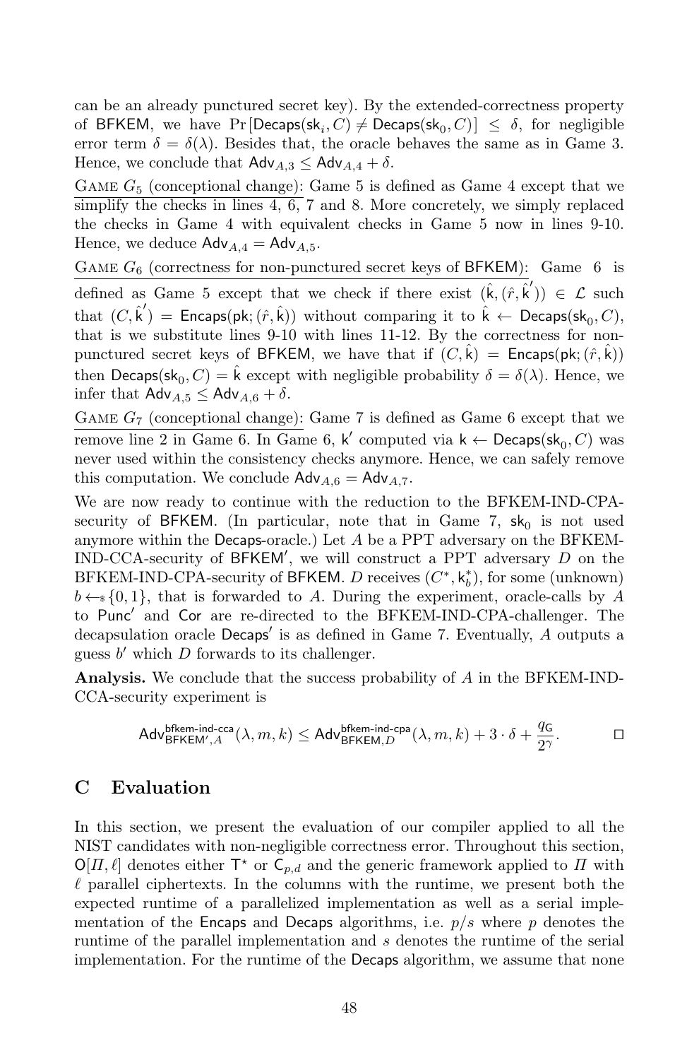can be an already punctured secret key). By the extended-correctness property of $\mathsf{BFKEM}$, we have $\Pr[\mathsf{Decaps}(\mathsf{sk}_i, C) \neq \mathsf{Decaps}(\mathsf{sk}_0, C)] \leq \delta$, for negligible error term $\delta = \delta(\lambda)$. Besides that, the oracle behaves the same as in Game 3. Hence, we conclude that $\mathsf{Adv}_{A,3} \leq \mathsf{Adv}_{A,4} + \delta$.

Game $G_5$ (conceptional change): Game 5 is defined as Game 4 except that we simplify the checks in lines 4, 6, 7 and 8. More concretely, we simply replaced the checks in Game 4 with equivalent checks in Game 5 now in lines 9-10. Hence, we deduce $\mathsf{Adv}_{A,4} = \mathsf{Adv}_{A,5}$.

Game $G_6$ (correctness for non-punctured secret keys of $\mathsf{BFKEM}$): Game 6 is defined as Game 5 except that we check if there exist $(\hat{\mathsf{k}}, (\hat{r}, \hat{\mathsf{k}}')) \in \mathcal{L}$ such that $(C, \hat{\mathsf{k}}') = \mathsf{Encaps}(\mathsf{pk}; (\hat{r}, \hat{\mathsf{k}}))$ without comparing it to $\hat{\mathsf{k}} \leftarrow \mathsf{Decaps}(\mathsf{sk}_0, C)$, that is we substitute lines 9-10 with lines 11-12. By the correctness for non-punctured secret keys of $\mathsf{BFKEM}$, we have that if $(C, \hat{\mathsf{k}}) = \mathsf{Encaps}(\mathsf{pk}; (\hat{r}, \hat{\mathsf{k}}))$ then $\mathsf{Decaps}(\mathsf{sk}_0, C) = \hat{\mathsf{k}}$ except with negligible probability $\delta = \delta(\lambda)$. Hence, we infer that $\mathsf{Adv}_{A,5} \leq \mathsf{Adv}_{A,6} + \delta$.

Game $G_7$ (conceptional change): Game 7 is defined as Game 6 except that we remove line 2 in Game 6. In Game 6, $\mathsf{k}'$ computed via $\mathsf{k} \leftarrow \mathsf{Decaps}(\mathsf{sk}_0, C)$ was never used within the consistency checks anymore. Hence, we can safely remove this computation. We conclude $\mathsf{Adv}_{A,6} = \mathsf{Adv}_{A,7}$.

We are now ready to continue with the reduction to the BFKEM-IND-CPA-security of $\mathsf{BFKEM}$. (In particular, note that in Game 7, $\mathsf{sk}_0$ is not used anymore within the $\mathsf{Decaps}$-oracle.) Let $A$ be a PPT adversary on the BFKEM-IND-CCA-security of $\mathsf{BFKEM}'$, we will construct a PPT adversary $D$ on the BFKEM-IND-CPA-security of $\mathsf{BFKEM}$. $D$ receives $(C^*, \mathsf{k}_b^*)$, for some (unknown) $b \leftarrow_{\$} \{0, 1\}$, that is forwarded to $A$. During the experiment, oracle-calls by $A$ to $\mathsf{Punc}'$ and $\mathsf{Cor}$ are re-directed to the BFKEM-IND-CPA-challenger. The decapsulation oracle $\mathsf{Decaps}'$ is as defined in Game 7. Eventually, $A$ outputs a guess $b'$ which $D$ forwards to its challenger.

**Analysis.** We conclude that the success probability of $A$ in the BFKEM-IND-CCA-security experiment is

$$\mathsf{Adv}^{\mathsf{bfkem\text{-}ind\text{-}cca}}_{\mathsf{BFKEM}',A}(\lambda, m, k) \leq \mathsf{Adv}^{\mathsf{bfkem\text{-}ind\text{-}cpa}}_{\mathsf{BFKEM},D}(\lambda, m, k) + 3 \cdot \delta + \frac{q_{\mathsf{G}}}{2^{\gamma}}. \qquad \square$$

# C Evaluation

In this section, we present the evaluation of our compiler applied to all the NIST candidates with non-negligible correctness error. Throughout this section, $\mathsf{O}[\Pi, \ell]$ denotes either $\mathsf{T}^\star$ or $\mathsf{C}_{p,d}$ and the generic framework applied to $\Pi$ with $\ell$ parallel ciphertexts. In the columns with the runtime, we present both the expected runtime of a parallelized implementation as well as a serial implementation of the $\mathsf{Encaps}$ and $\mathsf{Decaps}$ algorithms, i.e. $p/s$ where $p$ denotes the runtime of the parallel implementation and $s$ denotes the runtime of the serial implementation. For the runtime of the $\mathsf{Decaps}$ algorithm, we assume that none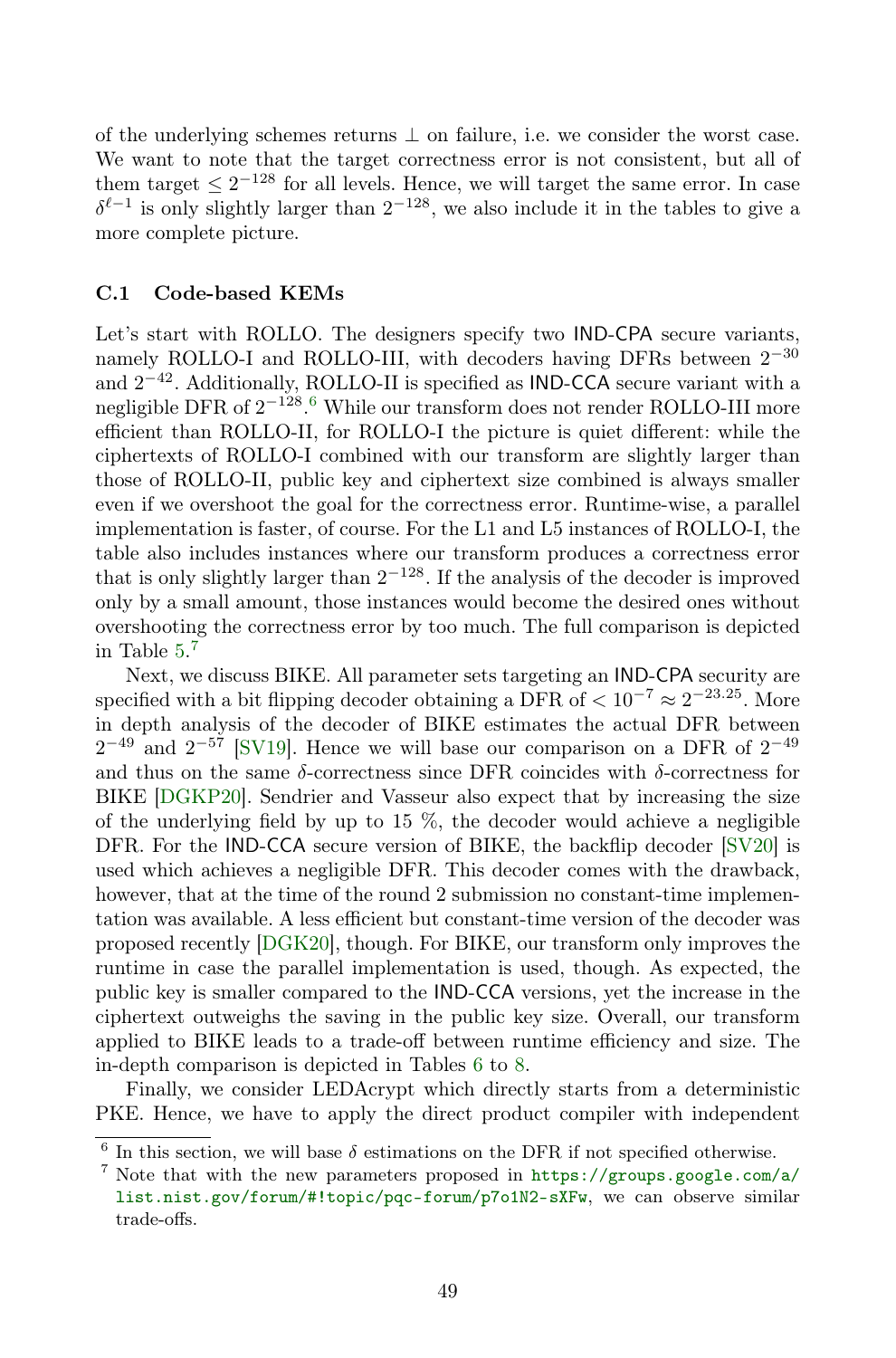of the underlying schemes returns $\perp$ on failure, i.e. we consider the worst case. We want to note that the target correctness error is not consistent, but all of them target $\leq 2^{-128}$ for all levels. Hence, we will target the same error. In case $\delta^{\ell-1}$ is only slightly larger than $2^{-128}$, we also include it in the tables to give a more complete picture.

### C.1 Code-based KEMs

Let's start with ROLLO. The designers specify two IND-CPA secure variants, namely ROLLO-I and ROLLO-III, with decoders having DFRs between $2^{-30}$ and $2^{-42}$. Additionally, ROLLO-II is specified as IND-CCA secure variant with a negligible DFR of $2^{-128}$.[6] While our transform does not render ROLLO-III more efficient than ROLLO-II, for ROLLO-I the picture is quiet different: while the ciphertexts of ROLLO-I combined with our transform are slightly larger than those of ROLLO-II, public key and ciphertext size combined is always smaller even if we overshoot the goal for the correctness error. Runtime-wise, a parallel implementation is faster, of course. For the L1 and L5 instances of ROLLO-I, the table also includes instances where our transform produces a correctness error that is only slightly larger than $2^{-128}$. If the analysis of the decoder is improved only by a small amount, those instances would become the desired ones without overshooting the correctness error by too much. The full comparison is depicted in Table 5.[7]

Next, we discuss BIKE. All parameter sets targeting an IND-CPA security are specified with a bit flipping decoder obtaining a DFR of $< 10^{-7} \approx 2^{-23.25}$. More in depth analysis of the decoder of BIKE estimates the actual DFR between $2^{-49}$ and $2^{-57}$ [SV19]. Hence we will base our comparison on a DFR of $2^{-49}$ and thus on the same $\delta$-correctness since DFR coincides with $\delta$-correctness for BIKE [DGKP20]. Sendrier and Vasseur also expect that by increasing the size of the underlying field by up to 15 %, the decoder would achieve a negligible DFR. For the IND-CCA secure version of BIKE, the backflip decoder [SV20] is used which achieves a negligible DFR. This decoder comes with the drawback, however, that at the time of the round 2 submission no constant-time implementation was available. A less efficient but constant-time version of the decoder was proposed recently [DGK20], though. For BIKE, our transform only improves the runtime in case the parallel implementation is used, though. As expected, the public key is smaller compared to the IND-CCA versions, yet the increase in the ciphertext outweighs the saving in the public key size. Overall, our transform applied to BIKE leads to a trade-off between runtime efficiency and size. The in-depth comparison is depicted in Tables 6 to 8.

Finally, we consider LEDAcrypt which directly starts from a deterministic PKE. Hence, we have to apply the direct product compiler with independent

---

[6] In this section, we will base $\delta$ estimations on the DFR if not specified otherwise.

[7] Note that with the new parameters proposed in https://groups.google.com/a/list.nist.gov/forum/#!topic/pqc-forum/p7o1N2-sXFw, we can observe similar trade-offs.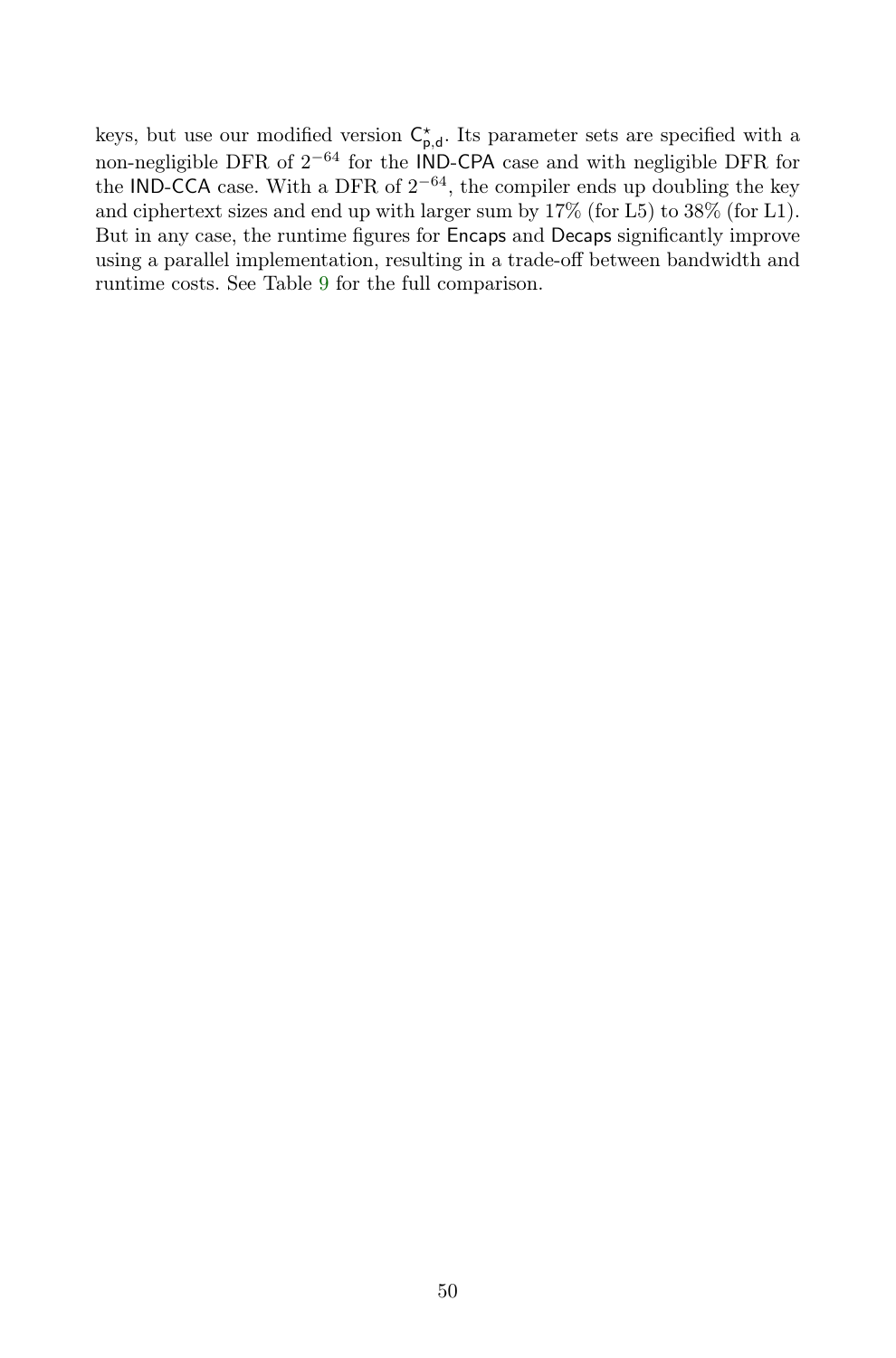keys, but use our modified version $\mathsf{C}^{\star}_{\mathsf{p},\mathsf{d}}$. Its parameter sets are specified with a non-negligible DFR of $2^{-64}$ for the IND-CPA case and with negligible DFR for the IND-CCA case. With a DFR of $2^{-64}$, the compiler ends up doubling the key and ciphertext sizes and end up with larger sum by 17% (for L5) to 38% (for L1). But in any case, the runtime figures for Encaps and Decaps significantly improve using a parallel implementation, resulting in a trade-off between bandwidth and runtime costs. See Table 9 for the full comparison.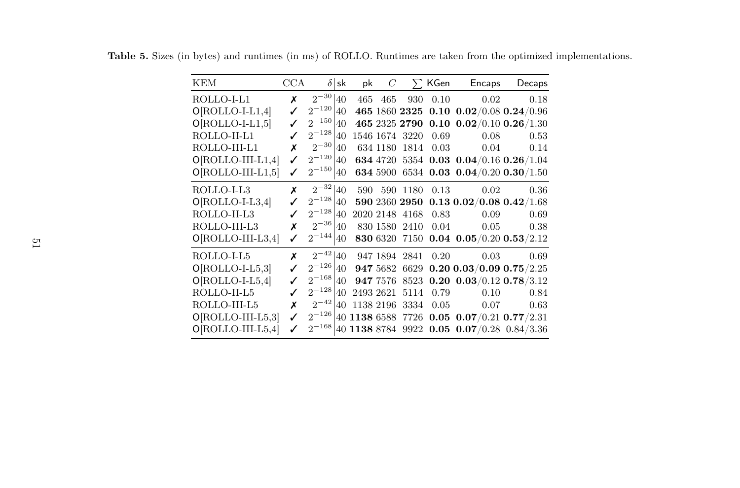**Table 5.** Sizes (in bytes) and runtimes (in ms) of ROLLO. Runtimes are taken from the optimized implementations.

| KEM | CCA | $\delta$ | sk | pk | $C$ | $\sum$ | KGen | Encaps | Decaps |
|---|---|---|---|---|---|---|---|---|---|
| ROLLO-I-L1 | ✗ | $2^{-30}$ | 40 | 465 | 465 | 930 | 0.10 | 0.02 | 0.18 |
| O[ROLLO-I-L1,4] | ✓ | $2^{-120}$ | 40 | **465** | 1860 | **2325** | **0.10** | **0.02**/0.08 | **0.24**/0.96 |
| O[ROLLO-I-L1,5] | ✓ | $2^{-150}$ | 40 | **465** | 2325 | **2790** | **0.10** | **0.02**/0.10 | **0.26**/1.30 |
| ROLLO-II-L1 | ✓ | $2^{-128}$ | 40 | 1546 | 1674 | 3220 | 0.69 | 0.08 | 0.53 |
| ROLLO-III-L1 | ✗ | $2^{-30}$ | 40 | 634 | 1180 | 1814 | 0.03 | 0.04 | 0.14 |
| O[ROLLO-III-L1,4] | ✓ | $2^{-120}$ | 40 | **634** | 4720 | 5354 | **0.03** | **0.04**/0.16 | **0.26**/1.04 |
| O[ROLLO-III-L1,5] | ✓ | $2^{-150}$ | 40 | **634** | 5900 | 6534 | **0.03** | **0.04**/0.20 | **0.30**/1.50 |
| ROLLO-I-L3 | ✗ | $2^{-32}$ | 40 | 590 | 590 | 1180 | 0.13 | 0.02 | 0.36 |
| O[ROLLO-I-L3,4] | ✓ | $2^{-128}$ | 40 | **590** | 2360 | **2950** | **0.13** | **0.02**/**0.08** | **0.42**/1.68 |
| ROLLO-II-L3 | ✓ | $2^{-128}$ | 40 | 2020 | 2148 | 4168 | 0.83 | 0.09 | 0.69 |
| ROLLO-III-L3 | ✗ | $2^{-36}$ | 40 | 830 | 1580 | 2410 | 0.04 | 0.05 | 0.38 |
| O[ROLLO-III-L3,4] | ✓ | $2^{-144}$ | 40 | **830** | 6320 | 7150 | **0.04** | **0.05**/0.20 | **0.53**/2.12 |
| ROLLO-I-L5 | ✗ | $2^{-42}$ | 40 | 947 | 1894 | 2841 | 0.20 | 0.03 | 0.69 |
| O[ROLLO-I-L5,3] | ✓ | $2^{-126}$ | 40 | **947** | 5682 | 6629 | **0.20** | **0.03**/**0.09** | **0.75**/2.25 |
| O[ROLLO-I-L5,4] | ✓ | $2^{-168}$ | 40 | **947** | 7576 | 8523 | **0.20** | **0.03**/0.12 | **0.78**/3.12 |
| ROLLO-II-L5 | ✓ | $2^{-128}$ | 40 | 2493 | 2621 | 5114 | 0.79 | 0.10 | 0.84 |
| ROLLO-III-L5 | ✗ | $2^{-42}$ | 40 | 1138 | 2196 | 3334 | 0.05 | 0.07 | 0.63 |
| O[ROLLO-III-L5,3] | ✓ | $2^{-126}$ | 40 | **1138** | 6588 | 7726 | **0.05** | **0.07**/0.21 | **0.77**/2.31 |
| O[ROLLO-III-L5,4] | ✓ | $2^{-168}$ | 40 | **1138** | 8784 | 9922 | **0.05** | **0.07**/0.28 | 0.84/3.36 |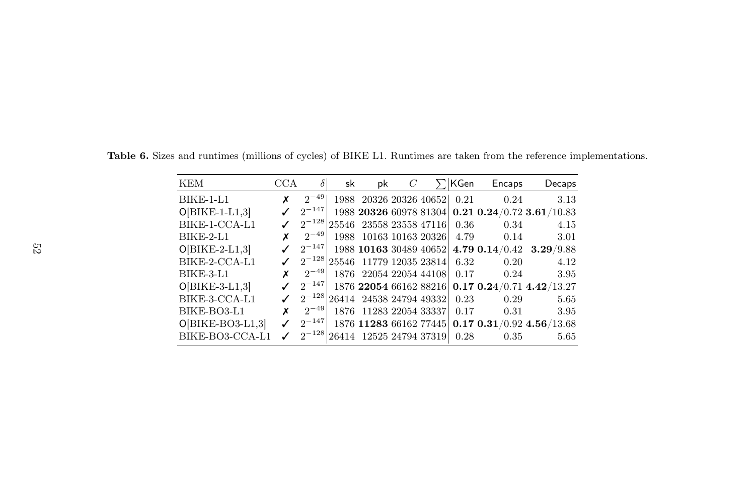**Table 6.** Sizes and runtimes (millions of cycles) of BIKE L1. Runtimes are taken from the reference implementations.

| KEM | CCA | $\delta$ | sk | pk | $C$ | $\sum$ | KGen | Encaps | Decaps |
|---|---|---|---|---|---|---|---|---|---|
| BIKE-1-L1 | ✗ | $2^{-49}$ | 1988 | 20326 | 20326 | 40652 | 0.21 | 0.24 | 3.13 |
| O[BIKE-1-L1,3] | ✓ | $2^{-147}$ | 1988 | **20326** | 60978 | 81304 | **0.21** | **0.24**/0.72 | **3.61**/10.83 |
| BIKE-1-CCA-L1 | ✓ | $2^{-128}$ | 25546 | 23558 | 23558 | 47116 | 0.36 | 0.34 | 4.15 |
| BIKE-2-L1 | ✗ | $2^{-49}$ | 1988 | 10163 | 10163 | 20326 | 4.79 | 0.14 | 3.01 |
| O[BIKE-2-L1,3] | ✓ | $2^{-147}$ | 1988 | **10163** | 30489 | 40652 | **4.79** | **0.14**/0.42 | **3.29**/9.88 |
| BIKE-2-CCA-L1 | ✓ | $2^{-128}$ | 25546 | 11779 | 12035 | 23814 | 6.32 | 0.20 | 4.12 |
| BIKE-3-L1 | ✗ | $2^{-49}$ | 1876 | 22054 | 22054 | 44108 | 0.17 | 0.24 | 3.95 |
| O[BIKE-3-L1,3] | ✓ | $2^{-147}$ | 1876 | **22054** | 66162 | 88216 | **0.17** | **0.24**/0.71 | **4.42**/13.27 |
| BIKE-3-CCA-L1 | ✓ | $2^{-128}$ | 26414 | 24538 | 24794 | 49332 | 0.23 | 0.29 | 5.65 |
| BIKE-BO3-L1 | ✗ | $2^{-49}$ | 1876 | 11283 | 22054 | 33337 | 0.17 | 0.31 | 3.95 |
| O[BIKE-BO3-L1,3] | ✓ | $2^{-147}$ | 1876 | **11283** | 66162 | 77445 | **0.17** | **0.31**/0.92 | **4.56**/13.68 |
| BIKE-BO3-CCA-L1 | ✓ | $2^{-128}$ | 26414 | 12525 | 24794 | 37319 | 0.28 | 0.35 | 5.65 |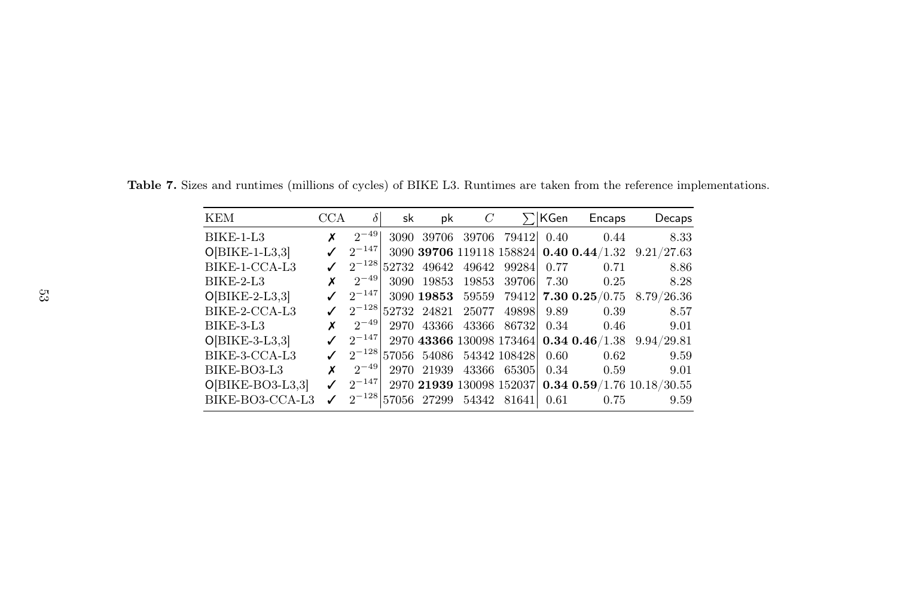**Table 7.** Sizes and runtimes (millions of cycles) of BIKE L3. Runtimes are taken from the reference implementations.

| KEM | CCA | $\delta$ | sk | pk | $C$ | $\sum$ | KGen | Encaps | Decaps |
|---|---|---|---|---|---|---|---|---|---|
| BIKE-1-L3 | ✗ | $2^{-49}$ | 3090 | 39706 | 39706 | 79412 | 0.40 | 0.44 | 8.33 |
| O[BIKE-1-L3,3] | ✓ | $2^{-147}$ | 3090 | **39706** | 119118 | 158824 | **0.40** | **0.44**/1.32 | 9.21/27.63 |
| BIKE-1-CCA-L3 | ✓ | $2^{-128}$ | 52732 | 49642 | 49642 | 99284 | 0.77 | 0.71 | 8.86 |
| BIKE-2-L3 | ✗ | $2^{-49}$ | 3090 | 19853 | 19853 | 39706 | 7.30 | 0.25 | 8.28 |
| O[BIKE-2-L3,3] | ✓ | $2^{-147}$ | 3090 | **19853** | 59559 | 79412 | **7.30** | **0.25**/0.75 | 8.79/26.36 |
| BIKE-2-CCA-L3 | ✓ | $2^{-128}$ | 52732 | 24821 | 25077 | 49898 | 9.89 | 0.39 | 8.57 |
| BIKE-3-L3 | ✗ | $2^{-49}$ | 2970 | 43366 | 43366 | 86732 | 0.34 | 0.46 | 9.01 |
| O[BIKE-3-L3,3] | ✓ | $2^{-147}$ | 2970 | **43366** | 130098 | 173464 | **0.34** | **0.46**/1.38 | 9.94/29.81 |
| BIKE-3-CCA-L3 | ✓ | $2^{-128}$ | 57056 | 54086 | 54342 | 108428 | 0.60 | 0.62 | 9.59 |
| BIKE-BO3-L3 | ✗ | $2^{-49}$ | 2970 | 21939 | 43366 | 65305 | 0.34 | 0.59 | 9.01 |
| O[BIKE-BO3-L3,3] | ✓ | $2^{-147}$ | 2970 | **21939** | 130098 | 152037 | **0.34** | **0.59**/1.76 | 10.18/30.55 |
| BIKE-BO3-CCA-L3 | ✓ | $2^{-128}$ | 57056 | 27299 | 54342 | 81641 | 0.61 | 0.75 | 9.59 |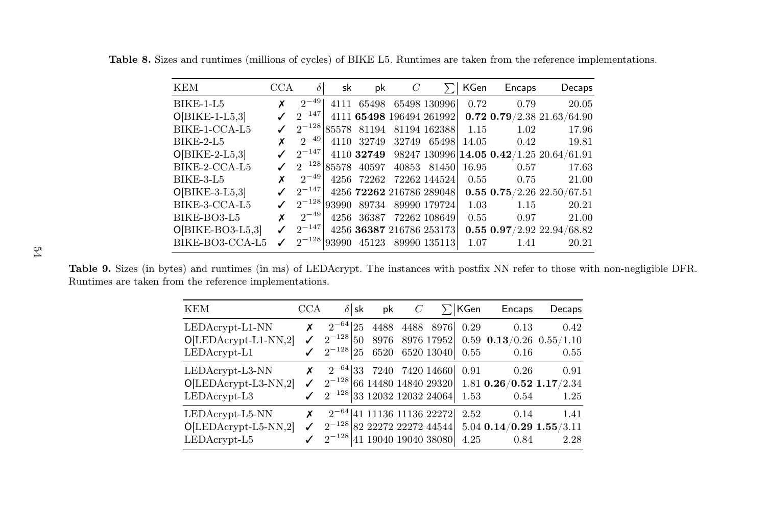**Table 8.** Sizes and runtimes (millions of cycles) of BIKE L5. Runtimes are taken from the reference implementations.

| KEM | CCA | $\delta$ | sk | pk | $C$ | $\sum$ | KGen | Encaps | Decaps |
|---|---|---|---|---|---|---|---|---|---|
| BIKE-1-L5 | ✗ | $2^{-49}$ | 4111 | 65498 | 65498 | 130996 | 0.72 | 0.79 | 20.05 |
| O[BIKE-1-L5,3] | ✓ | $2^{-147}$ | 4111 | **65498** | 196494 | 261992 | **0.72** | **0.79**/2.38 | 21.63/64.90 |
| BIKE-1-CCA-L5 | ✓ | $2^{-128}$ | 85578 | 81194 | 81194 | 162388 | 1.15 | 1.02 | 17.96 |
| BIKE-2-L5 | ✗ | $2^{-49}$ | 4110 | 32749 | 32749 | 65498 | 14.05 | 0.42 | 19.81 |
| O[BIKE-2-L5,3] | ✓ | $2^{-147}$ | 4110 | **32749** | 98247 | 130996 | **14.05** | **0.42**/1.25 | 20.64/61.91 |
| BIKE-2-CCA-L5 | ✓ | $2^{-128}$ | 85578 | 40597 | 40853 | 81450 | 16.95 | 0.57 | 17.63 |
| BIKE-3-L5 | ✗ | $2^{-49}$ | 4256 | 72262 | 72262 | 144524 | 0.55 | 0.75 | 21.00 |
| O[BIKE-3-L5,3] | ✓ | $2^{-147}$ | 4256 | **72262** | 216786 | 289048 | **0.55** | **0.75**/2.26 | 22.50/67.51 |
| BIKE-3-CCA-L5 | ✓ | $2^{-128}$ | 93990 | 89734 | 89990 | 179724 | 1.03 | 1.15 | 20.21 |
| BIKE-BO3-L5 | ✗ | $2^{-49}$ | 4256 | 36387 | 72262 | 108649 | 0.55 | 0.97 | 21.00 |
| O[BIKE-BO3-L5,3] | ✓ | $2^{-147}$ | 4256 | **36387** | 216786 | 253173 | **0.55** | **0.97**/2.92 | 22.94/68.82 |
| BIKE-BO3-CCA-L5 | ✓ | $2^{-128}$ | 93990 | 45123 | 89990 | 135113 | 1.07 | 1.41 | 20.21 |

**Table 9.** Sizes (in bytes) and runtimes (in ms) of LEDAcrypt. The instances with postfix NN refer to those with non-negligible DFR. Runtimes are taken from the reference implementations.

| KEM | CCA | $\delta$ | sk | pk | $C$ | $\sum$ | KGen | Encaps | Decaps |
|---|---|---|---|---|---|---|---|---|---|
| LEDAcrypt-L1-NN | ✗ | $2^{-64}$ | 25 | 4488 | 4488 | 8976 | 0.29 | 0.13 | 0.42 |
| O[LEDAcrypt-L1-NN,2] | ✓ | $2^{-128}$ | 50 | 8976 | 8976 | 17952 | 0.59 | **0.13**/0.26 | 0.55/1.10 |
| LEDAcrypt-L1 | ✓ | $2^{-128}$ | 25 | 6520 | 6520 | 13040 | 0.55 | 0.16 | 0.55 |
| LEDAcrypt-L3-NN | ✗ | $2^{-64}$ | 33 | 7240 | 7420 | 14660 | 0.91 | 0.26 | 0.91 |
| O[LEDAcrypt-L3-NN,2] | ✓ | $2^{-128}$ | 66 | 14480 | 14840 | 29320 | 1.81 | **0.26**/**0.52** | **1.17**/2.34 |
| LEDAcrypt-L3 | ✓ | $2^{-128}$ | 33 | 12032 | 12032 | 24064 | 1.53 | 0.54 | 1.25 |
| LEDAcrypt-L5-NN | ✗ | $2^{-64}$ | 41 | 11136 | 11136 | 22272 | 2.52 | 0.14 | 1.41 |
| O[LEDAcrypt-L5-NN,2] | ✓ | $2^{-128}$ | 82 | 22272 | 22272 | 44544 | 5.04 | **0.14**/**0.29** | **1.55**/3.11 |
| LEDAcrypt-L5 | ✓ | $2^{-128}$ | 41 | 19040 | 19040 | 38080 | 4.25 | 0.84 | 2.28 |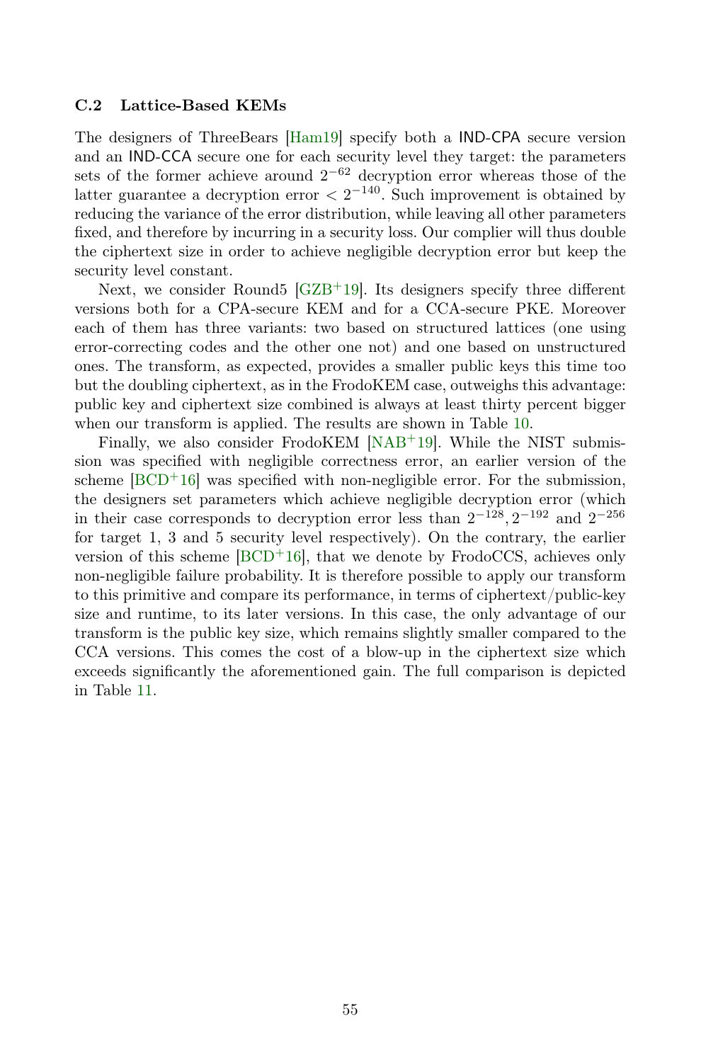### C.2 Lattice-Based KEMs

The designers of ThreeBears [Ham19] specify both a IND-CPA secure version and an IND-CCA secure one for each security level they target: the parameters sets of the former achieve around $2^{-62}$ decryption error whereas those of the latter guarantee a decryption error $< 2^{-140}$. Such improvement is obtained by reducing the variance of the error distribution, while leaving all other parameters fixed, and therefore by incurring in a security loss. Our complier will thus double the ciphertext size in order to achieve negligible decryption error but keep the security level constant.

Next, we consider Round5 [GZB+19]. Its designers specify three different versions both for a CPA-secure KEM and for a CCA-secure PKE. Moreover each of them has three variants: two based on structured lattices (one using error-correcting codes and the other one not) and one based on unstructured ones. The transform, as expected, provides a smaller public keys this time too but the doubling ciphertext, as in the FrodoKEM case, outweighs this advantage: public key and ciphertext size combined is always at least thirty percent bigger when our transform is applied. The results are shown in Table 10.

Finally, we also consider FrodoKEM [NAB+19]. While the NIST submission was specified with negligible correctness error, an earlier version of the scheme [BCD+16] was specified with non-negligible error. For the submission, the designers set parameters which achieve negligible decryption error (which in their case corresponds to decryption error less than $2^{-128}, 2^{-192}$ and $2^{-256}$ for target 1, 3 and 5 security level respectively). On the contrary, the earlier version of this scheme [BCD+16], that we denote by FrodoCCS, achieves only non-negligible failure probability. It is therefore possible to apply our transform to this primitive and compare its performance, in terms of ciphertext/public-key size and runtime, to its later versions. In this case, the only advantage of our transform is the public key size, which remains slightly smaller compared to the CCA versions. This comes the cost of a blow-up in the ciphertext size which exceeds significantly the aforementioned gain. The full comparison is depicted in Table 11.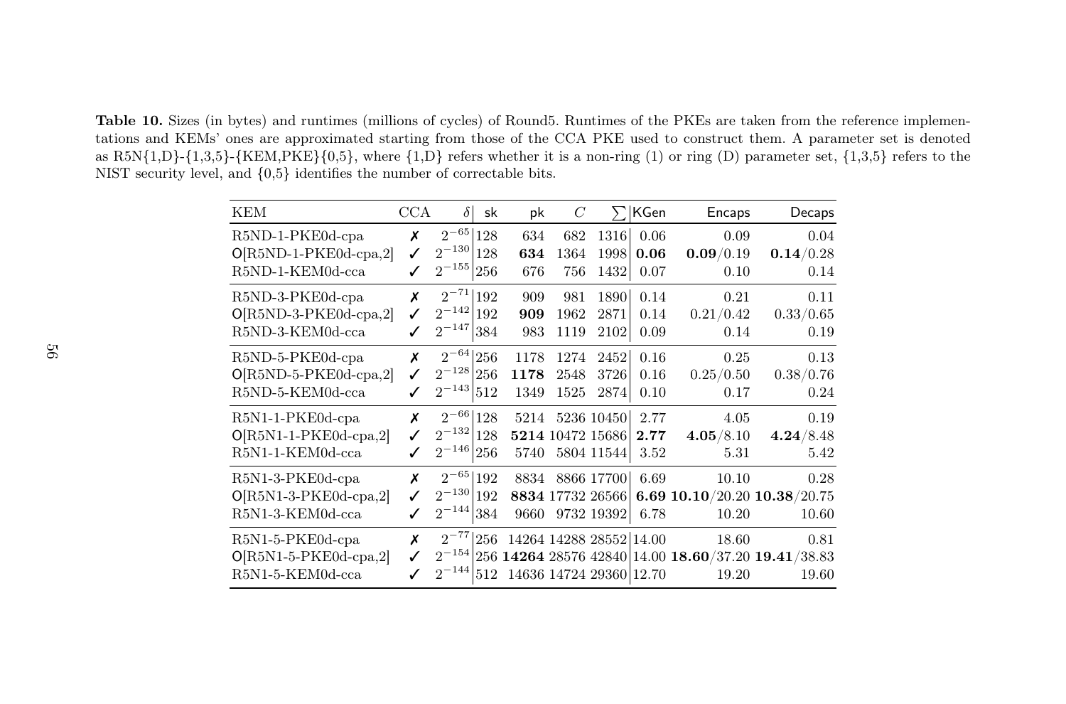**Table 10.** Sizes (in bytes) and runtimes (millions of cycles) of Round5. Runtimes of the PKEs are taken from the reference implementations and KEMs' ones are approximated starting from those of the CCA PKE used to construct them. A parameter set is denoted as R5N{1,D}-{1,3,5}-{KEM,PKE}{0,5}, where {1,D} refers whether it is a non-ring (1) or ring (D) parameter set, {1,3,5} refers to the NIST security level, and {0,5} identifies the number of correctable bits.

| KEM | CCA | $\delta$ | sk | pk | $C$ | $\sum$ | KGen | Encaps | Decaps |
|---|---|---|---|---|---|---|---|---|---|
| R5ND-1-PKE0d-cpa | ✗ | $2^{-65}$ | 128 | 634 | 682 | 1316 | 0.06 | 0.09 | 0.04 |
| O[R5ND-1-PKE0d-cpa,2] | ✓ | $2^{-130}$ | 128 | **634** | 1364 | 1998 | **0.06** | **0.09**/0.19 | **0.14**/0.28 |
| R5ND-1-KEM0d-cca | ✓ | $2^{-155}$ | 256 | 676 | 756 | 1432 | 0.07 | 0.10 | 0.14 |
| R5ND-3-PKE0d-cpa | ✗ | $2^{-71}$ | 192 | 909 | 981 | 1890 | 0.14 | 0.21 | 0.11 |
| O[R5ND-3-PKE0d-cpa,2] | ✓ | $2^{-142}$ | 192 | **909** | 1962 | 2871 | 0.14 | 0.21/0.42 | 0.33/0.65 |
| R5ND-3-KEM0d-cca | ✓ | $2^{-147}$ | 384 | 983 | 1119 | 2102 | 0.09 | 0.14 | 0.19 |
| R5ND-5-PKE0d-cpa | ✗ | $2^{-64}$ | 256 | 1178 | 1274 | 2452 | 0.16 | 0.25 | 0.13 |
| O[R5ND-5-PKE0d-cpa,2] | ✓ | $2^{-128}$ | 256 | **1178** | 2548 | 3726 | 0.16 | 0.25/0.50 | 0.38/0.76 |
| R5ND-5-KEM0d-cca | ✓ | $2^{-143}$ | 512 | 1349 | 1525 | 2874 | 0.10 | 0.17 | 0.24 |
| R5N1-1-PKE0d-cpa | ✗ | $2^{-66}$ | 128 | 5214 | 5236 | 10450 | 2.77 | 4.05 | 0.19 |
| O[R5N1-1-PKE0d-cpa,2] | ✓ | $2^{-132}$ | 128 | **5214** | 10472 | 15686 | **2.77** | **4.05**/8.10 | **4.24**/8.48 |
| R5N1-1-KEM0d-cca | ✓ | $2^{-146}$ | 256 | 5740 | 5804 | 11544 | 3.52 | 5.31 | 5.42 |
| R5N1-3-PKE0d-cpa | ✗ | $2^{-65}$ | 192 | 8834 | 8866 | 17700 | 6.69 | 10.10 | 0.28 |
| O[R5N1-3-PKE0d-cpa,2] | ✓ | $2^{-130}$ | 192 | **8834** | 17732 | 26566 | **6.69** | **10.10**/20.20 | **10.38**/20.75 |
| R5N1-3-KEM0d-cca | ✓ | $2^{-144}$ | 384 | 9660 | 9732 | 19392 | 6.78 | 10.20 | 10.60 |
| R5N1-5-PKE0d-cpa | ✗ | $2^{-77}$ | 256 | 14264 | 14288 | 28552 | 14.00 | 18.60 | 0.81 |
| O[R5N1-5-PKE0d-cpa,2] | ✓ | $2^{-154}$ | 256 | **14264** | 28576 | 42840 | 14.00 | **18.60**/37.20 | **19.41**/38.83 |
| R5N1-5-KEM0d-cca | ✓ | $2^{-144}$ | 512 | 14636 | 14724 | 29360 | 12.70 | 19.20 | 19.60 |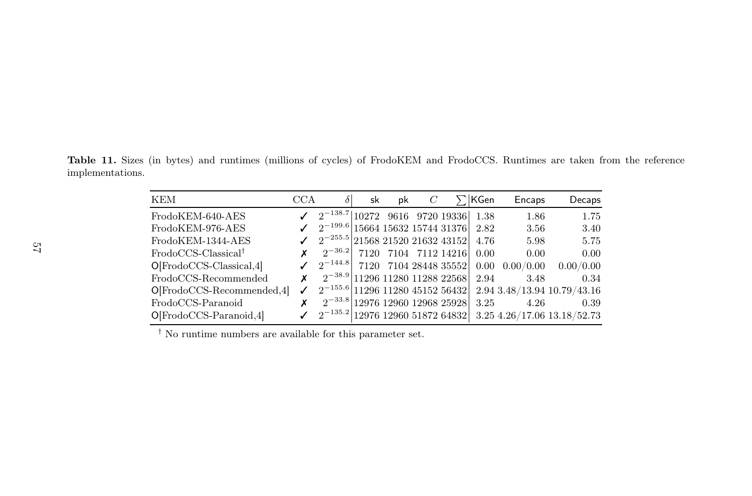**Table 11.** Sizes (in bytes) and runtimes (millions of cycles) of FrodoKEM and FrodoCCS. Runtimes are taken from the reference implementations.

| KEM | CCA | $\delta$ | sk | pk | $C$ | $\sum$ | KGen | Encaps | Decaps |
|---|---|---|---|---|---|---|---|---|---|
| FrodoKEM-640-AES | ✓ | $2^{-138.7}$ | 10272 | 9616 | 9720 | 19336 | 1.38 | 1.86 | 1.75 |
| FrodoKEM-976-AES | ✓ | $2^{-199.6}$ | 15664 | 15632 | 15744 | 31376 | 2.82 | 3.56 | 3.40 |
| FrodoKEM-1344-AES | ✓ | $2^{-255.5}$ | 21568 | 21520 | 21632 | 43152 | 4.76 | 5.98 | 5.75 |
| FrodoCCS-Classical[†] | ✗ | $2^{-36.2}$ | 7120 | 7104 | 7112 | 14216 | 0.00 | 0.00 | 0.00 |
| O[FrodoCCS-Classical,4] | ✓ | $2^{-144.8}$ | 7120 | 7104 | 28448 | 35552 | 0.00 | 0.00/0.00 | 0.00/0.00 |
| FrodoCCS-Recommended | ✗ | $2^{-38.9}$ | 11296 | 11280 | 11288 | 22568 | 2.94 | 3.48 | 0.34 |
| O[FrodoCCS-Recommended,4] | ✓ | $2^{-155.6}$ | 11296 | 11280 | 45152 | 56432 | 2.94 | 3.48/13.94 | 10.79/43.16 |
| FrodoCCS-Paranoid | ✗ | $2^{-33.8}$ | 12976 | 12960 | 12968 | 25928 | 3.25 | 4.26 | 0.39 |
| O[FrodoCCS-Paranoid,4] | ✓ | $2^{-135.2}$ | 12976 | 12960 | 51872 | 64832 | 3.25 | 4.26/17.06 | 13.18/52.73 |

[†] No runtime numbers are available for this parameter set.